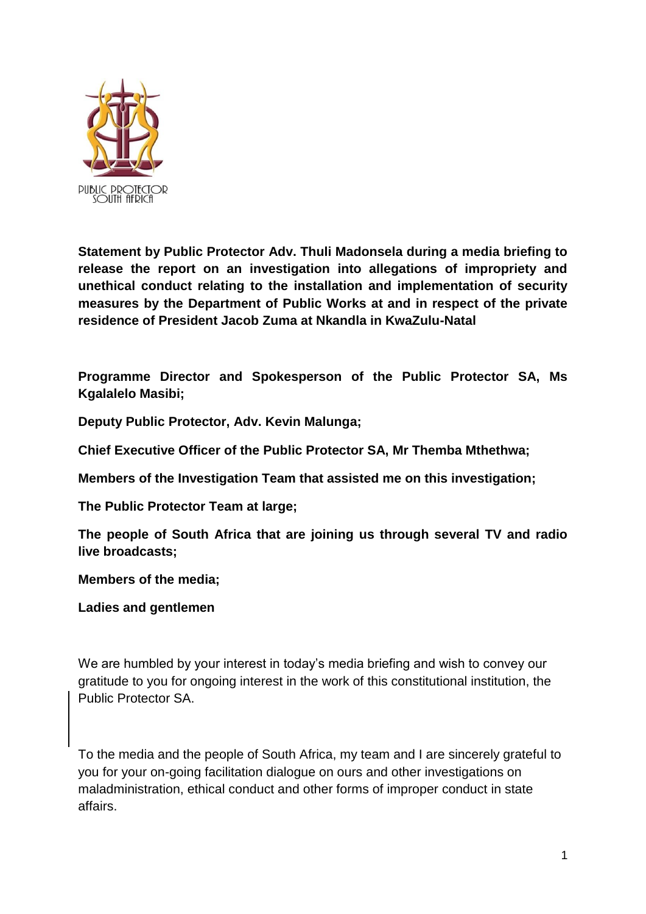PUBLIC PROTECTOR SOUTH AFRICA

**Statement by Public Protector Adv. Thuli Madonsela during a media briefing to release the report on an investigation into allegations of impropriety and unethical conduct relating to the installation and implementation of security measures by the Department of Public Works at and in respect of the private residence of President Jacob Zuma at Nkandla in KwaZulu-Natal**

**Programme Director and Spokesperson of the Public Protector SA, Ms Kgalalelo Masibi;**

**Deputy Public Protector, Adv. Kevin Malunga;**

**Chief Executive Officer of the Public Protector SA, Mr Themba Mthethwa;**

**Members of the Investigation Team that assisted me on this investigation;**

**The Public Protector Team at large;**

**The people of South Africa that are joining us through several TV and radio live broadcasts;**

**Members of the media;**

**Ladies and gentlemen**

We are humbled by your interest in today's media briefing and wish to convey our gratitude to you for ongoing interest in the work of this constitutional institution, the Public Protector SA.

To the media and the people of South Africa, my team and I are sincerely grateful to you for your on-going facilitation dialogue on ours and other investigations on maladministration, ethical conduct and other forms of improper conduct in state affairs.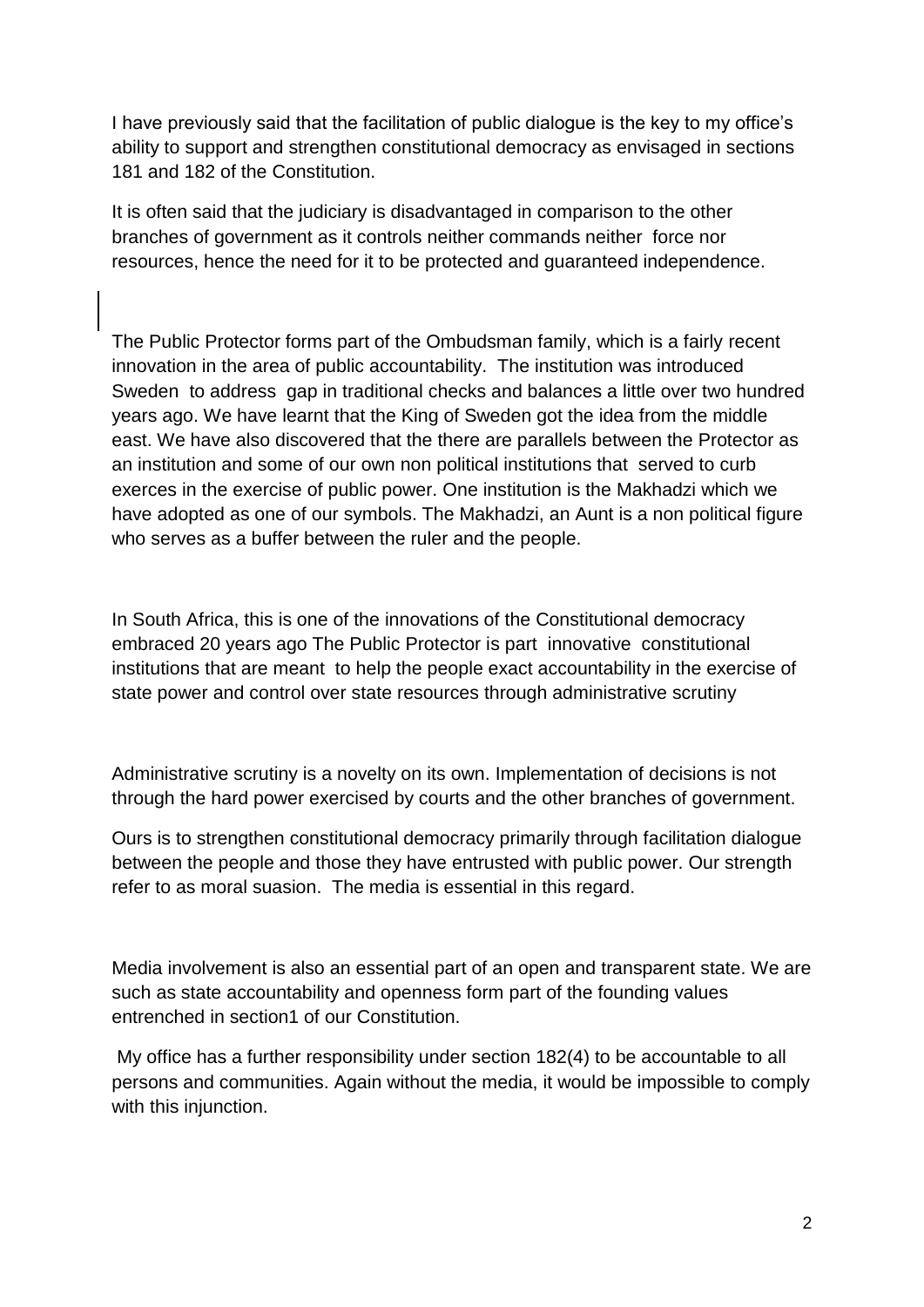I have previously said that the facilitation of public dialogue is the key to my office's ability to support and strengthen constitutional democracy as envisaged in sections 181 and 182 of the Constitution.

It is often said that the judiciary is disadvantaged in comparison to the other branches of government as it controls neither commands neither force nor resources, hence the need for it to be protected and guaranteed independence.

The Public Protector forms part of the Ombudsman family, which is a fairly recent innovation in the area of public accountability. The institution was introduced Sweden to address gap in traditional checks and balances a little over two hundred years ago. We have learnt that the King of Sweden got the idea from the middle east. We have also discovered that the there are parallels between the Protector as an institution and some of our own non political institutions that served to curb exerces in the exercise of public power. One institution is the Makhadzi which we have adopted as one of our symbols. The Makhadzi, an Aunt is a non political figure who serves as a buffer between the ruler and the people.

In South Africa, this is one of the innovations of the Constitutional democracy embraced 20 years ago The Public Protector is part innovative constitutional institutions that are meant to help the people exact accountability in the exercise of state power and control over state resources through administrative scrutiny

Administrative scrutiny is a novelty on its own. Implementation of decisions is not through the hard power exercised by courts and the other branches of government.

Ours is to strengthen constitutional democracy primarily through facilitation dialogue between the people and those they have entrusted with public power. Our strength refer to as moral suasion. The media is essential in this regard.

Media involvement is also an essential part of an open and transparent state. We are such as state accountability and openness form part of the founding values entrenched in section1 of our Constitution.

My office has a further responsibility under section 182(4) to be accountable to all persons and communities. Again without the media, it would be impossible to comply with this injunction.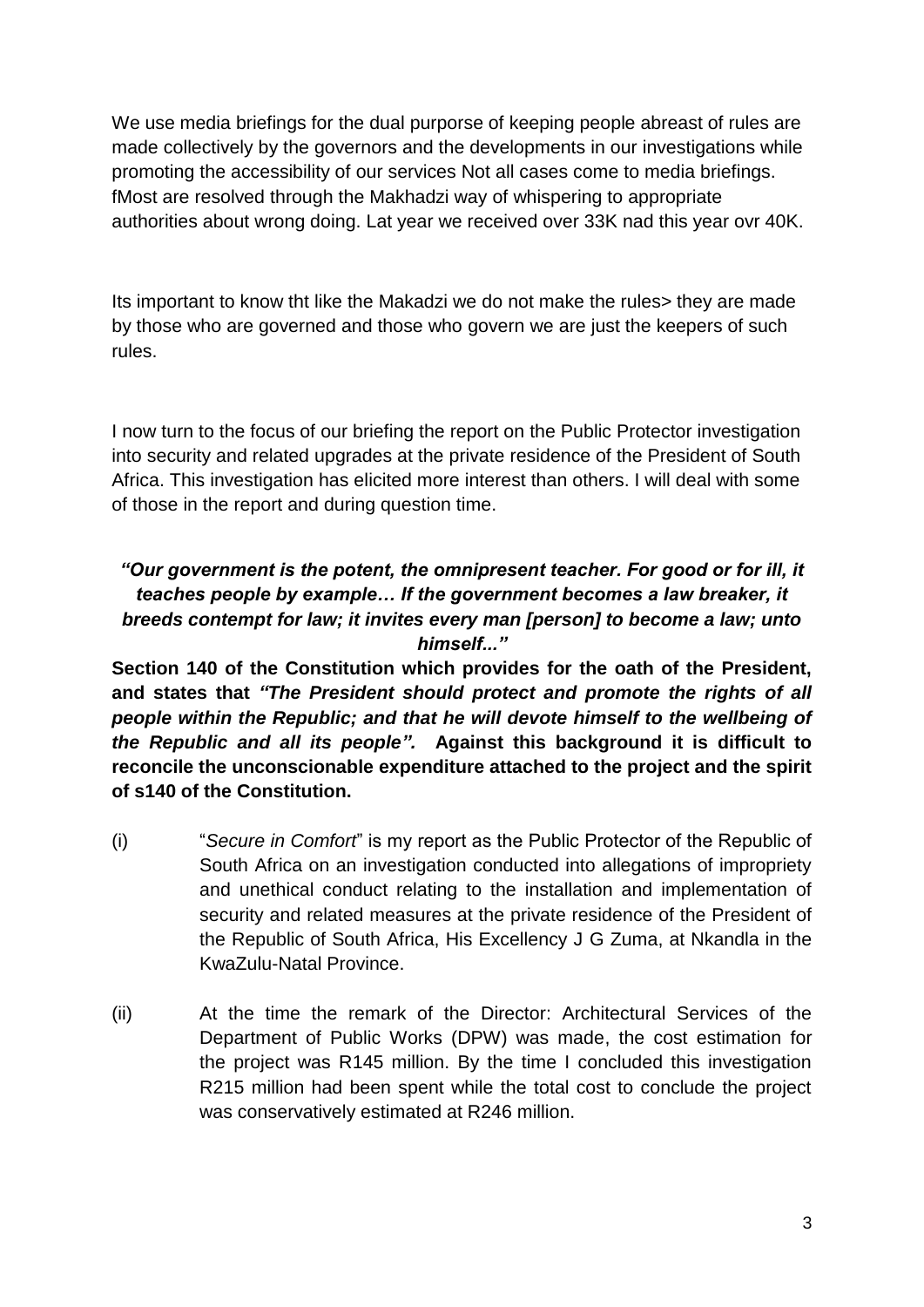We use media briefings for the dual purporse of keeping people abreast of rules are made collectively by the governors and the developments in our investigations while promoting the accessibility of our services Not all cases come to media briefings. fMost are resolved through the Makhadzi way of whispering to appropriate authorities about wrong doing. Lat year we received over 33K nad this year ovr 40K.

Its important to know tht like the Makadzi we do not make the rules> they are made by those who are governed and those who govern we are just the keepers of such rules.

I now turn to the focus of our briefing the report on the Public Protector investigation into security and related upgrades at the private residence of the President of South Africa. This investigation has elicited more interest than others. I will deal with some of those in the report and during question time.

***"Our government is the potent, the omnipresent teacher. For good or for ill, it teaches people by example… If the government becomes a law breaker, it breeds contempt for law; it invites every man [person] to become a law; unto himself..."***

**Section 140 of the Constitution which provides for the oath of the President, and states that *"The President should protect and promote the rights of all people within the Republic; and that he will devote himself to the wellbeing of the Republic and all its people".* Against this background it is difficult to reconcile the unconscionable expenditure attached to the project and the spirit of s140 of the Constitution.**

(i) "*Secure in Comfort*" is my report as the Public Protector of the Republic of South Africa on an investigation conducted into allegations of impropriety and unethical conduct relating to the installation and implementation of security and related measures at the private residence of the President of the Republic of South Africa, His Excellency J G Zuma, at Nkandla in the KwaZulu-Natal Province.

(ii) At the time the remark of the Director: Architectural Services of the Department of Public Works (DPW) was made, the cost estimation for the project was R145 million. By the time I concluded this investigation R215 million had been spent while the total cost to conclude the project was conservatively estimated at R246 million.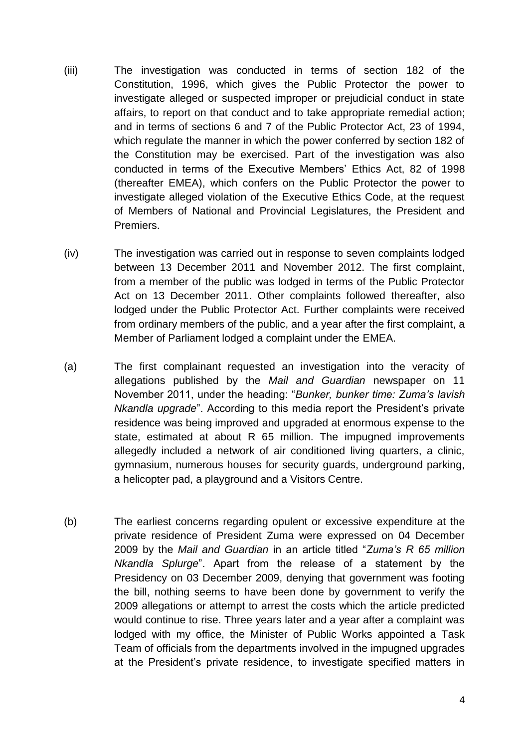(iii) The investigation was conducted in terms of section 182 of the Constitution, 1996, which gives the Public Protector the power to investigate alleged or suspected improper or prejudicial conduct in state affairs, to report on that conduct and to take appropriate remedial action; and in terms of sections 6 and 7 of the Public Protector Act, 23 of 1994, which regulate the manner in which the power conferred by section 182 of the Constitution may be exercised. Part of the investigation was also conducted in terms of the Executive Members' Ethics Act, 82 of 1998 (thereafter EMEA), which confers on the Public Protector the power to investigate alleged violation of the Executive Ethics Code, at the request of Members of National and Provincial Legislatures, the President and Premiers.

(iv) The investigation was carried out in response to seven complaints lodged between 13 December 2011 and November 2012. The first complaint, from a member of the public was lodged in terms of the Public Protector Act on 13 December 2011. Other complaints followed thereafter, also lodged under the Public Protector Act. Further complaints were received from ordinary members of the public, and a year after the first complaint, a Member of Parliament lodged a complaint under the EMEA.

(a) The first complainant requested an investigation into the veracity of allegations published by the *Mail and Guardian* newspaper on 11 November 2011, under the heading: "*Bunker, bunker time: Zuma's lavish Nkandla upgrade*". According to this media report the President's private residence was being improved and upgraded at enormous expense to the state, estimated at about R 65 million. The impugned improvements allegedly included a network of air conditioned living quarters, a clinic, gymnasium, numerous houses for security guards, underground parking, a helicopter pad, a playground and a Visitors Centre.

(b) The earliest concerns regarding opulent or excessive expenditure at the private residence of President Zuma were expressed on 04 December 2009 by the *Mail and Guardian* in an article titled "*Zuma's R 65 million Nkandla Splurge*". Apart from the release of a statement by the Presidency on 03 December 2009, denying that government was footing the bill, nothing seems to have been done by government to verify the 2009 allegations or attempt to arrest the costs which the article predicted would continue to rise. Three years later and a year after a complaint was lodged with my office, the Minister of Public Works appointed a Task Team of officials from the departments involved in the impugned upgrades at the President's private residence, to investigate specified matters in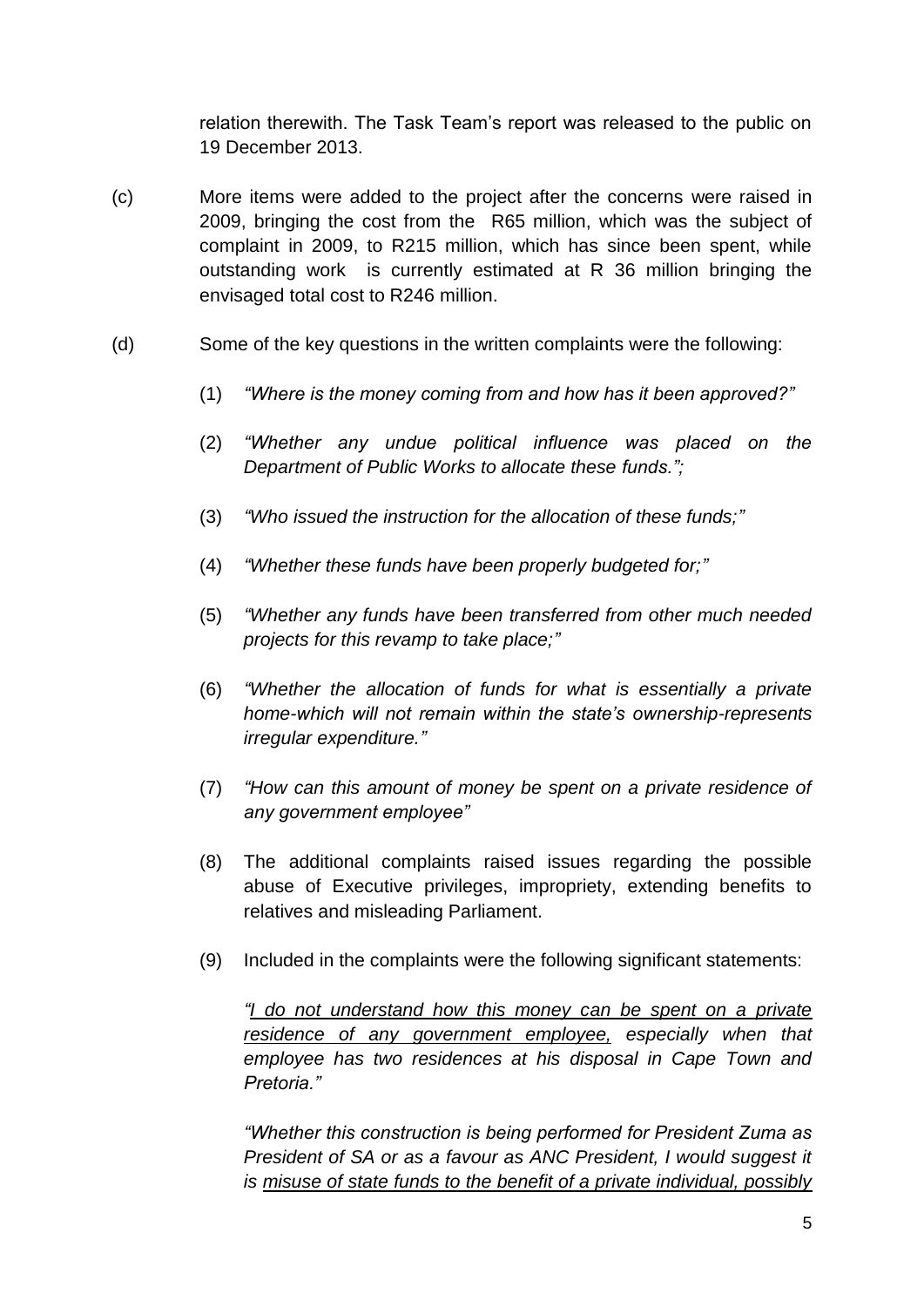relation therewith. The Task Team's report was released to the public on 19 December 2013.

(c) More items were added to the project after the concerns were raised in 2009, bringing the cost from the R65 million, which was the subject of complaint in 2009, to R215 million, which has since been spent, while outstanding work is currently estimated at R 36 million bringing the envisaged total cost to R246 million.

(d) Some of the key questions in the written complaints were the following:

(1) *"Where is the money coming from and how has it been approved?"*

(2) *"Whether any undue political influence was placed on the Department of Public Works to allocate these funds.";*

(3) *"Who issued the instruction for the allocation of these funds;"*

(4) *"Whether these funds have been properly budgeted for;"*

(5) *"Whether any funds have been transferred from other much needed projects for this revamp to take place;"*

(6) *"Whether the allocation of funds for what is essentially a private home-which will not remain within the state's ownership-represents irregular expenditure."*

(7) *"How can this amount of money be spent on a private residence of any government employee"*

(8) The additional complaints raised issues regarding the possible abuse of Executive privileges, impropriety, extending benefits to relatives and misleading Parliament.

(9) Included in the complaints were the following significant statements:

*"<u>I do not understand how this money can be spent on a private residence of any government employee,</u> especially when that employee has two residences at his disposal in Cape Town and Pretoria."*

*"Whether this construction is being performed for President Zuma as President of SA or as a favour as ANC President, I would suggest it is <u>misuse of state funds to the benefit of a private individual, possibly</u>*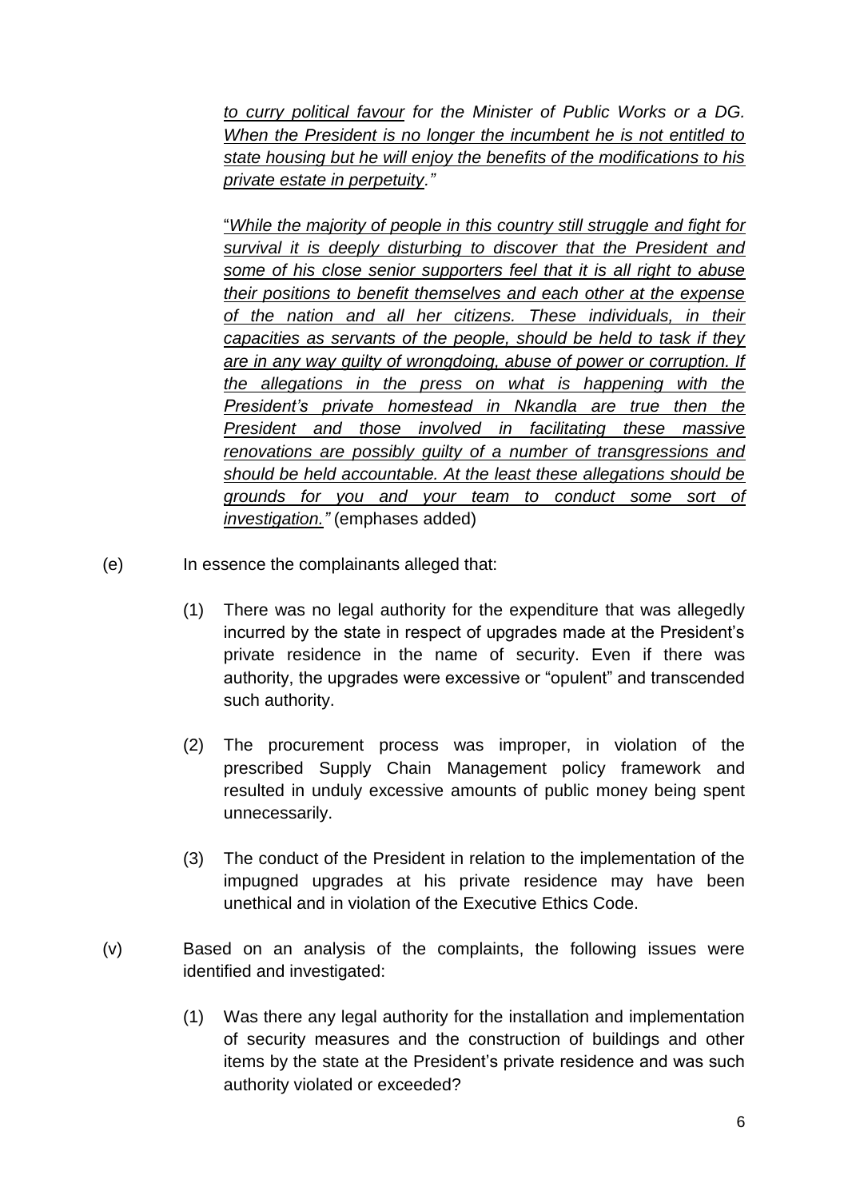*<u>to curry political favour</u> for the Minister of Public Works or a DG. <u>When the President is no longer the incumbent he is not entitled to state housing but he will enjoy the benefits of the modifications to his private estate in perpetuity</u>."*

"*<u>While the majority of people in this country still struggle and fight for survival it is deeply disturbing to discover that the President and some of his close senior supporters feel that it is all right to abuse their positions to benefit themselves and each other at the expense of the nation and all her citizens. These individuals, in their capacities as servants of the people, should be held to task if they are in any way guilty of wrongdoing, abuse of power or corruption. If the allegations in the press on what is happening with the President's private homestead in Nkandla are true then the President and those involved in facilitating these massive renovations are possibly guilty of a number of transgressions and should be held accountable. At the least these allegations should be grounds for you and your team to conduct some sort of investigation.</u>"* (emphases added)

(e) In essence the complainants alleged that:

(1) There was no legal authority for the expenditure that was allegedly incurred by the state in respect of upgrades made at the President's private residence in the name of security. Even if there was authority, the upgrades were excessive or "opulent" and transcended such authority.

(2) The procurement process was improper, in violation of the prescribed Supply Chain Management policy framework and resulted in unduly excessive amounts of public money being spent unnecessarily.

(3) The conduct of the President in relation to the implementation of the impugned upgrades at his private residence may have been unethical and in violation of the Executive Ethics Code.

(v) Based on an analysis of the complaints, the following issues were identified and investigated:

(1) Was there any legal authority for the installation and implementation of security measures and the construction of buildings and other items by the state at the President's private residence and was such authority violated or exceeded?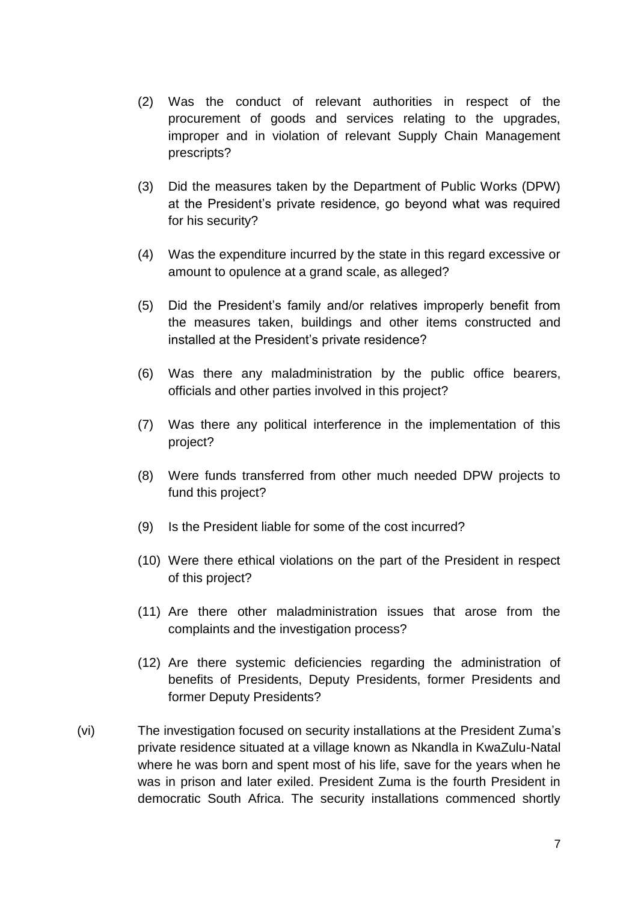(2) Was the conduct of relevant authorities in respect of the procurement of goods and services relating to the upgrades, improper and in violation of relevant Supply Chain Management prescripts?

(3) Did the measures taken by the Department of Public Works (DPW) at the President's private residence, go beyond what was required for his security?

(4) Was the expenditure incurred by the state in this regard excessive or amount to opulence at a grand scale, as alleged?

(5) Did the President's family and/or relatives improperly benefit from the measures taken, buildings and other items constructed and installed at the President's private residence?

(6) Was there any maladministration by the public office bearers, officials and other parties involved in this project?

(7) Was there any political interference in the implementation of this project?

(8) Were funds transferred from other much needed DPW projects to fund this project?

(9) Is the President liable for some of the cost incurred?

(10) Were there ethical violations on the part of the President in respect of this project?

(11) Are there other maladministration issues that arose from the complaints and the investigation process?

(12) Are there systemic deficiencies regarding the administration of benefits of Presidents, Deputy Presidents, former Presidents and former Deputy Presidents?

(vi) The investigation focused on security installations at the President Zuma's private residence situated at a village known as Nkandla in KwaZulu-Natal where he was born and spent most of his life, save for the years when he was in prison and later exiled. President Zuma is the fourth President in democratic South Africa. The security installations commenced shortly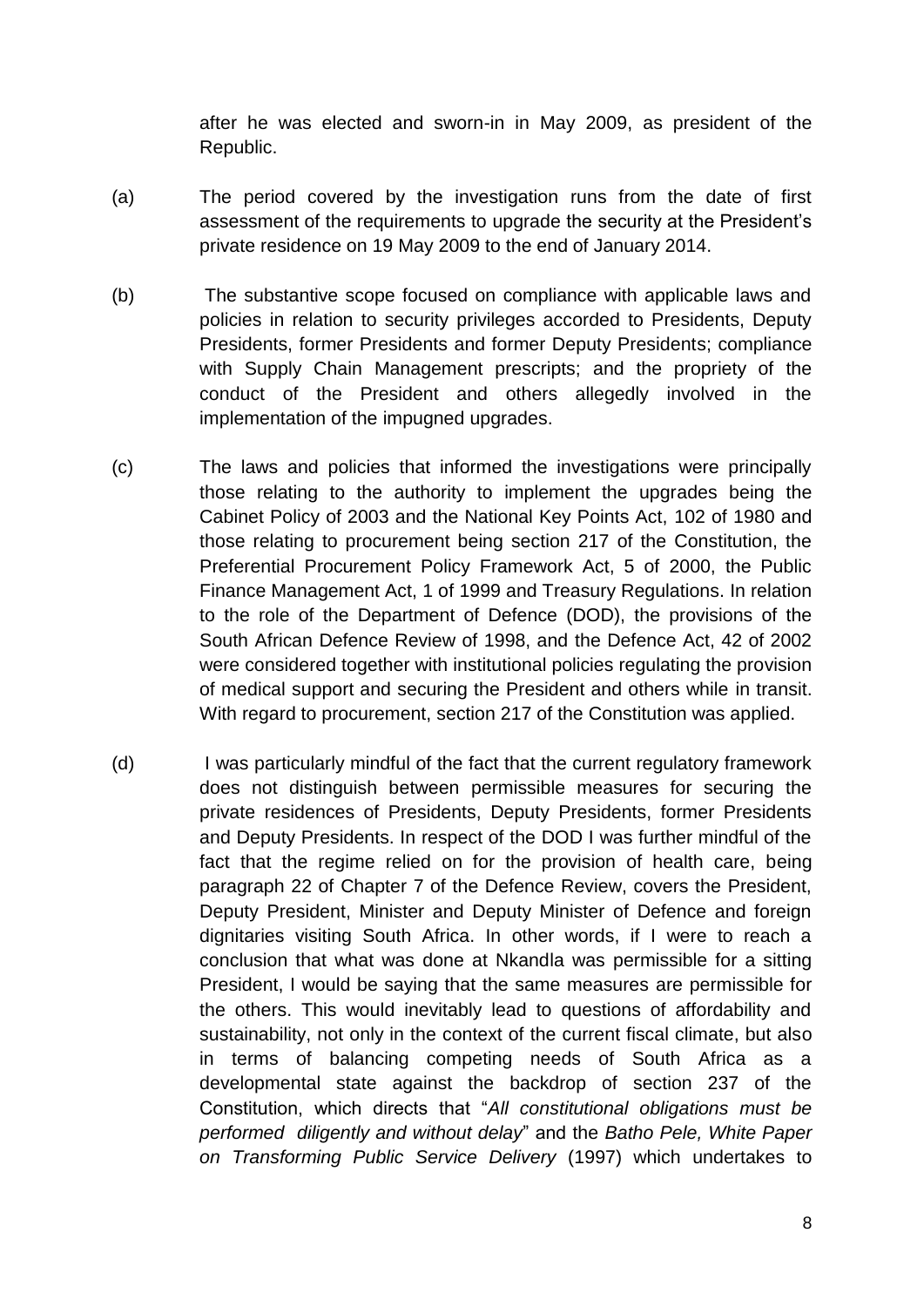after he was elected and sworn-in in May 2009, as president of the Republic.

(a) The period covered by the investigation runs from the date of first assessment of the requirements to upgrade the security at the President's private residence on 19 May 2009 to the end of January 2014.

(b) The substantive scope focused on compliance with applicable laws and policies in relation to security privileges accorded to Presidents, Deputy Presidents, former Presidents and former Deputy Presidents; compliance with Supply Chain Management prescripts; and the propriety of the conduct of the President and others allegedly involved in the implementation of the impugned upgrades.

(c) The laws and policies that informed the investigations were principally those relating to the authority to implement the upgrades being the Cabinet Policy of 2003 and the National Key Points Act, 102 of 1980 and those relating to procurement being section 217 of the Constitution, the Preferential Procurement Policy Framework Act, 5 of 2000, the Public Finance Management Act, 1 of 1999 and Treasury Regulations. In relation to the role of the Department of Defence (DOD), the provisions of the South African Defence Review of 1998, and the Defence Act, 42 of 2002 were considered together with institutional policies regulating the provision of medical support and securing the President and others while in transit. With regard to procurement, section 217 of the Constitution was applied.

(d) I was particularly mindful of the fact that the current regulatory framework does not distinguish between permissible measures for securing the private residences of Presidents, Deputy Presidents, former Presidents and Deputy Presidents. In respect of the DOD I was further mindful of the fact that the regime relied on for the provision of health care, being paragraph 22 of Chapter 7 of the Defence Review, covers the President, Deputy President, Minister and Deputy Minister of Defence and foreign dignitaries visiting South Africa. In other words, if I were to reach a conclusion that what was done at Nkandla was permissible for a sitting President, I would be saying that the same measures are permissible for the others. This would inevitably lead to questions of affordability and sustainability, not only in the context of the current fiscal climate, but also in terms of balancing competing needs of South Africa as a developmental state against the backdrop of section 237 of the Constitution, which directs that "*All constitutional obligations must be performed diligently and without delay*" and the *Batho Pele, White Paper on Transforming Public Service Delivery* (1997) which undertakes to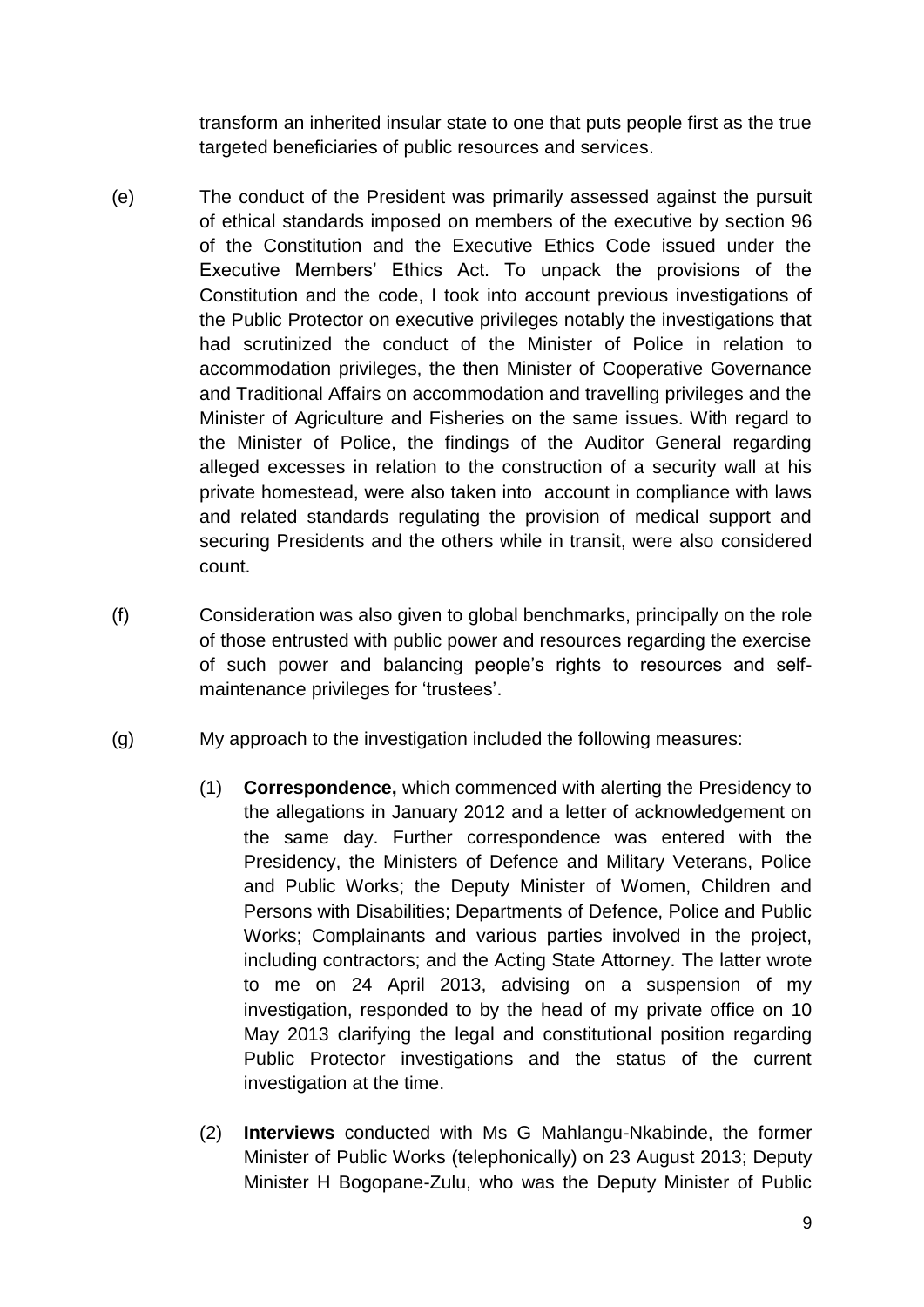transform an inherited insular state to one that puts people first as the true targeted beneficiaries of public resources and services.

(e) The conduct of the President was primarily assessed against the pursuit of ethical standards imposed on members of the executive by section 96 of the Constitution and the Executive Ethics Code issued under the Executive Members' Ethics Act. To unpack the provisions of the Constitution and the code, I took into account previous investigations of the Public Protector on executive privileges notably the investigations that had scrutinized the conduct of the Minister of Police in relation to accommodation privileges, the then Minister of Cooperative Governance and Traditional Affairs on accommodation and travelling privileges and the Minister of Agriculture and Fisheries on the same issues. With regard to the Minister of Police, the findings of the Auditor General regarding alleged excesses in relation to the construction of a security wall at his private homestead, were also taken into account in compliance with laws and related standards regulating the provision of medical support and securing Presidents and the others while in transit, were also considered count.

(f) Consideration was also given to global benchmarks, principally on the role of those entrusted with public power and resources regarding the exercise of such power and balancing people's rights to resources and self-maintenance privileges for 'trustees'.

(g) My approach to the investigation included the following measures:

  (1) **Correspondence,** which commenced with alerting the Presidency to the allegations in January 2012 and a letter of acknowledgement on the same day. Further correspondence was entered with the Presidency, the Ministers of Defence and Military Veterans, Police and Public Works; the Deputy Minister of Women, Children and Persons with Disabilities; Departments of Defence, Police and Public Works; Complainants and various parties involved in the project, including contractors; and the Acting State Attorney. The latter wrote to me on 24 April 2013, advising on a suspension of my investigation, responded to by the head of my private office on 10 May 2013 clarifying the legal and constitutional position regarding Public Protector investigations and the status of the current investigation at the time.

  (2) **Interviews** conducted with Ms G Mahlangu-Nkabinde, the former Minister of Public Works (telephonically) on 23 August 2013; Deputy Minister H Bogopane-Zulu, who was the Deputy Minister of Public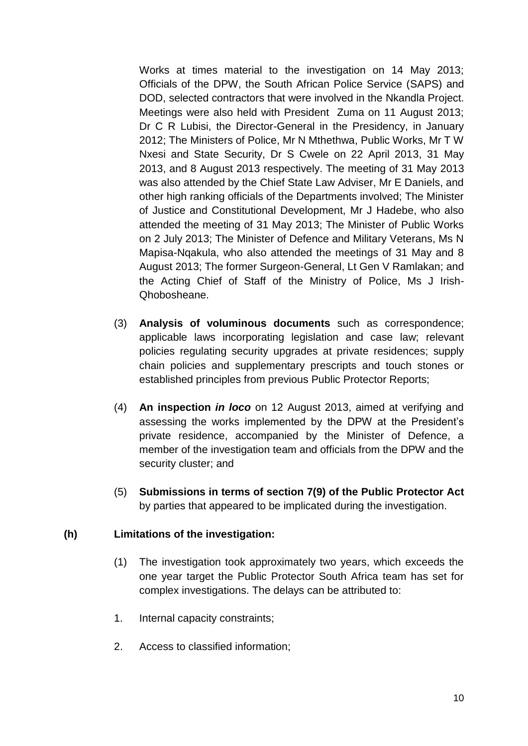Works at times material to the investigation on 14 May 2013; Officials of the DPW, the South African Police Service (SAPS) and DOD, selected contractors that were involved in the Nkandla Project. Meetings were also held with President Zuma on 11 August 2013; Dr C R Lubisi, the Director-General in the Presidency, in January 2012; The Ministers of Police, Mr N Mthethwa, Public Works, Mr T W Nxesi and State Security, Dr S Cwele on 22 April 2013, 31 May 2013, and 8 August 2013 respectively. The meeting of 31 May 2013 was also attended by the Chief State Law Adviser, Mr E Daniels, and other high ranking officials of the Departments involved; The Minister of Justice and Constitutional Development, Mr J Hadebe, who also attended the meeting of 31 May 2013; The Minister of Public Works on 2 July 2013; The Minister of Defence and Military Veterans, Ms N Mapisa-Nqakula, who also attended the meetings of 31 May and 8 August 2013; The former Surgeon-General, Lt Gen V Ramlakan; and the Acting Chief of Staff of the Ministry of Police, Ms J Irish-Qhobosheane.

(3) **Analysis of voluminous documents** such as correspondence; applicable laws incorporating legislation and case law; relevant policies regulating security upgrades at private residences; supply chain policies and supplementary prescripts and touch stones or established principles from previous Public Protector Reports;

(4) **An inspection *in loco*** on 12 August 2013, aimed at verifying and assessing the works implemented by the DPW at the President's private residence, accompanied by the Minister of Defence, a member of the investigation team and officials from the DPW and the security cluster; and

(5) **Submissions in terms of section 7(9) of the Public Protector Act** by parties that appeared to be implicated during the investigation.

**(h) Limitations of the investigation:**

(1) The investigation took approximately two years, which exceeds the one year target the Public Protector South Africa team has set for complex investigations. The delays can be attributed to:

1. Internal capacity constraints;

2. Access to classified information;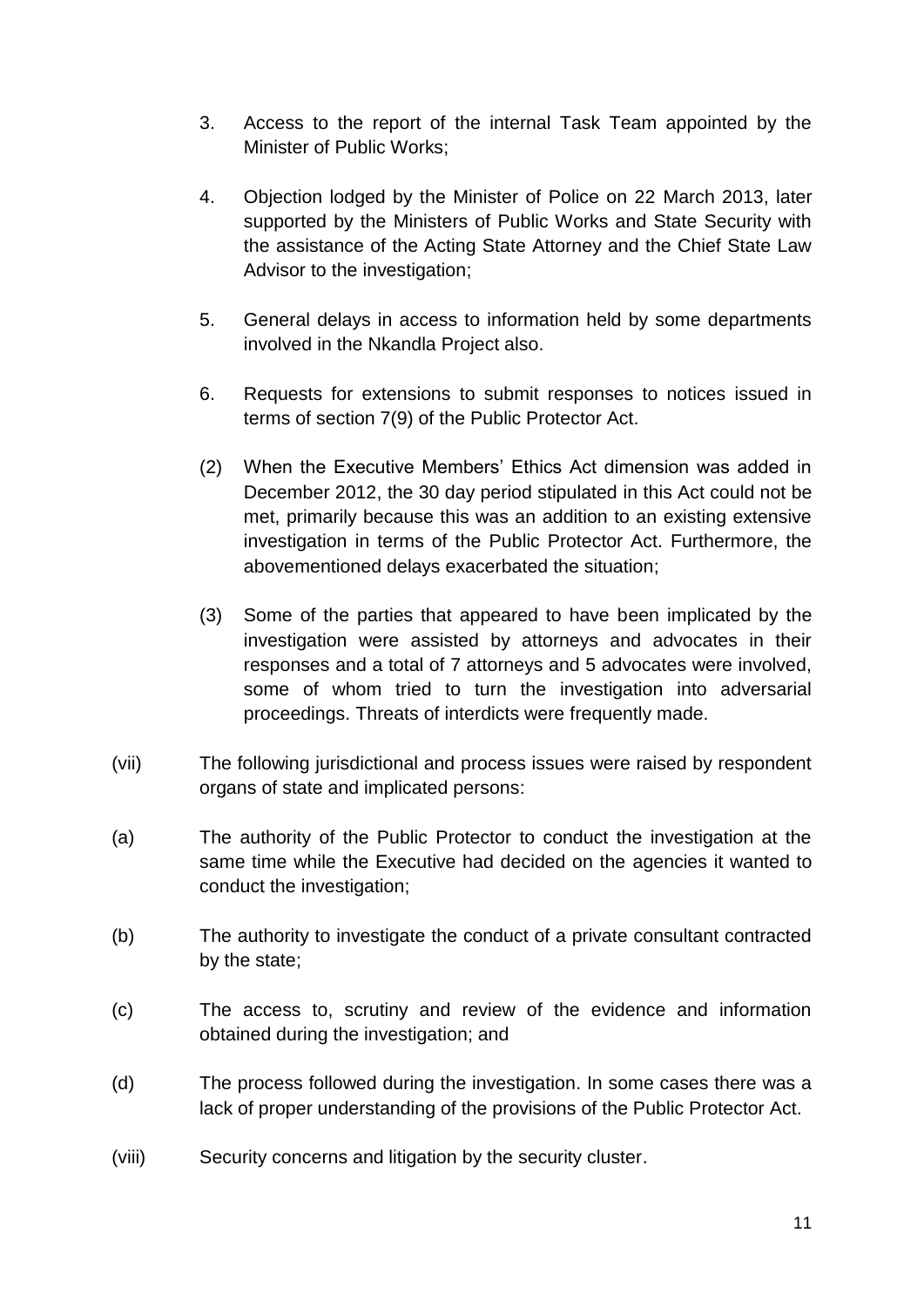3. Access to the report of the internal Task Team appointed by the Minister of Public Works;

4. Objection lodged by the Minister of Police on 22 March 2013, later supported by the Ministers of Public Works and State Security with the assistance of the Acting State Attorney and the Chief State Law Advisor to the investigation;

5. General delays in access to information held by some departments involved in the Nkandla Project also.

6. Requests for extensions to submit responses to notices issued in terms of section 7(9) of the Public Protector Act.

(2) When the Executive Members' Ethics Act dimension was added in December 2012, the 30 day period stipulated in this Act could not be met, primarily because this was an addition to an existing extensive investigation in terms of the Public Protector Act. Furthermore, the abovementioned delays exacerbated the situation;

(3) Some of the parties that appeared to have been implicated by the investigation were assisted by attorneys and advocates in their responses and a total of 7 attorneys and 5 advocates were involved, some of whom tried to turn the investigation into adversarial proceedings. Threats of interdicts were frequently made.

(vii) The following jurisdictional and process issues were raised by respondent organs of state and implicated persons:

(a) The authority of the Public Protector to conduct the investigation at the same time while the Executive had decided on the agencies it wanted to conduct the investigation;

(b) The authority to investigate the conduct of a private consultant contracted by the state;

(c) The access to, scrutiny and review of the evidence and information obtained during the investigation; and

(d) The process followed during the investigation. In some cases there was a lack of proper understanding of the provisions of the Public Protector Act.

(viii) Security concerns and litigation by the security cluster.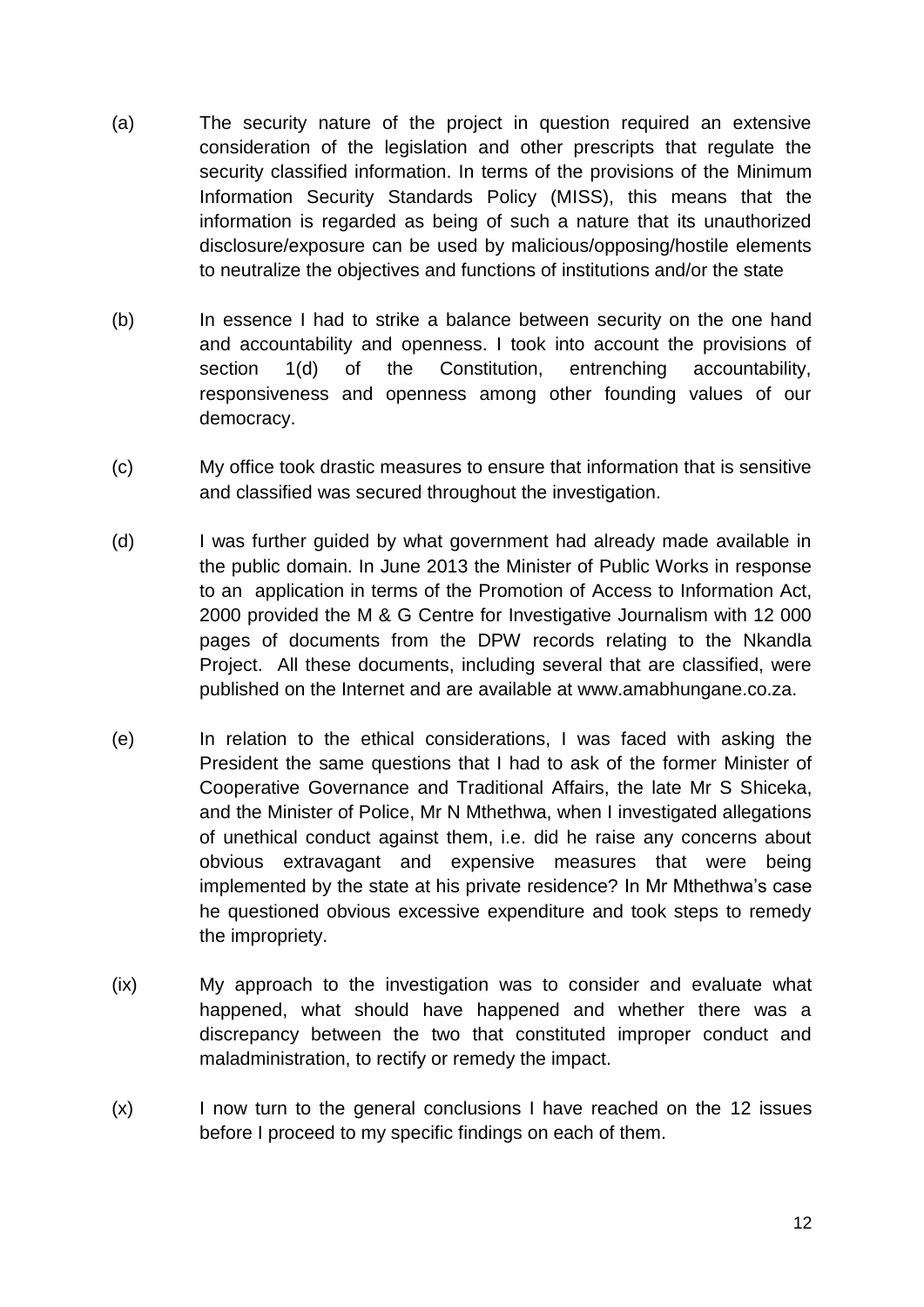(a) The security nature of the project in question required an extensive consideration of the legislation and other prescripts that regulate the security classified information. In terms of the provisions of the Minimum Information Security Standards Policy (MISS), this means that the information is regarded as being of such a nature that its unauthorized disclosure/exposure can be used by malicious/opposing/hostile elements to neutralize the objectives and functions of institutions and/or the state

(b) In essence I had to strike a balance between security on the one hand and accountability and openness. I took into account the provisions of section 1(d) of the Constitution, entrenching accountability, responsiveness and openness among other founding values of our democracy.

(c) My office took drastic measures to ensure that information that is sensitive and classified was secured throughout the investigation.

(d) I was further guided by what government had already made available in the public domain. In June 2013 the Minister of Public Works in response to an application in terms of the Promotion of Access to Information Act, 2000 provided the M & G Centre for Investigative Journalism with 12 000 pages of documents from the DPW records relating to the Nkandla Project. All these documents, including several that are classified, were published on the Internet and are available at www.amabhungane.co.za.

(e) In relation to the ethical considerations, I was faced with asking the President the same questions that I had to ask of the former Minister of Cooperative Governance and Traditional Affairs, the late Mr S Shiceka, and the Minister of Police, Mr N Mthethwa, when I investigated allegations of unethical conduct against them, i.e. did he raise any concerns about obvious extravagant and expensive measures that were being implemented by the state at his private residence? In Mr Mthethwa's case he questioned obvious excessive expenditure and took steps to remedy the impropriety.

(ix) My approach to the investigation was to consider and evaluate what happened, what should have happened and whether there was a discrepancy between the two that constituted improper conduct and maladministration, to rectify or remedy the impact.

(x) I now turn to the general conclusions I have reached on the 12 issues before I proceed to my specific findings on each of them.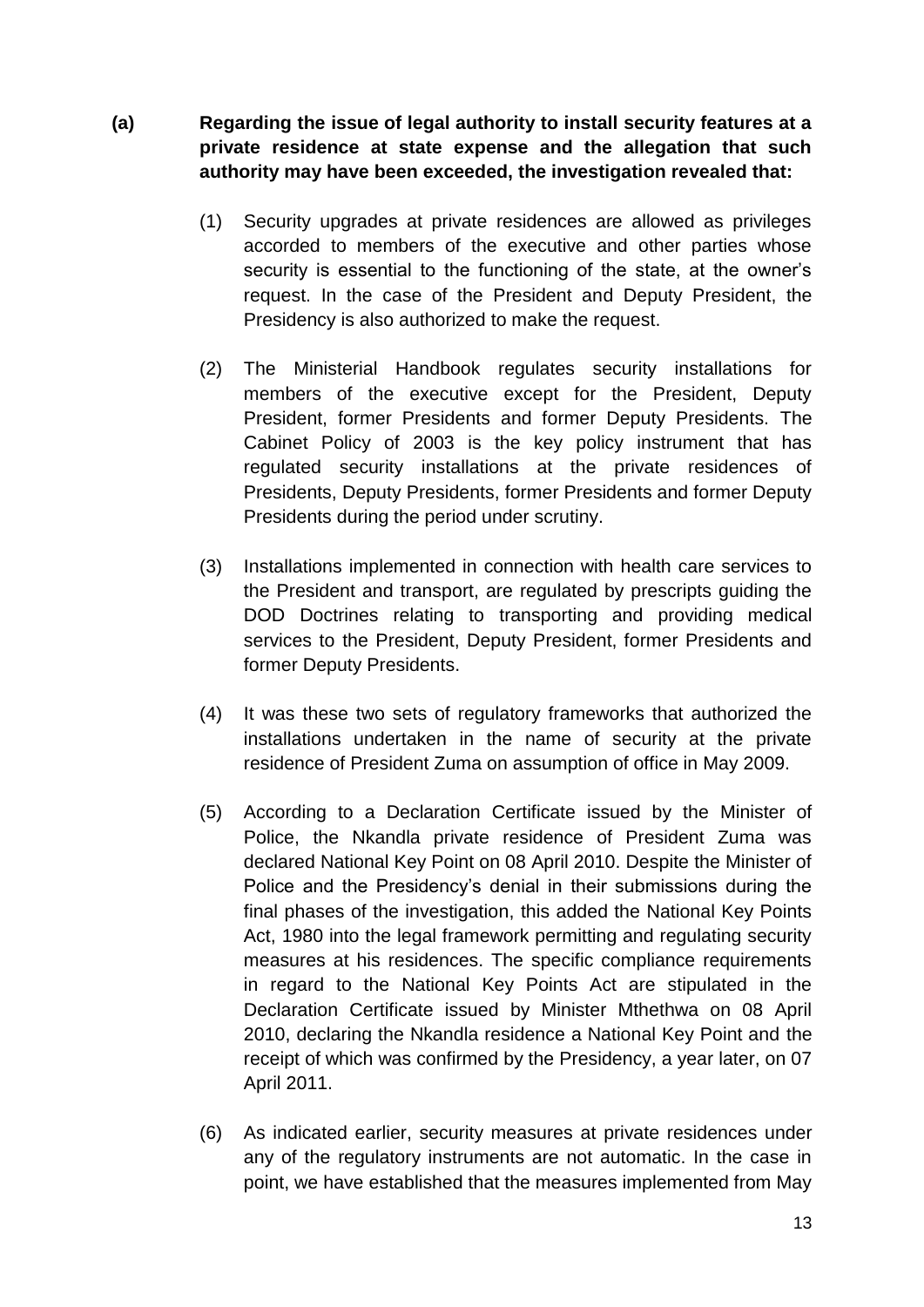**(a) Regarding the issue of legal authority to install security features at a private residence at state expense and the allegation that such authority may have been exceeded, the investigation revealed that:**

(1) Security upgrades at private residences are allowed as privileges accorded to members of the executive and other parties whose security is essential to the functioning of the state, at the owner's request. In the case of the President and Deputy President, the Presidency is also authorized to make the request.

(2) The Ministerial Handbook regulates security installations for members of the executive except for the President, Deputy President, former Presidents and former Deputy Presidents. The Cabinet Policy of 2003 is the key policy instrument that has regulated security installations at the private residences of Presidents, Deputy Presidents, former Presidents and former Deputy Presidents during the period under scrutiny.

(3) Installations implemented in connection with health care services to the President and transport, are regulated by prescripts guiding the DOD Doctrines relating to transporting and providing medical services to the President, Deputy President, former Presidents and former Deputy Presidents.

(4) It was these two sets of regulatory frameworks that authorized the installations undertaken in the name of security at the private residence of President Zuma on assumption of office in May 2009.

(5) According to a Declaration Certificate issued by the Minister of Police, the Nkandla private residence of President Zuma was declared National Key Point on 08 April 2010. Despite the Minister of Police and the Presidency's denial in their submissions during the final phases of the investigation, this added the National Key Points Act, 1980 into the legal framework permitting and regulating security measures at his residences. The specific compliance requirements in regard to the National Key Points Act are stipulated in the Declaration Certificate issued by Minister Mthethwa on 08 April 2010, declaring the Nkandla residence a National Key Point and the receipt of which was confirmed by the Presidency, a year later, on 07 April 2011.

(6) As indicated earlier, security measures at private residences under any of the regulatory instruments are not automatic. In the case in point, we have established that the measures implemented from May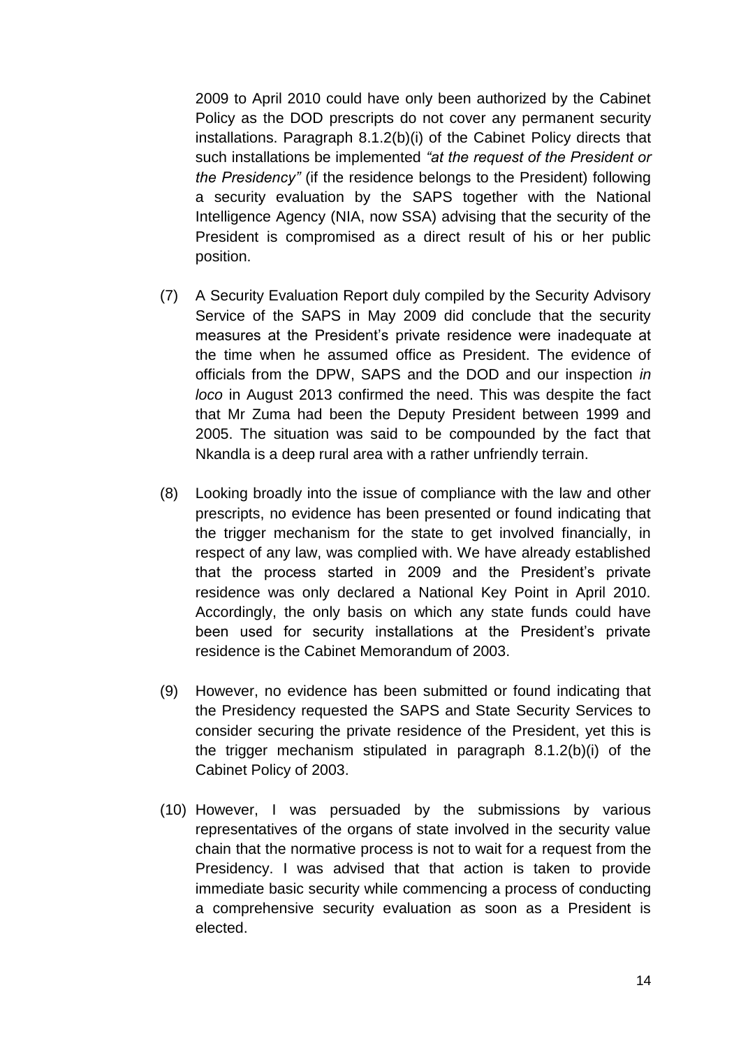2009 to April 2010 could have only been authorized by the Cabinet Policy as the DOD prescripts do not cover any permanent security installations. Paragraph 8.1.2(b)(i) of the Cabinet Policy directs that such installations be implemented *"at the request of the President or the Presidency"* (if the residence belongs to the President) following a security evaluation by the SAPS together with the National Intelligence Agency (NIA, now SSA) advising that the security of the President is compromised as a direct result of his or her public position.

(7) A Security Evaluation Report duly compiled by the Security Advisory Service of the SAPS in May 2009 did conclude that the security measures at the President's private residence were inadequate at the time when he assumed office as President. The evidence of officials from the DPW, SAPS and the DOD and our inspection *in loco* in August 2013 confirmed the need. This was despite the fact that Mr Zuma had been the Deputy President between 1999 and 2005. The situation was said to be compounded by the fact that Nkandla is a deep rural area with a rather unfriendly terrain.

(8) Looking broadly into the issue of compliance with the law and other prescripts, no evidence has been presented or found indicating that the trigger mechanism for the state to get involved financially, in respect of any law, was complied with. We have already established that the process started in 2009 and the President's private residence was only declared a National Key Point in April 2010. Accordingly, the only basis on which any state funds could have been used for security installations at the President's private residence is the Cabinet Memorandum of 2003.

(9) However, no evidence has been submitted or found indicating that the Presidency requested the SAPS and State Security Services to consider securing the private residence of the President, yet this is the trigger mechanism stipulated in paragraph 8.1.2(b)(i) of the Cabinet Policy of 2003.

(10) However, I was persuaded by the submissions by various representatives of the organs of state involved in the security value chain that the normative process is not to wait for a request from the Presidency. I was advised that that action is taken to provide immediate basic security while commencing a process of conducting a comprehensive security evaluation as soon as a President is elected.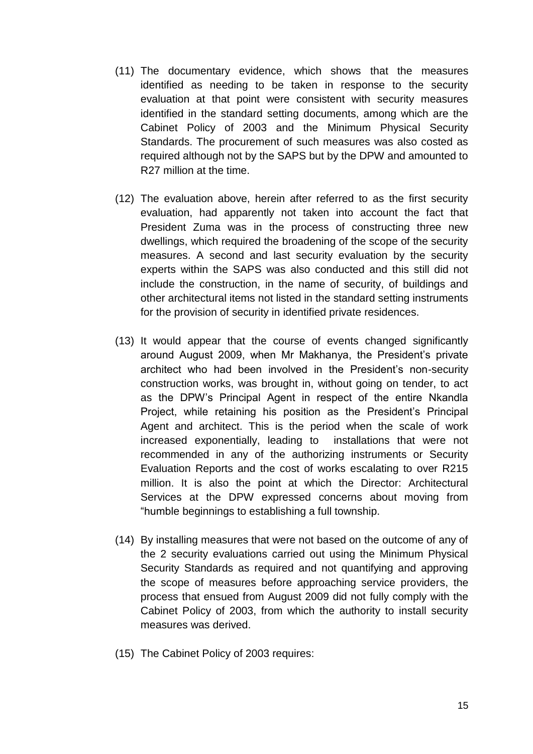(11) The documentary evidence, which shows that the measures identified as needing to be taken in response to the security evaluation at that point were consistent with security measures identified in the standard setting documents, among which are the Cabinet Policy of 2003 and the Minimum Physical Security Standards. The procurement of such measures was also costed as required although not by the SAPS but by the DPW and amounted to R27 million at the time.

(12) The evaluation above, herein after referred to as the first security evaluation, had apparently not taken into account the fact that President Zuma was in the process of constructing three new dwellings, which required the broadening of the scope of the security measures. A second and last security evaluation by the security experts within the SAPS was also conducted and this still did not include the construction, in the name of security, of buildings and other architectural items not listed in the standard setting instruments for the provision of security in identified private residences.

(13) It would appear that the course of events changed significantly around August 2009, when Mr Makhanya, the President's private architect who had been involved in the President's non-security construction works, was brought in, without going on tender, to act as the DPW's Principal Agent in respect of the entire Nkandla Project, while retaining his position as the President's Principal Agent and architect. This is the period when the scale of work increased exponentially, leading to installations that were not recommended in any of the authorizing instruments or Security Evaluation Reports and the cost of works escalating to over R215 million. It is also the point at which the Director: Architectural Services at the DPW expressed concerns about moving from "humble beginnings to establishing a full township.

(14) By installing measures that were not based on the outcome of any of the 2 security evaluations carried out using the Minimum Physical Security Standards as required and not quantifying and approving the scope of measures before approaching service providers, the process that ensued from August 2009 did not fully comply with the Cabinet Policy of 2003, from which the authority to install security measures was derived.

(15) The Cabinet Policy of 2003 requires: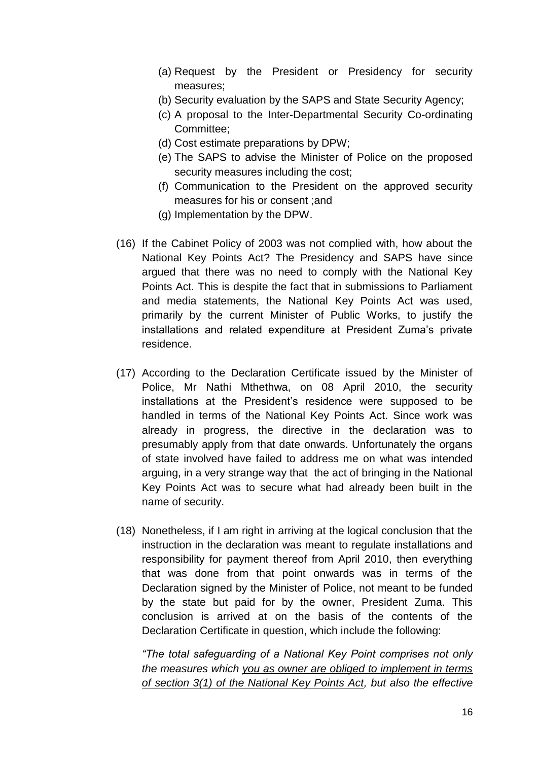(a) Request by the President or Presidency for security measures;
(b) Security evaluation by the SAPS and State Security Agency;
(c) A proposal to the Inter-Departmental Security Co-ordinating Committee;
(d) Cost estimate preparations by DPW;
(e) The SAPS to advise the Minister of Police on the proposed security measures including the cost;
(f) Communication to the President on the approved security measures for his or consent ;and
(g) Implementation by the DPW.

(16) If the Cabinet Policy of 2003 was not complied with, how about the National Key Points Act? The Presidency and SAPS have since argued that there was no need to comply with the National Key Points Act. This is despite the fact that in submissions to Parliament and media statements, the National Key Points Act was used, primarily by the current Minister of Public Works, to justify the installations and related expenditure at President Zuma's private residence.

(17) According to the Declaration Certificate issued by the Minister of Police, Mr Nathi Mthethwa, on 08 April 2010, the security installations at the President's residence were supposed to be handled in terms of the National Key Points Act. Since work was already in progress, the directive in the declaration was to presumably apply from that date onwards. Unfortunately the organs of state involved have failed to address me on what was intended arguing, in a very strange way that the act of bringing in the National Key Points Act was to secure what had already been built in the name of security.

(18) Nonetheless, if I am right in arriving at the logical conclusion that the instruction in the declaration was meant to regulate installations and responsibility for payment thereof from April 2010, then everything that was done from that point onwards was in terms of the Declaration signed by the Minister of Police, not meant to be funded by the state but paid for by the owner, President Zuma. This conclusion is arrived at on the basis of the contents of the Declaration Certificate in question, which include the following:

*"The total safeguarding of a National Key Point comprises not only the measures which <u>you as owner are obliged to implement in terms of section 3(1) of the National Key Points Act</u>, but also the effective*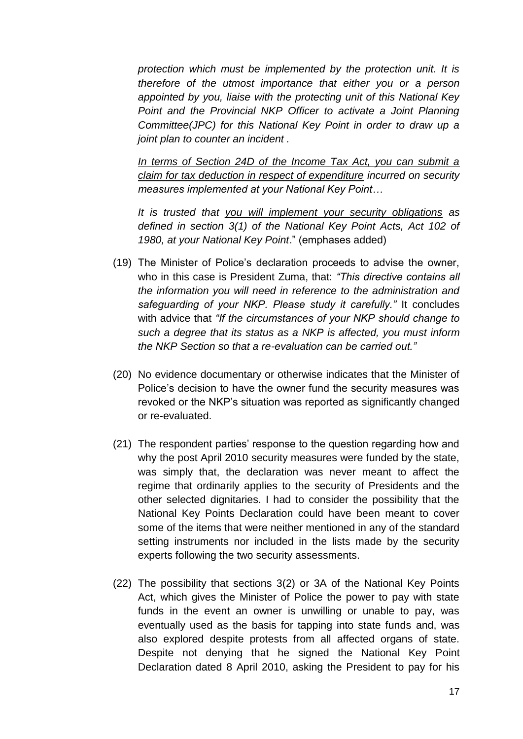*protection which must be implemented by the protection unit. It is therefore of the utmost importance that either you or a person appointed by you, liaise with the protecting unit of this National Key Point and the Provincial NKP Officer to activate a Joint Planning Committee(JPC) for this National Key Point in order to draw up a joint plan to counter an incident .*

*<u>In terms of Section 24D of the Income Tax Act, you can submit a claim for tax deduction in respect of expenditure</u> incurred on security measures implemented at your National Key Point…*

*It is trusted that <u>you will implement your security obligations</u> as defined in section 3(1) of the National Key Point Acts, Act 102 of 1980, at your National Key Point*." (emphases added)

(19) The Minister of Police's declaration proceeds to advise the owner, who in this case is President Zuma, that: *"This directive contains all the information you will need in reference to the administration and safeguarding of your NKP. Please study it carefully."* It concludes with advice that *"If the circumstances of your NKP should change to such a degree that its status as a NKP is affected, you must inform the NKP Section so that a re-evaluation can be carried out."*

(20) No evidence documentary or otherwise indicates that the Minister of Police's decision to have the owner fund the security measures was revoked or the NKP's situation was reported as significantly changed or re-evaluated.

(21) The respondent parties' response to the question regarding how and why the post April 2010 security measures were funded by the state, was simply that, the declaration was never meant to affect the regime that ordinarily applies to the security of Presidents and the other selected dignitaries. I had to consider the possibility that the National Key Points Declaration could have been meant to cover some of the items that were neither mentioned in any of the standard setting instruments nor included in the lists made by the security experts following the two security assessments.

(22) The possibility that sections 3(2) or 3A of the National Key Points Act, which gives the Minister of Police the power to pay with state funds in the event an owner is unwilling or unable to pay, was eventually used as the basis for tapping into state funds and, was also explored despite protests from all affected organs of state. Despite not denying that he signed the National Key Point Declaration dated 8 April 2010, asking the President to pay for his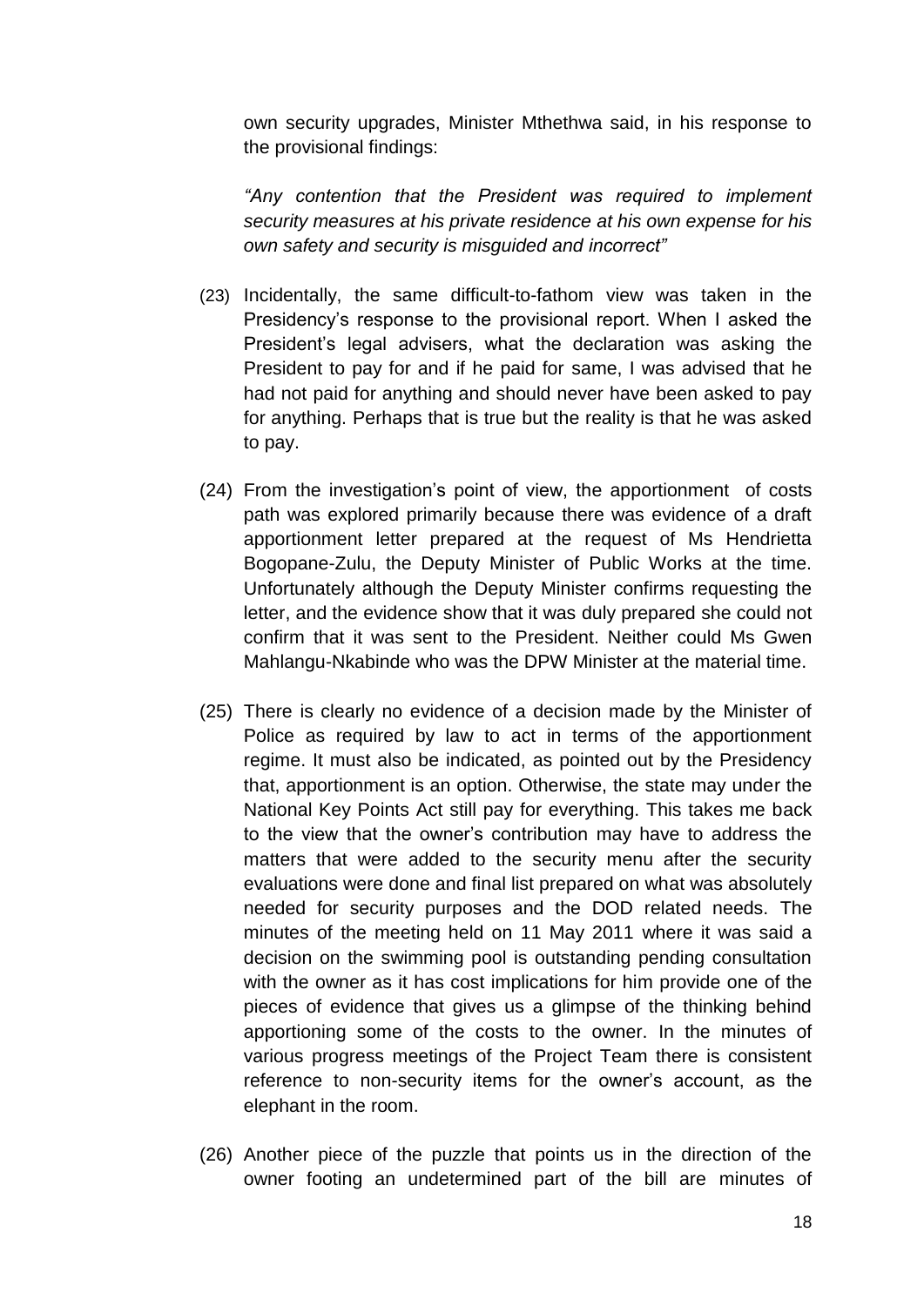own security upgrades, Minister Mthethwa said, in his response to the provisional findings:

*"Any contention that the President was required to implement security measures at his private residence at his own expense for his own safety and security is misguided and incorrect"*

(23) Incidentally, the same difficult-to-fathom view was taken in the Presidency's response to the provisional report. When I asked the President's legal advisers, what the declaration was asking the President to pay for and if he paid for same, I was advised that he had not paid for anything and should never have been asked to pay for anything. Perhaps that is true but the reality is that he was asked to pay.

(24) From the investigation's point of view, the apportionment of costs path was explored primarily because there was evidence of a draft apportionment letter prepared at the request of Ms Hendrietta Bogopane-Zulu, the Deputy Minister of Public Works at the time. Unfortunately although the Deputy Minister confirms requesting the letter, and the evidence show that it was duly prepared she could not confirm that it was sent to the President. Neither could Ms Gwen Mahlangu-Nkabinde who was the DPW Minister at the material time.

(25) There is clearly no evidence of a decision made by the Minister of Police as required by law to act in terms of the apportionment regime. It must also be indicated, as pointed out by the Presidency that, apportionment is an option. Otherwise, the state may under the National Key Points Act still pay for everything. This takes me back to the view that the owner's contribution may have to address the matters that were added to the security menu after the security evaluations were done and final list prepared on what was absolutely needed for security purposes and the DOD related needs. The minutes of the meeting held on 11 May 2011 where it was said a decision on the swimming pool is outstanding pending consultation with the owner as it has cost implications for him provide one of the pieces of evidence that gives us a glimpse of the thinking behind apportioning some of the costs to the owner. In the minutes of various progress meetings of the Project Team there is consistent reference to non-security items for the owner's account, as the elephant in the room.

(26) Another piece of the puzzle that points us in the direction of the owner footing an undetermined part of the bill are minutes of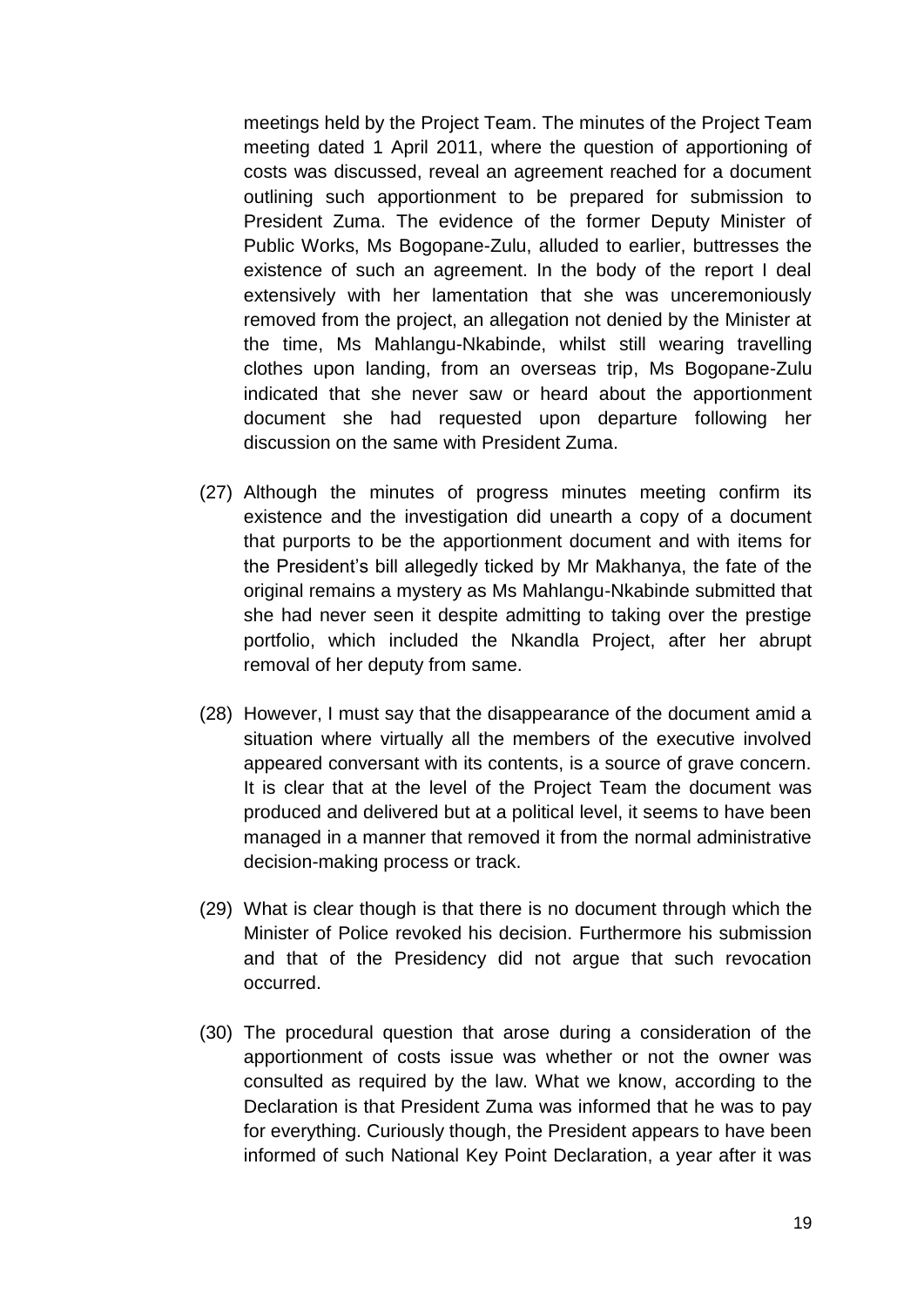meetings held by the Project Team. The minutes of the Project Team meeting dated 1 April 2011, where the question of apportioning of costs was discussed, reveal an agreement reached for a document outlining such apportionment to be prepared for submission to President Zuma. The evidence of the former Deputy Minister of Public Works, Ms Bogopane-Zulu, alluded to earlier, buttresses the existence of such an agreement. In the body of the report I deal extensively with her lamentation that she was unceremoniously removed from the project, an allegation not denied by the Minister at the time, Ms Mahlangu-Nkabinde, whilst still wearing travelling clothes upon landing, from an overseas trip, Ms Bogopane-Zulu indicated that she never saw or heard about the apportionment document she had requested upon departure following her discussion on the same with President Zuma.

(27) Although the minutes of progress minutes meeting confirm its existence and the investigation did unearth a copy of a document that purports to be the apportionment document and with items for the President's bill allegedly ticked by Mr Makhanya, the fate of the original remains a mystery as Ms Mahlangu-Nkabinde submitted that she had never seen it despite admitting to taking over the prestige portfolio, which included the Nkandla Project, after her abrupt removal of her deputy from same.

(28) However, I must say that the disappearance of the document amid a situation where virtually all the members of the executive involved appeared conversant with its contents, is a source of grave concern. It is clear that at the level of the Project Team the document was produced and delivered but at a political level, it seems to have been managed in a manner that removed it from the normal administrative decision-making process or track.

(29) What is clear though is that there is no document through which the Minister of Police revoked his decision. Furthermore his submission and that of the Presidency did not argue that such revocation occurred.

(30) The procedural question that arose during a consideration of the apportionment of costs issue was whether or not the owner was consulted as required by the law. What we know, according to the Declaration is that President Zuma was informed that he was to pay for everything. Curiously though, the President appears to have been informed of such National Key Point Declaration, a year after it was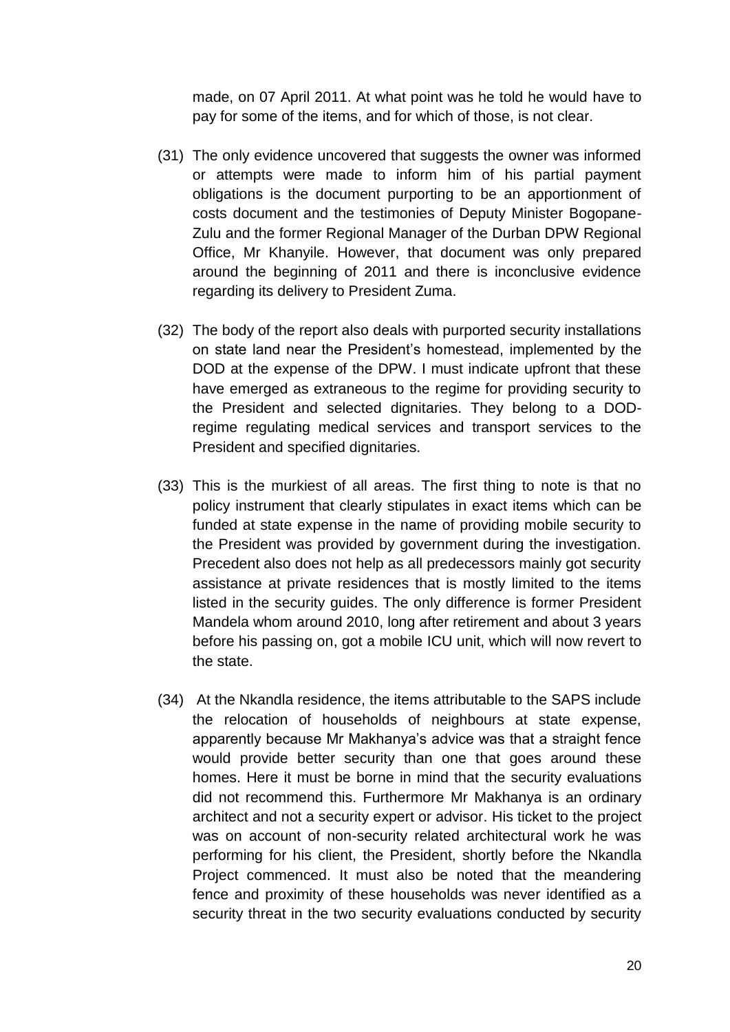made, on 07 April 2011. At what point was he told he would have to pay for some of the items, and for which of those, is not clear.

(31) The only evidence uncovered that suggests the owner was informed or attempts were made to inform him of his partial payment obligations is the document purporting to be an apportionment of costs document and the testimonies of Deputy Minister Bogopane-Zulu and the former Regional Manager of the Durban DPW Regional Office, Mr Khanyile. However, that document was only prepared around the beginning of 2011 and there is inconclusive evidence regarding its delivery to President Zuma.

(32) The body of the report also deals with purported security installations on state land near the President's homestead, implemented by the DOD at the expense of the DPW. I must indicate upfront that these have emerged as extraneous to the regime for providing security to the President and selected dignitaries. They belong to a DOD-regime regulating medical services and transport services to the President and specified dignitaries.

(33) This is the murkiest of all areas. The first thing to note is that no policy instrument that clearly stipulates in exact items which can be funded at state expense in the name of providing mobile security to the President was provided by government during the investigation. Precedent also does not help as all predecessors mainly got security assistance at private residences that is mostly limited to the items listed in the security guides. The only difference is former President Mandela whom around 2010, long after retirement and about 3 years before his passing on, got a mobile ICU unit, which will now revert to the state.

(34) At the Nkandla residence, the items attributable to the SAPS include the relocation of households of neighbours at state expense, apparently because Mr Makhanya's advice was that a straight fence would provide better security than one that goes around these homes. Here it must be borne in mind that the security evaluations did not recommend this. Furthermore Mr Makhanya is an ordinary architect and not a security expert or advisor. His ticket to the project was on account of non-security related architectural work he was performing for his client, the President, shortly before the Nkandla Project commenced. It must also be noted that the meandering fence and proximity of these households was never identified as a security threat in the two security evaluations conducted by security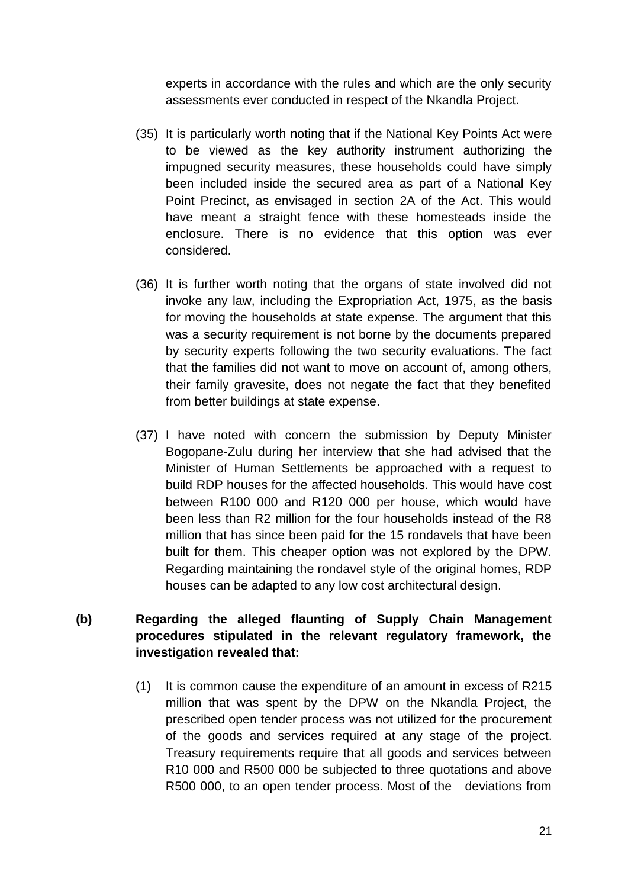experts in accordance with the rules and which are the only security assessments ever conducted in respect of the Nkandla Project.

(35) It is particularly worth noting that if the National Key Points Act were to be viewed as the key authority instrument authorizing the impugned security measures, these households could have simply been included inside the secured area as part of a National Key Point Precinct, as envisaged in section 2A of the Act. This would have meant a straight fence with these homesteads inside the enclosure. There is no evidence that this option was ever considered.

(36) It is further worth noting that the organs of state involved did not invoke any law, including the Expropriation Act, 1975, as the basis for moving the households at state expense. The argument that this was a security requirement is not borne by the documents prepared by security experts following the two security evaluations. The fact that the families did not want to move on account of, among others, their family gravesite, does not negate the fact that they benefited from better buildings at state expense.

(37) I have noted with concern the submission by Deputy Minister Bogopane-Zulu during her interview that she had advised that the Minister of Human Settlements be approached with a request to build RDP houses for the affected households. This would have cost between R100 000 and R120 000 per house, which would have been less than R2 million for the four households instead of the R8 million that has since been paid for the 15 rondavels that have been built for them. This cheaper option was not explored by the DPW. Regarding maintaining the rondavel style of the original homes, RDP houses can be adapted to any low cost architectural design.

**(b) Regarding the alleged flaunting of Supply Chain Management procedures stipulated in the relevant regulatory framework, the investigation revealed that:**

(1) It is common cause the expenditure of an amount in excess of R215 million that was spent by the DPW on the Nkandla Project, the prescribed open tender process was not utilized for the procurement of the goods and services required at any stage of the project. Treasury requirements require that all goods and services between R10 000 and R500 000 be subjected to three quotations and above R500 000, to an open tender process. Most of the deviations from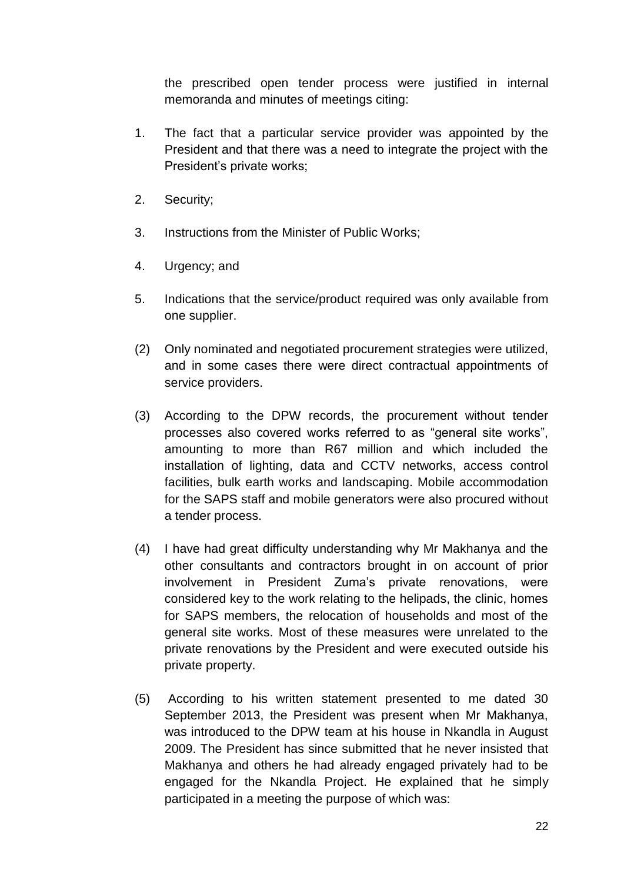the prescribed open tender process were justified in internal memoranda and minutes of meetings citing:

1. The fact that a particular service provider was appointed by the President and that there was a need to integrate the project with the President's private works;
2. Security;
3. Instructions from the Minister of Public Works;
4. Urgency; and
5. Indications that the service/product required was only available from one supplier.

(2) Only nominated and negotiated procurement strategies were utilized, and in some cases there were direct contractual appointments of service providers.

(3) According to the DPW records, the procurement without tender processes also covered works referred to as "general site works", amounting to more than R67 million and which included the installation of lighting, data and CCTV networks, access control facilities, bulk earth works and landscaping. Mobile accommodation for the SAPS staff and mobile generators were also procured without a tender process.

(4) I have had great difficulty understanding why Mr Makhanya and the other consultants and contractors brought in on account of prior involvement in President Zuma's private renovations, were considered key to the work relating to the helipads, the clinic, homes for SAPS members, the relocation of households and most of the general site works. Most of these measures were unrelated to the private renovations by the President and were executed outside his private property.

(5) According to his written statement presented to me dated 30 September 2013, the President was present when Mr Makhanya, was introduced to the DPW team at his house in Nkandla in August 2009. The President has since submitted that he never insisted that Makhanya and others he had already engaged privately had to be engaged for the Nkandla Project. He explained that he simply participated in a meeting the purpose of which was: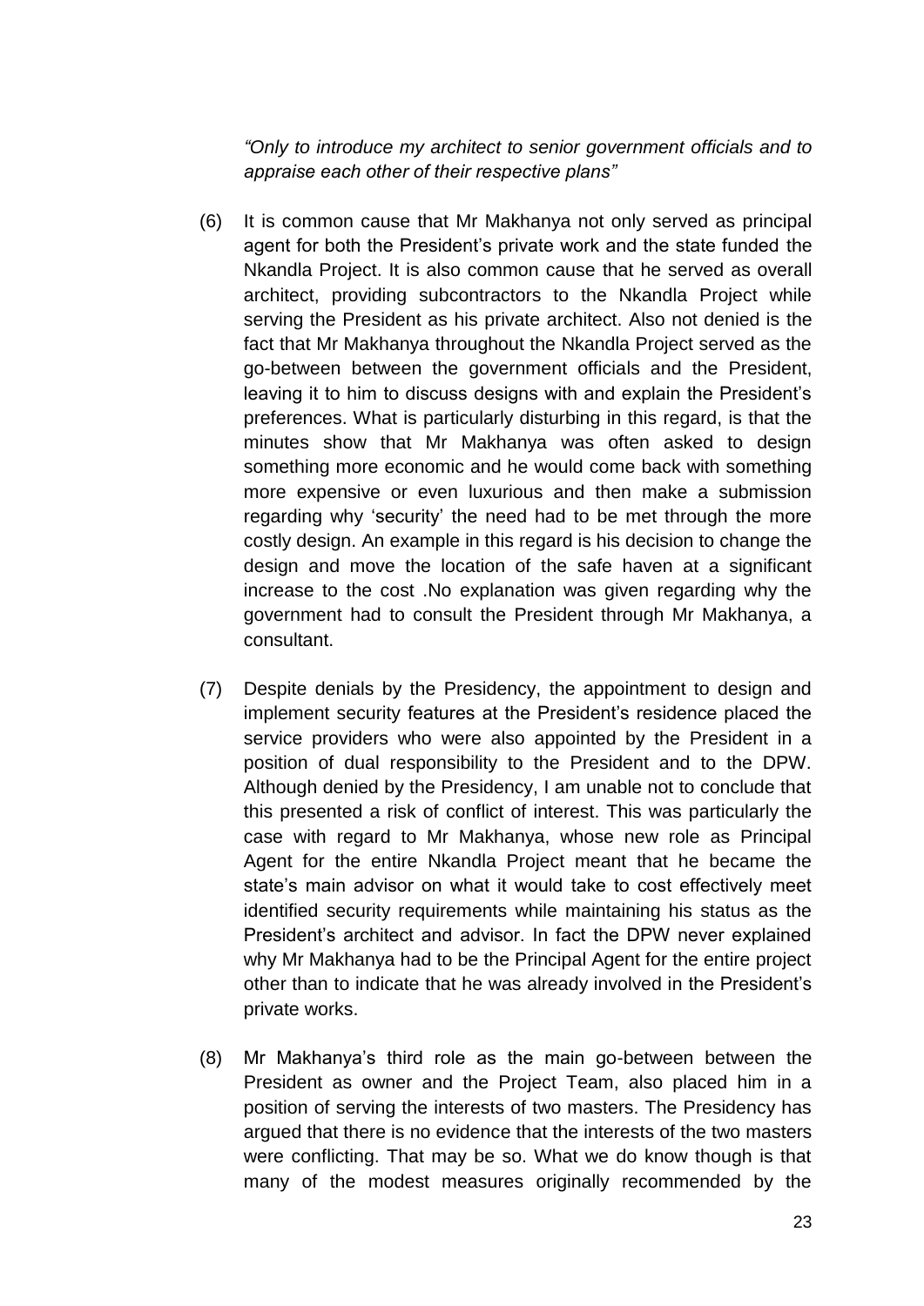*"Only to introduce my architect to senior government officials and to appraise each other of their respective plans"*

(6) It is common cause that Mr Makhanya not only served as principal agent for both the President's private work and the state funded the Nkandla Project. It is also common cause that he served as overall architect, providing subcontractors to the Nkandla Project while serving the President as his private architect. Also not denied is the fact that Mr Makhanya throughout the Nkandla Project served as the go-between between the government officials and the President, leaving it to him to discuss designs with and explain the President's preferences. What is particularly disturbing in this regard, is that the minutes show that Mr Makhanya was often asked to design something more economic and he would come back with something more expensive or even luxurious and then make a submission regarding why 'security' the need had to be met through the more costly design. An example in this regard is his decision to change the design and move the location of the safe haven at a significant increase to the cost .No explanation was given regarding why the government had to consult the President through Mr Makhanya, a consultant.

(7) Despite denials by the Presidency, the appointment to design and implement security features at the President's residence placed the service providers who were also appointed by the President in a position of dual responsibility to the President and to the DPW. Although denied by the Presidency, I am unable not to conclude that this presented a risk of conflict of interest. This was particularly the case with regard to Mr Makhanya, whose new role as Principal Agent for the entire Nkandla Project meant that he became the state's main advisor on what it would take to cost effectively meet identified security requirements while maintaining his status as the President's architect and advisor. In fact the DPW never explained why Mr Makhanya had to be the Principal Agent for the entire project other than to indicate that he was already involved in the President's private works.

(8) Mr Makhanya's third role as the main go-between between the President as owner and the Project Team, also placed him in a position of serving the interests of two masters. The Presidency has argued that there is no evidence that the interests of the two masters were conflicting. That may be so. What we do know though is that many of the modest measures originally recommended by the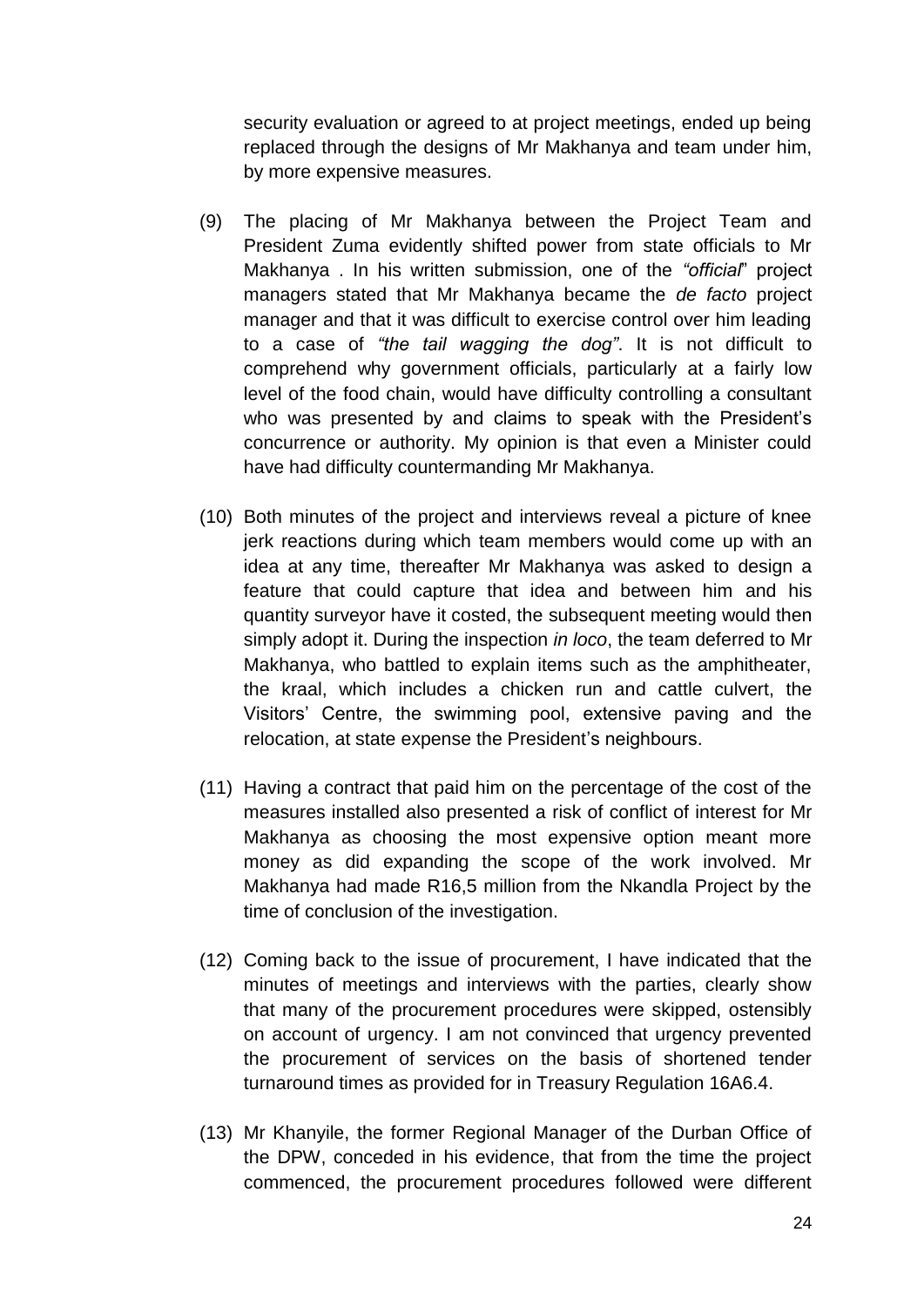security evaluation or agreed to at project meetings, ended up being replaced through the designs of Mr Makhanya and team under him, by more expensive measures.

(9) The placing of Mr Makhanya between the Project Team and President Zuma evidently shifted power from state officials to Mr Makhanya . In his written submission, one of the *"official*" project managers stated that Mr Makhanya became the *de facto* project manager and that it was difficult to exercise control over him leading to a case of *"the tail wagging the dog"*. It is not difficult to comprehend why government officials, particularly at a fairly low level of the food chain, would have difficulty controlling a consultant who was presented by and claims to speak with the President's concurrence or authority. My opinion is that even a Minister could have had difficulty countermanding Mr Makhanya.

(10) Both minutes of the project and interviews reveal a picture of knee jerk reactions during which team members would come up with an idea at any time, thereafter Mr Makhanya was asked to design a feature that could capture that idea and between him and his quantity surveyor have it costed, the subsequent meeting would then simply adopt it. During the inspection *in loco*, the team deferred to Mr Makhanya, who battled to explain items such as the amphitheater, the kraal, which includes a chicken run and cattle culvert, the Visitors' Centre, the swimming pool, extensive paving and the relocation, at state expense the President's neighbours.

(11) Having a contract that paid him on the percentage of the cost of the measures installed also presented a risk of conflict of interest for Mr Makhanya as choosing the most expensive option meant more money as did expanding the scope of the work involved. Mr Makhanya had made R16,5 million from the Nkandla Project by the time of conclusion of the investigation.

(12) Coming back to the issue of procurement, I have indicated that the minutes of meetings and interviews with the parties, clearly show that many of the procurement procedures were skipped, ostensibly on account of urgency. I am not convinced that urgency prevented the procurement of services on the basis of shortened tender turnaround times as provided for in Treasury Regulation 16A6.4.

(13) Mr Khanyile, the former Regional Manager of the Durban Office of the DPW, conceded in his evidence, that from the time the project commenced, the procurement procedures followed were different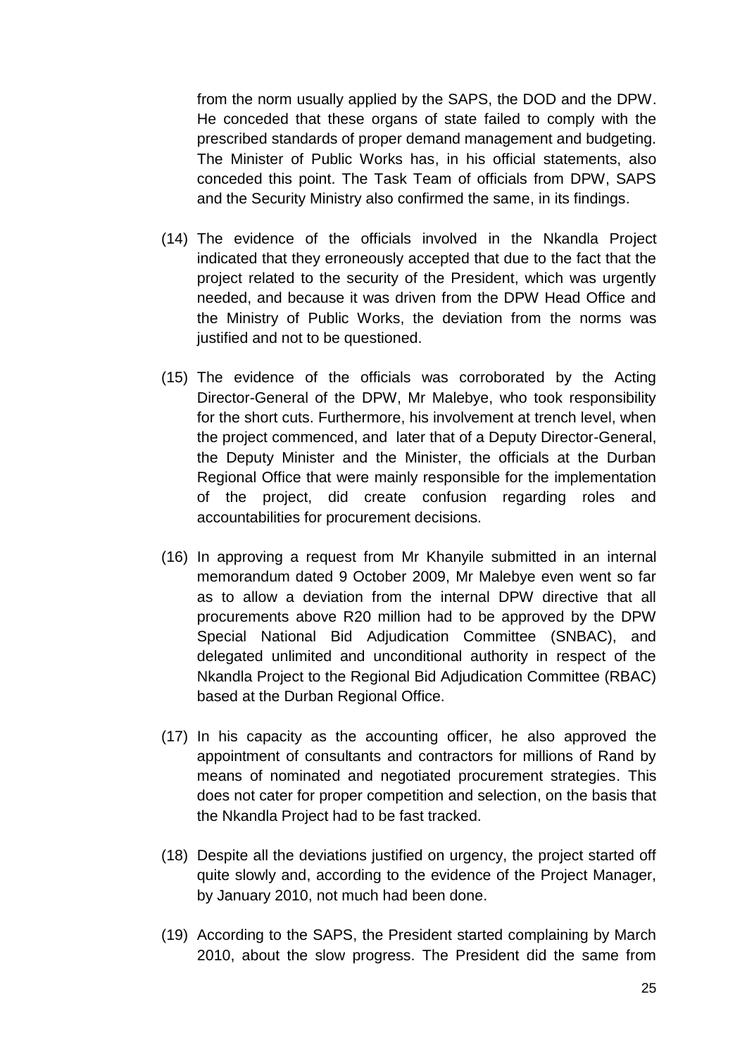from the norm usually applied by the SAPS, the DOD and the DPW. He conceded that these organs of state failed to comply with the prescribed standards of proper demand management and budgeting. The Minister of Public Works has, in his official statements, also conceded this point. The Task Team of officials from DPW, SAPS and the Security Ministry also confirmed the same, in its findings.

(14) The evidence of the officials involved in the Nkandla Project indicated that they erroneously accepted that due to the fact that the project related to the security of the President, which was urgently needed, and because it was driven from the DPW Head Office and the Ministry of Public Works, the deviation from the norms was justified and not to be questioned.

(15) The evidence of the officials was corroborated by the Acting Director-General of the DPW, Mr Malebye, who took responsibility for the short cuts. Furthermore, his involvement at trench level, when the project commenced, and later that of a Deputy Director-General, the Deputy Minister and the Minister, the officials at the Durban Regional Office that were mainly responsible for the implementation of the project, did create confusion regarding roles and accountabilities for procurement decisions.

(16) In approving a request from Mr Khanyile submitted in an internal memorandum dated 9 October 2009, Mr Malebye even went so far as to allow a deviation from the internal DPW directive that all procurements above R20 million had to be approved by the DPW Special National Bid Adjudication Committee (SNBAC), and delegated unlimited and unconditional authority in respect of the Nkandla Project to the Regional Bid Adjudication Committee (RBAC) based at the Durban Regional Office.

(17) In his capacity as the accounting officer, he also approved the appointment of consultants and contractors for millions of Rand by means of nominated and negotiated procurement strategies. This does not cater for proper competition and selection, on the basis that the Nkandla Project had to be fast tracked.

(18) Despite all the deviations justified on urgency, the project started off quite slowly and, according to the evidence of the Project Manager, by January 2010, not much had been done.

(19) According to the SAPS, the President started complaining by March 2010, about the slow progress. The President did the same from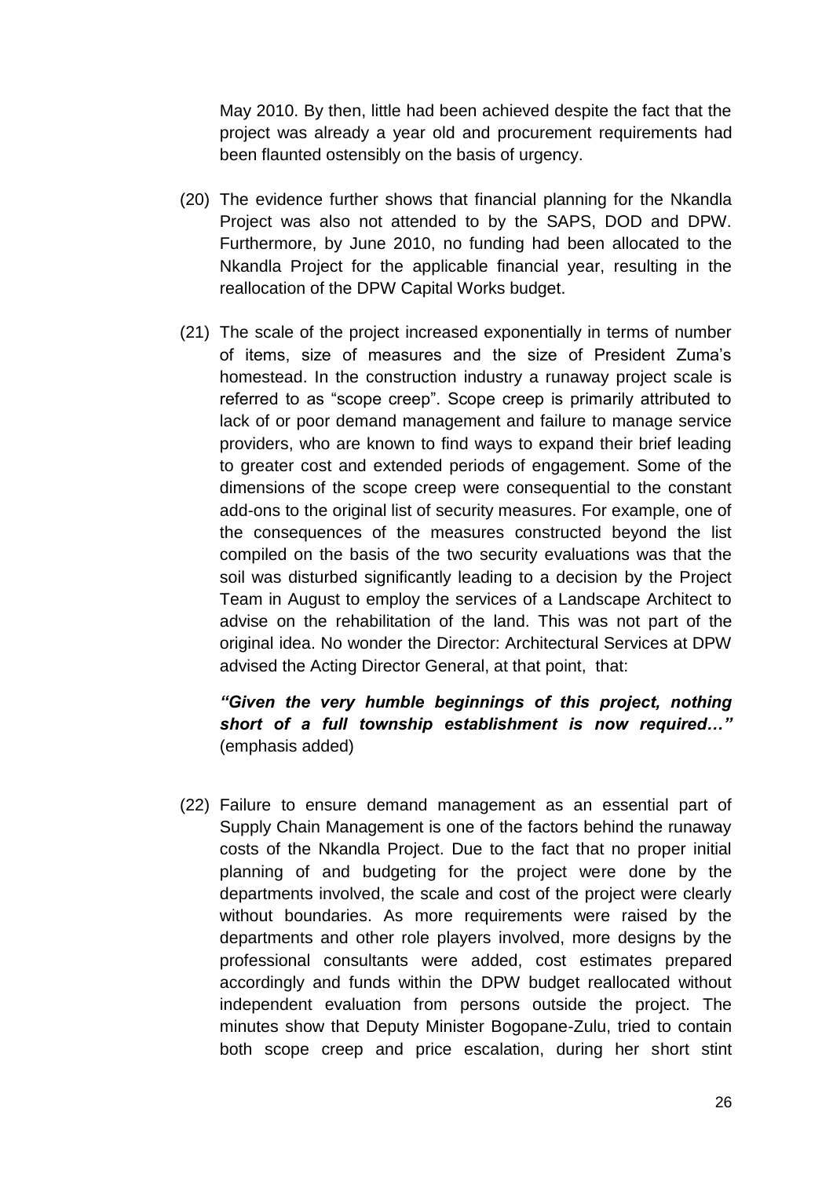May 2010. By then, little had been achieved despite the fact that the project was already a year old and procurement requirements had been flaunted ostensibly on the basis of urgency.

(20) The evidence further shows that financial planning for the Nkandla Project was also not attended to by the SAPS, DOD and DPW. Furthermore, by June 2010, no funding had been allocated to the Nkandla Project for the applicable financial year, resulting in the reallocation of the DPW Capital Works budget.

(21) The scale of the project increased exponentially in terms of number of items, size of measures and the size of President Zuma's homestead. In the construction industry a runaway project scale is referred to as "scope creep". Scope creep is primarily attributed to lack of or poor demand management and failure to manage service providers, who are known to find ways to expand their brief leading to greater cost and extended periods of engagement. Some of the dimensions of the scope creep were consequential to the constant add-ons to the original list of security measures. For example, one of the consequences of the measures constructed beyond the list compiled on the basis of the two security evaluations was that the soil was disturbed significantly leading to a decision by the Project Team in August to employ the services of a Landscape Architect to advise on the rehabilitation of the land. This was not part of the original idea. No wonder the Director: Architectural Services at DPW advised the Acting Director General, at that point, that:

***"Given the very humble beginnings of this project, nothing short of a full township establishment is now required…"*** (emphasis added)

(22) Failure to ensure demand management as an essential part of Supply Chain Management is one of the factors behind the runaway costs of the Nkandla Project. Due to the fact that no proper initial planning of and budgeting for the project were done by the departments involved, the scale and cost of the project were clearly without boundaries. As more requirements were raised by the departments and other role players involved, more designs by the professional consultants were added, cost estimates prepared accordingly and funds within the DPW budget reallocated without independent evaluation from persons outside the project. The minutes show that Deputy Minister Bogopane-Zulu, tried to contain both scope creep and price escalation, during her short stint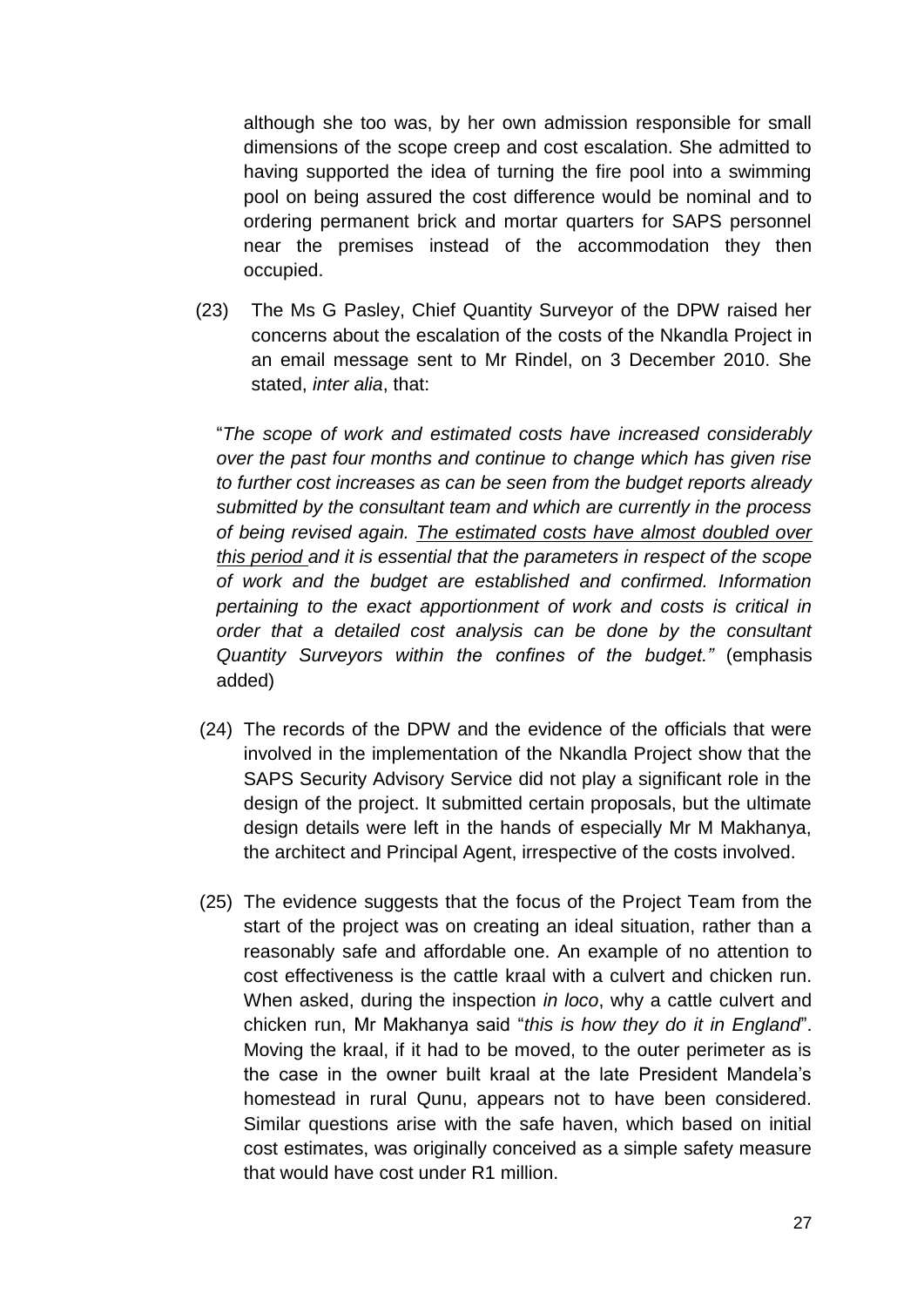although she too was, by her own admission responsible for small dimensions of the scope creep and cost escalation. She admitted to having supported the idea of turning the fire pool into a swimming pool on being assured the cost difference would be nominal and to ordering permanent brick and mortar quarters for SAPS personnel near the premises instead of the accommodation they then occupied.

(23) The Ms G Pasley, Chief Quantity Surveyor of the DPW raised her concerns about the escalation of the costs of the Nkandla Project in an email message sent to Mr Rindel, on 3 December 2010. She stated, *inter alia*, that:

"*The scope of work and estimated costs have increased considerably over the past four months and continue to change which has given rise to further cost increases as can be seen from the budget reports already submitted by the consultant team and which are currently in the process of being revised again. <u>The estimated costs have almost doubled over this period</u> and it is essential that the parameters in respect of the scope of work and the budget are established and confirmed. Information pertaining to the exact apportionment of work and costs is critical in order that a detailed cost analysis can be done by the consultant Quantity Surveyors within the confines of the budget."* (emphasis added)

(24) The records of the DPW and the evidence of the officials that were involved in the implementation of the Nkandla Project show that the SAPS Security Advisory Service did not play a significant role in the design of the project. It submitted certain proposals, but the ultimate design details were left in the hands of especially Mr M Makhanya, the architect and Principal Agent, irrespective of the costs involved.

(25) The evidence suggests that the focus of the Project Team from the start of the project was on creating an ideal situation, rather than a reasonably safe and affordable one. An example of no attention to cost effectiveness is the cattle kraal with a culvert and chicken run. When asked, during the inspection *in loco*, why a cattle culvert and chicken run, Mr Makhanya said "*this is how they do it in England*". Moving the kraal, if it had to be moved, to the outer perimeter as is the case in the owner built kraal at the late President Mandela's homestead in rural Qunu, appears not to have been considered. Similar questions arise with the safe haven, which based on initial cost estimates, was originally conceived as a simple safety measure that would have cost under R1 million.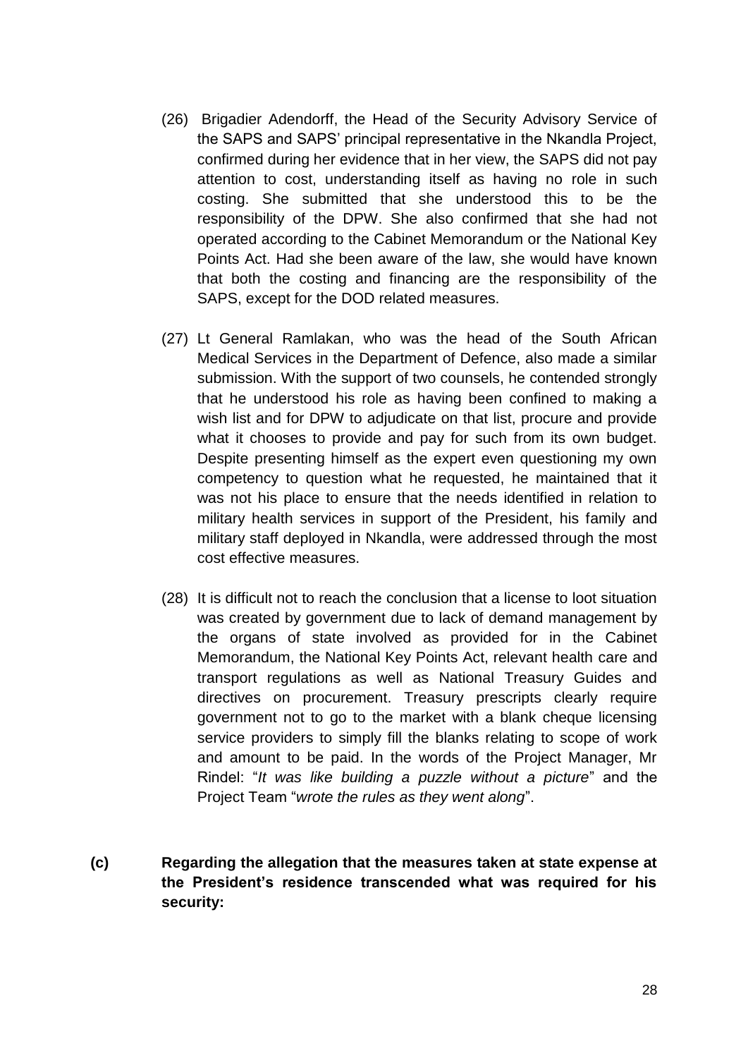(26) Brigadier Adendorff, the Head of the Security Advisory Service of the SAPS and SAPS' principal representative in the Nkandla Project, confirmed during her evidence that in her view, the SAPS did not pay attention to cost, understanding itself as having no role in such costing. She submitted that she understood this to be the responsibility of the DPW. She also confirmed that she had not operated according to the Cabinet Memorandum or the National Key Points Act. Had she been aware of the law, she would have known that both the costing and financing are the responsibility of the SAPS, except for the DOD related measures.

(27) Lt General Ramlakan, who was the head of the South African Medical Services in the Department of Defence, also made a similar submission. With the support of two counsels, he contended strongly that he understood his role as having been confined to making a wish list and for DPW to adjudicate on that list, procure and provide what it chooses to provide and pay for such from its own budget. Despite presenting himself as the expert even questioning my own competency to question what he requested, he maintained that it was not his place to ensure that the needs identified in relation to military health services in support of the President, his family and military staff deployed in Nkandla, were addressed through the most cost effective measures.

(28) It is difficult not to reach the conclusion that a license to loot situation was created by government due to lack of demand management by the organs of state involved as provided for in the Cabinet Memorandum, the National Key Points Act, relevant health care and transport regulations as well as National Treasury Guides and directives on procurement. Treasury prescripts clearly require government not to go to the market with a blank cheque licensing service providers to simply fill the blanks relating to scope of work and amount to be paid. In the words of the Project Manager, Mr Rindel: "*It was like building a puzzle without a picture*" and the Project Team "*wrote the rules as they went along*".

**(c) Regarding the allegation that the measures taken at state expense at the President's residence transcended what was required for his security:**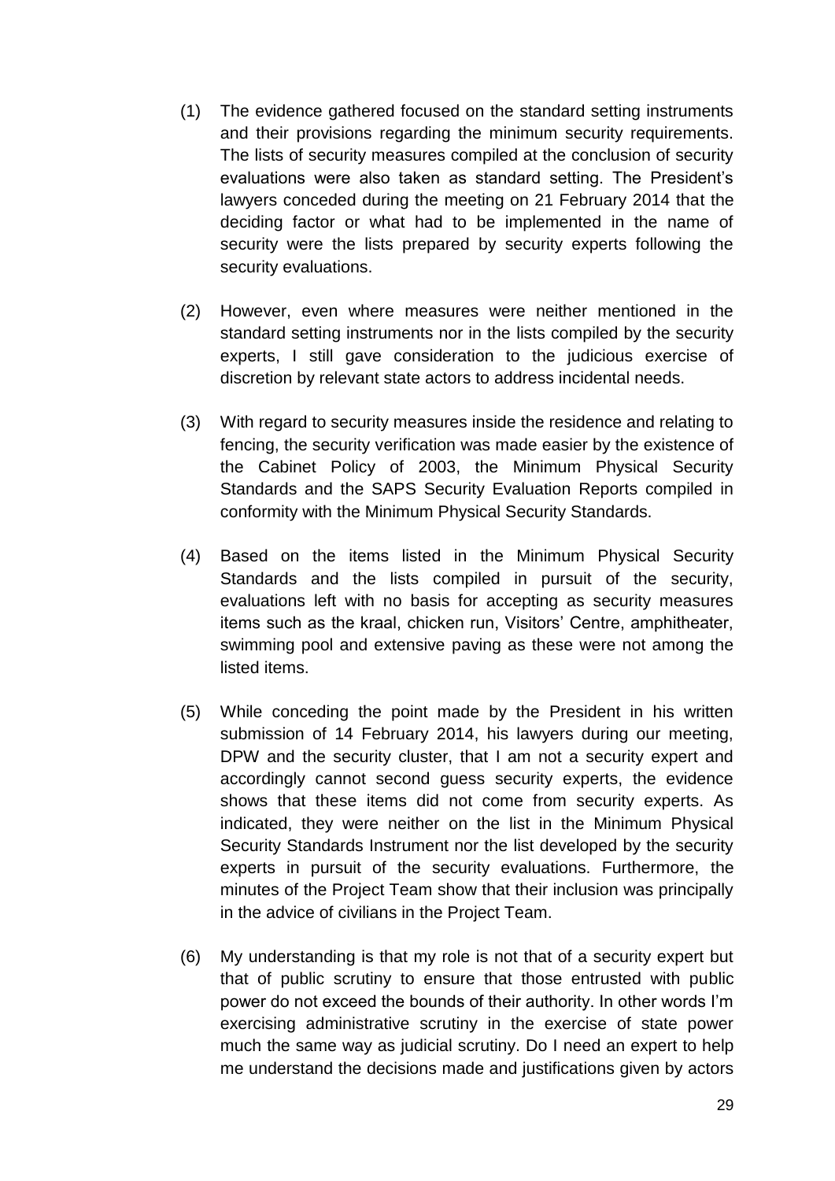(1) The evidence gathered focused on the standard setting instruments and their provisions regarding the minimum security requirements. The lists of security measures compiled at the conclusion of security evaluations were also taken as standard setting. The President's lawyers conceded during the meeting on 21 February 2014 that the deciding factor or what had to be implemented in the name of security were the lists prepared by security experts following the security evaluations.

(2) However, even where measures were neither mentioned in the standard setting instruments nor in the lists compiled by the security experts, I still gave consideration to the judicious exercise of discretion by relevant state actors to address incidental needs.

(3) With regard to security measures inside the residence and relating to fencing, the security verification was made easier by the existence of the Cabinet Policy of 2003, the Minimum Physical Security Standards and the SAPS Security Evaluation Reports compiled in conformity with the Minimum Physical Security Standards.

(4) Based on the items listed in the Minimum Physical Security Standards and the lists compiled in pursuit of the security, evaluations left with no basis for accepting as security measures items such as the kraal, chicken run, Visitors' Centre, amphitheater, swimming pool and extensive paving as these were not among the listed items.

(5) While conceding the point made by the President in his written submission of 14 February 2014, his lawyers during our meeting, DPW and the security cluster, that I am not a security expert and accordingly cannot second guess security experts, the evidence shows that these items did not come from security experts. As indicated, they were neither on the list in the Minimum Physical Security Standards Instrument nor the list developed by the security experts in pursuit of the security evaluations. Furthermore, the minutes of the Project Team show that their inclusion was principally in the advice of civilians in the Project Team.

(6) My understanding is that my role is not that of a security expert but that of public scrutiny to ensure that those entrusted with public power do not exceed the bounds of their authority. In other words I'm exercising administrative scrutiny in the exercise of state power much the same way as judicial scrutiny. Do I need an expert to help me understand the decisions made and justifications given by actors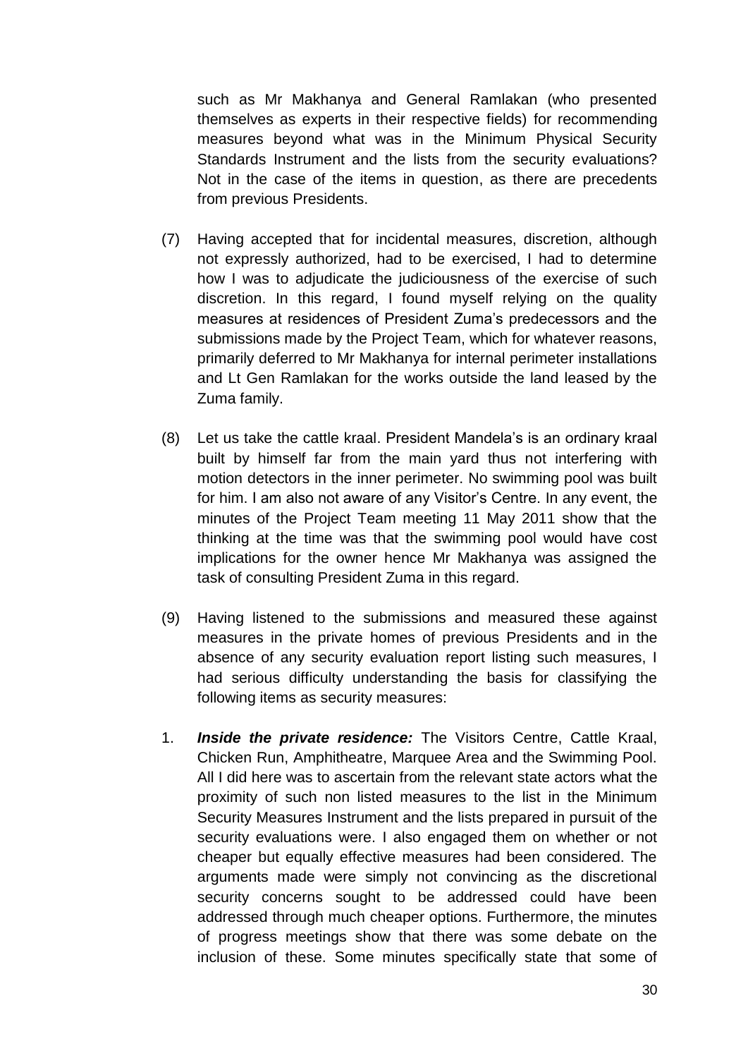such as Mr Makhanya and General Ramlakan (who presented themselves as experts in their respective fields) for recommending measures beyond what was in the Minimum Physical Security Standards Instrument and the lists from the security evaluations? Not in the case of the items in question, as there are precedents from previous Presidents.

(7) Having accepted that for incidental measures, discretion, although not expressly authorized, had to be exercised, I had to determine how I was to adjudicate the judiciousness of the exercise of such discretion. In this regard, I found myself relying on the quality measures at residences of President Zuma's predecessors and the submissions made by the Project Team, which for whatever reasons, primarily deferred to Mr Makhanya for internal perimeter installations and Lt Gen Ramlakan for the works outside the land leased by the Zuma family.

(8) Let us take the cattle kraal. President Mandela's is an ordinary kraal built by himself far from the main yard thus not interfering with motion detectors in the inner perimeter. No swimming pool was built for him. I am also not aware of any Visitor's Centre. In any event, the minutes of the Project Team meeting 11 May 2011 show that the thinking at the time was that the swimming pool would have cost implications for the owner hence Mr Makhanya was assigned the task of consulting President Zuma in this regard.

(9) Having listened to the submissions and measured these against measures in the private homes of previous Presidents and in the absence of any security evaluation report listing such measures, I had serious difficulty understanding the basis for classifying the following items as security measures:

1. ***Inside the private residence:*** The Visitors Centre, Cattle Kraal, Chicken Run, Amphitheatre, Marquee Area and the Swimming Pool. All I did here was to ascertain from the relevant state actors what the proximity of such non listed measures to the list in the Minimum Security Measures Instrument and the lists prepared in pursuit of the security evaluations were. I also engaged them on whether or not cheaper but equally effective measures had been considered. The arguments made were simply not convincing as the discretional security concerns sought to be addressed could have been addressed through much cheaper options. Furthermore, the minutes of progress meetings show that there was some debate on the inclusion of these. Some minutes specifically state that some of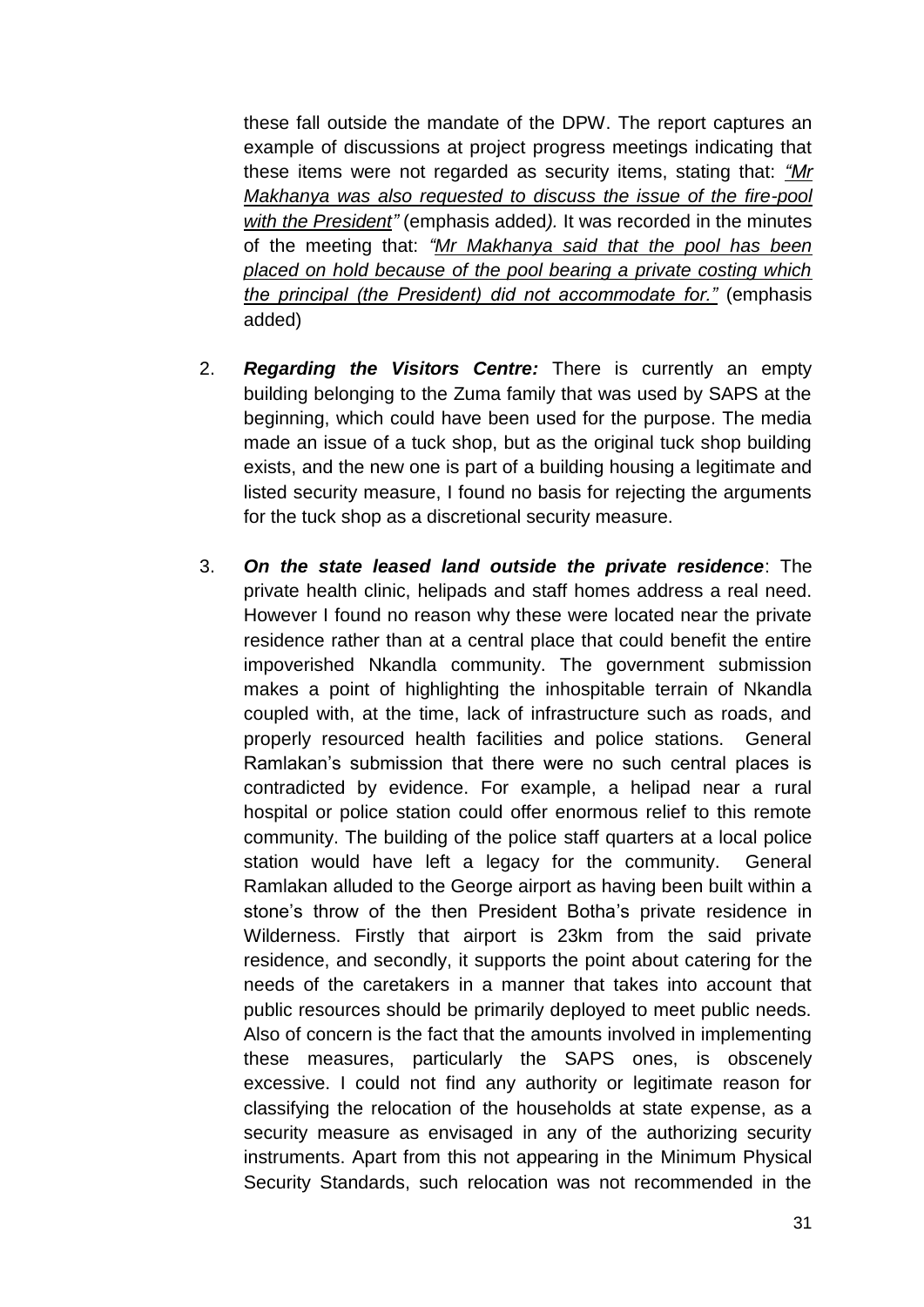these fall outside the mandate of the DPW. The report captures an example of discussions at project progress meetings indicating that these items were not regarded as security items, stating that: *"Mr Makhanya was also requested to discuss the issue of the fire-pool with the President"* (emphasis added*).* It was recorded in the minutes of the meeting that: *"Mr Makhanya said that the pool has been placed on hold because of the pool bearing a private costing which the principal (the President) did not accommodate for."* (emphasis added)

2. ***Regarding the Visitors Centre:*** There is currently an empty building belonging to the Zuma family that was used by SAPS at the beginning, which could have been used for the purpose. The media made an issue of a tuck shop, but as the original tuck shop building exists, and the new one is part of a building housing a legitimate and listed security measure, I found no basis for rejecting the arguments for the tuck shop as a discretional security measure.

3. ***On the state leased land outside the private residence***: The private health clinic, helipads and staff homes address a real need. However I found no reason why these were located near the private residence rather than at a central place that could benefit the entire impoverished Nkandla community. The government submission makes a point of highlighting the inhospitable terrain of Nkandla coupled with, at the time, lack of infrastructure such as roads, and properly resourced health facilities and police stations. General Ramlakan's submission that there were no such central places is contradicted by evidence. For example, a helipad near a rural hospital or police station could offer enormous relief to this remote community. The building of the police staff quarters at a local police station would have left a legacy for the community. General Ramlakan alluded to the George airport as having been built within a stone's throw of the then President Botha's private residence in Wilderness. Firstly that airport is 23km from the said private residence, and secondly, it supports the point about catering for the needs of the caretakers in a manner that takes into account that public resources should be primarily deployed to meet public needs. Also of concern is the fact that the amounts involved in implementing these measures, particularly the SAPS ones, is obscenely excessive. I could not find any authority or legitimate reason for classifying the relocation of the households at state expense, as a security measure as envisaged in any of the authorizing security instruments. Apart from this not appearing in the Minimum Physical Security Standards, such relocation was not recommended in the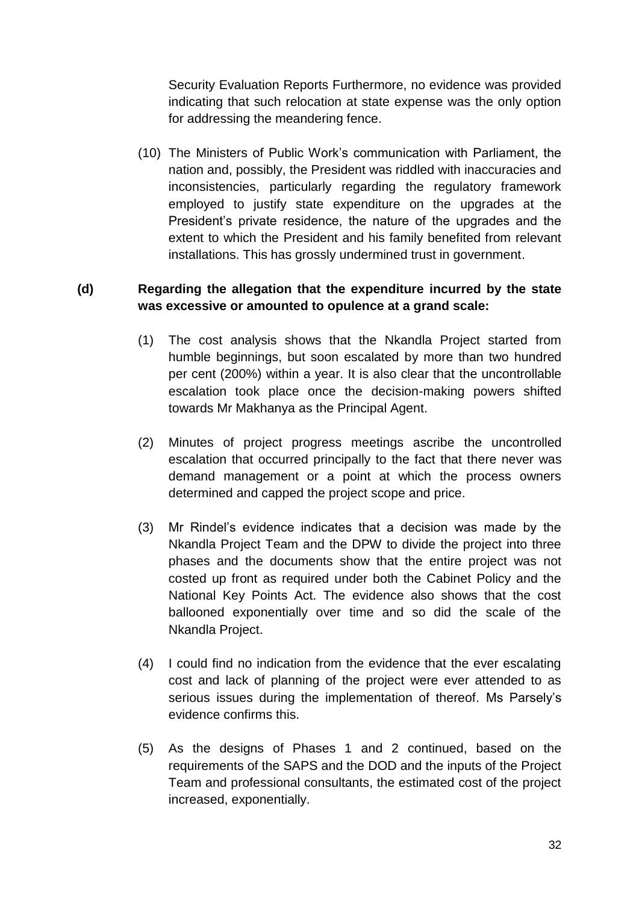Security Evaluation Reports Furthermore, no evidence was provided indicating that such relocation at state expense was the only option for addressing the meandering fence.

(10) The Ministers of Public Work's communication with Parliament, the nation and, possibly, the President was riddled with inaccuracies and inconsistencies, particularly regarding the regulatory framework employed to justify state expenditure on the upgrades at the President's private residence, the nature of the upgrades and the extent to which the President and his family benefited from relevant installations. This has grossly undermined trust in government.

**(d) Regarding the allegation that the expenditure incurred by the state was excessive or amounted to opulence at a grand scale:**

(1) The cost analysis shows that the Nkandla Project started from humble beginnings, but soon escalated by more than two hundred per cent (200%) within a year. It is also clear that the uncontrollable escalation took place once the decision-making powers shifted towards Mr Makhanya as the Principal Agent.

(2) Minutes of project progress meetings ascribe the uncontrolled escalation that occurred principally to the fact that there never was demand management or a point at which the process owners determined and capped the project scope and price.

(3) Mr Rindel's evidence indicates that a decision was made by the Nkandla Project Team and the DPW to divide the project into three phases and the documents show that the entire project was not costed up front as required under both the Cabinet Policy and the National Key Points Act. The evidence also shows that the cost ballooned exponentially over time and so did the scale of the Nkandla Project.

(4) I could find no indication from the evidence that the ever escalating cost and lack of planning of the project were ever attended to as serious issues during the implementation of thereof. Ms Parsely's evidence confirms this.

(5) As the designs of Phases 1 and 2 continued, based on the requirements of the SAPS and the DOD and the inputs of the Project Team and professional consultants, the estimated cost of the project increased, exponentially.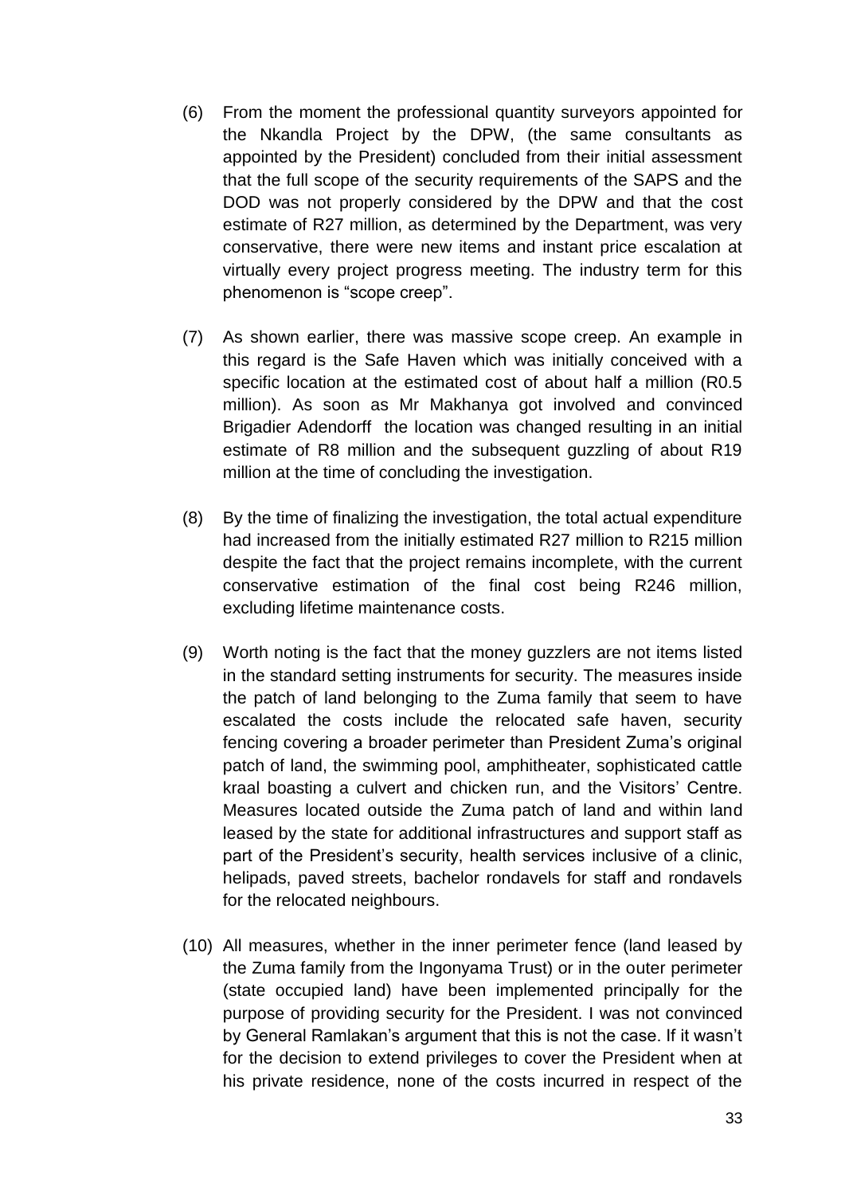(6) From the moment the professional quantity surveyors appointed for the Nkandla Project by the DPW, (the same consultants as appointed by the President) concluded from their initial assessment that the full scope of the security requirements of the SAPS and the DOD was not properly considered by the DPW and that the cost estimate of R27 million, as determined by the Department, was very conservative, there were new items and instant price escalation at virtually every project progress meeting. The industry term for this phenomenon is "scope creep".

(7) As shown earlier, there was massive scope creep. An example in this regard is the Safe Haven which was initially conceived with a specific location at the estimated cost of about half a million (R0.5 million). As soon as Mr Makhanya got involved and convinced Brigadier Adendorff the location was changed resulting in an initial estimate of R8 million and the subsequent guzzling of about R19 million at the time of concluding the investigation.

(8) By the time of finalizing the investigation, the total actual expenditure had increased from the initially estimated R27 million to R215 million despite the fact that the project remains incomplete, with the current conservative estimation of the final cost being R246 million, excluding lifetime maintenance costs.

(9) Worth noting is the fact that the money guzzlers are not items listed in the standard setting instruments for security. The measures inside the patch of land belonging to the Zuma family that seem to have escalated the costs include the relocated safe haven, security fencing covering a broader perimeter than President Zuma's original patch of land, the swimming pool, amphitheater, sophisticated cattle kraal boasting a culvert and chicken run, and the Visitors' Centre. Measures located outside the Zuma patch of land and within land leased by the state for additional infrastructures and support staff as part of the President's security, health services inclusive of a clinic, helipads, paved streets, bachelor rondavels for staff and rondavels for the relocated neighbours.

(10) All measures, whether in the inner perimeter fence (land leased by the Zuma family from the Ingonyama Trust) or in the outer perimeter (state occupied land) have been implemented principally for the purpose of providing security for the President. I was not convinced by General Ramlakan's argument that this is not the case. If it wasn't for the decision to extend privileges to cover the President when at his private residence, none of the costs incurred in respect of the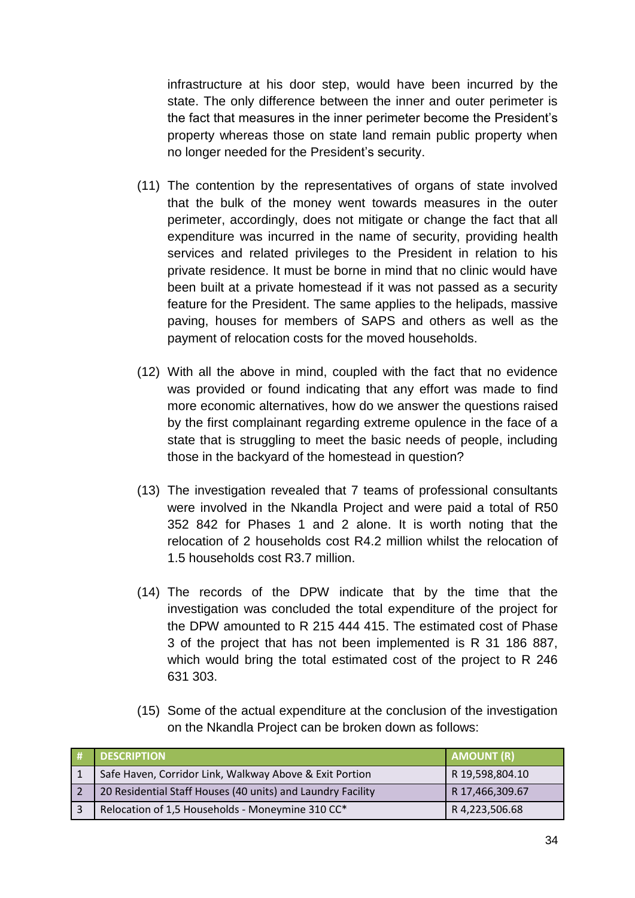infrastructure at his door step, would have been incurred by the state. The only difference between the inner and outer perimeter is the fact that measures in the inner perimeter become the President's property whereas those on state land remain public property when no longer needed for the President's security.

(11) The contention by the representatives of organs of state involved that the bulk of the money went towards measures in the outer perimeter, accordingly, does not mitigate or change the fact that all expenditure was incurred in the name of security, providing health services and related privileges to the President in relation to his private residence. It must be borne in mind that no clinic would have been built at a private homestead if it was not passed as a security feature for the President. The same applies to the helipads, massive paving, houses for members of SAPS and others as well as the payment of relocation costs for the moved households.

(12) With all the above in mind, coupled with the fact that no evidence was provided or found indicating that any effort was made to find more economic alternatives, how do we answer the questions raised by the first complainant regarding extreme opulence in the face of a state that is struggling to meet the basic needs of people, including those in the backyard of the homestead in question?

(13) The investigation revealed that 7 teams of professional consultants were involved in the Nkandla Project and were paid a total of R50 352 842 for Phases 1 and 2 alone. It is worth noting that the relocation of 2 households cost R4.2 million whilst the relocation of 1.5 households cost R3.7 million.

(14) The records of the DPW indicate that by the time that the investigation was concluded the total expenditure of the project for the DPW amounted to R 215 444 415. The estimated cost of Phase 3 of the project that has not been implemented is R 31 186 887, which would bring the total estimated cost of the project to R 246 631 303.

(15) Some of the actual expenditure at the conclusion of the investigation on the Nkandla Project can be broken down as follows:

| # | DESCRIPTION | AMOUNT (R) |
|---|---|---|
| 1 | Safe Haven, Corridor Link, Walkway Above & Exit Portion | R 19,598,804.10 |
| 2 | 20 Residential Staff Houses (40 units) and Laundry Facility | R 17,466,309.67 |
| 3 | Relocation of 1,5 Households - Moneymine 310 CC* | R 4,223,506.68 |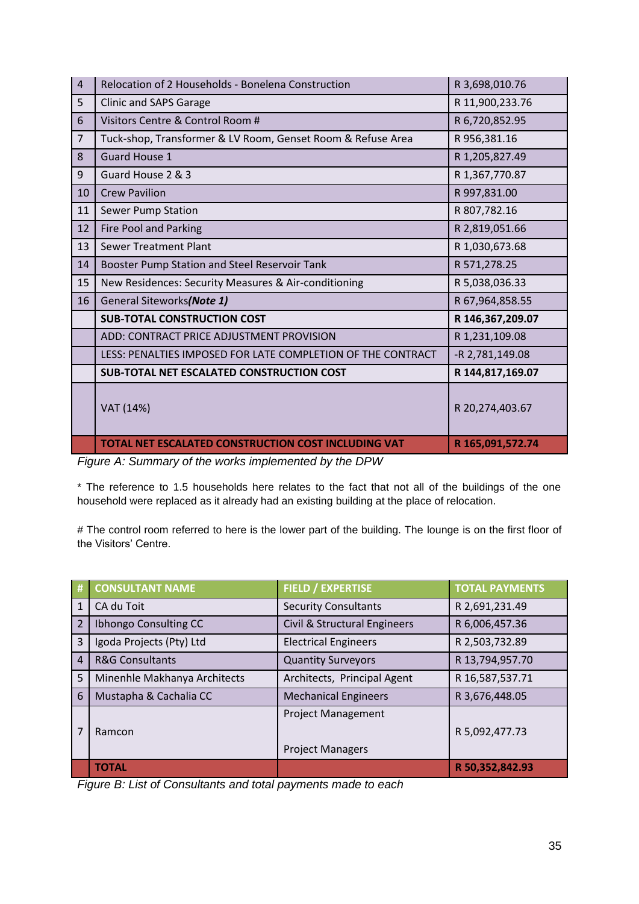| 4 | Relocation of 2 Households - Bonelena Construction | R 3,698,010.76 |
|---|---|---|
| 5 | Clinic and SAPS Garage | R 11,900,233.76 |
| 6 | Visitors Centre & Control Room # | R 6,720,852.95 |
| 7 | Tuck-shop, Transformer & LV Room, Genset Room & Refuse Area | R 956,381.16 |
| 8 | Guard House 1 | R 1,205,827.49 |
| 9 | Guard House 2 & 3 | R 1,367,770.87 |
| 10 | Crew Pavilion | R 997,831.00 |
| 11 | Sewer Pump Station | R 807,782.16 |
| 12 | Fire Pool and Parking | R 2,819,051.66 |
| 13 | Sewer Treatment Plant | R 1,030,673.68 |
| 14 | Booster Pump Station and Steel Reservoir Tank | R 571,278.25 |
| 15 | New Residences: Security Measures & Air-conditioning | R 5,038,036.33 |
| 16 | General Siteworks ***(Note 1)*** | R 67,964,858.55 |
| | **SUB-TOTAL CONSTRUCTION COST** | **R 146,367,209.07** |
| | ADD: CONTRACT PRICE ADJUSTMENT PROVISION | R 1,231,109.08 |
| | LESS: PENALTIES IMPOSED FOR LATE COMPLETION OF THE CONTRACT | -R 2,781,149.08 |
| | **SUB-TOTAL NET ESCALATED CONSTRUCTION COST** | **R 144,817,169.07** |
| | VAT (14%) | R 20,274,403.67 |
| | **TOTAL NET ESCALATED CONSTRUCTION COST INCLUDING VAT** | **R 165,091,572.74** |

*Figure A: Summary of the works implemented by the DPW*

* The reference to 1.5 households here relates to the fact that not all of the buildings of the one household were replaced as it already had an existing building at the place of relocation.

# The control room referred to here is the lower part of the building. The lounge is on the first floor of the Visitors' Centre.

| # | CONSULTANT NAME | FIELD / EXPERTISE | TOTAL PAYMENTS |
|---|---|---|---|
| 1 | CA du Toit | Security Consultants | R 2,691,231.49 |
| 2 | Ibhongo Consulting CC | Civil & Structural Engineers | R 6,006,457.36 |
| 3 | Igoda Projects (Pty) Ltd | Electrical Engineers | R 2,503,732.89 |
| 4 | R&G Consultants | Quantity Surveyors | R 13,794,957.70 |
| 5 | Minenhle Makhanya Architects | Architects, Principal Agent | R 16,587,537.71 |
| 6 | Mustapha & Cachalia CC | Mechanical Engineers | R 3,676,448.05 |
| 7 | Ramcon | Project Management<br><br>Project Managers | R 5,092,477.73 |
| | **TOTAL** | | **R 50,352,842.93** |

*Figure B: List of Consultants and total payments made to each*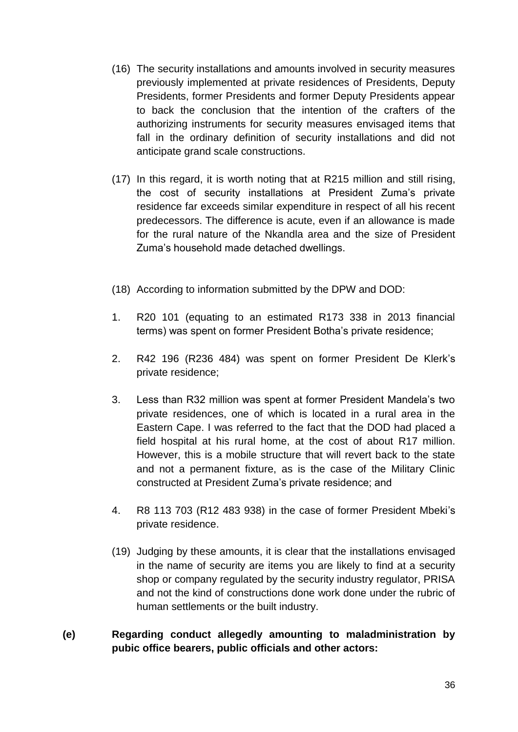(16) The security installations and amounts involved in security measures previously implemented at private residences of Presidents, Deputy Presidents, former Presidents and former Deputy Presidents appear to back the conclusion that the intention of the crafters of the authorizing instruments for security measures envisaged items that fall in the ordinary definition of security installations and did not anticipate grand scale constructions.

(17) In this regard, it is worth noting that at R215 million and still rising, the cost of security installations at President Zuma's private residence far exceeds similar expenditure in respect of all his recent predecessors. The difference is acute, even if an allowance is made for the rural nature of the Nkandla area and the size of President Zuma's household made detached dwellings.

(18) According to information submitted by the DPW and DOD:

1. R20 101 (equating to an estimated R173 338 in 2013 financial terms) was spent on former President Botha's private residence;

2. R42 196 (R236 484) was spent on former President De Klerk's private residence;

3. Less than R32 million was spent at former President Mandela's two private residences, one of which is located in a rural area in the Eastern Cape. I was referred to the fact that the DOD had placed a field hospital at his rural home, at the cost of about R17 million. However, this is a mobile structure that will revert back to the state and not a permanent fixture, as is the case of the Military Clinic constructed at President Zuma's private residence; and

4. R8 113 703 (R12 483 938) in the case of former President Mbeki's private residence.

(19) Judging by these amounts, it is clear that the installations envisaged in the name of security are items you are likely to find at a security shop or company regulated by the security industry regulator, PRISA and not the kind of constructions done work done under the rubric of human settlements or the built industry.

**(e) Regarding conduct allegedly amounting to maladministration by pubic office bearers, public officials and other actors:**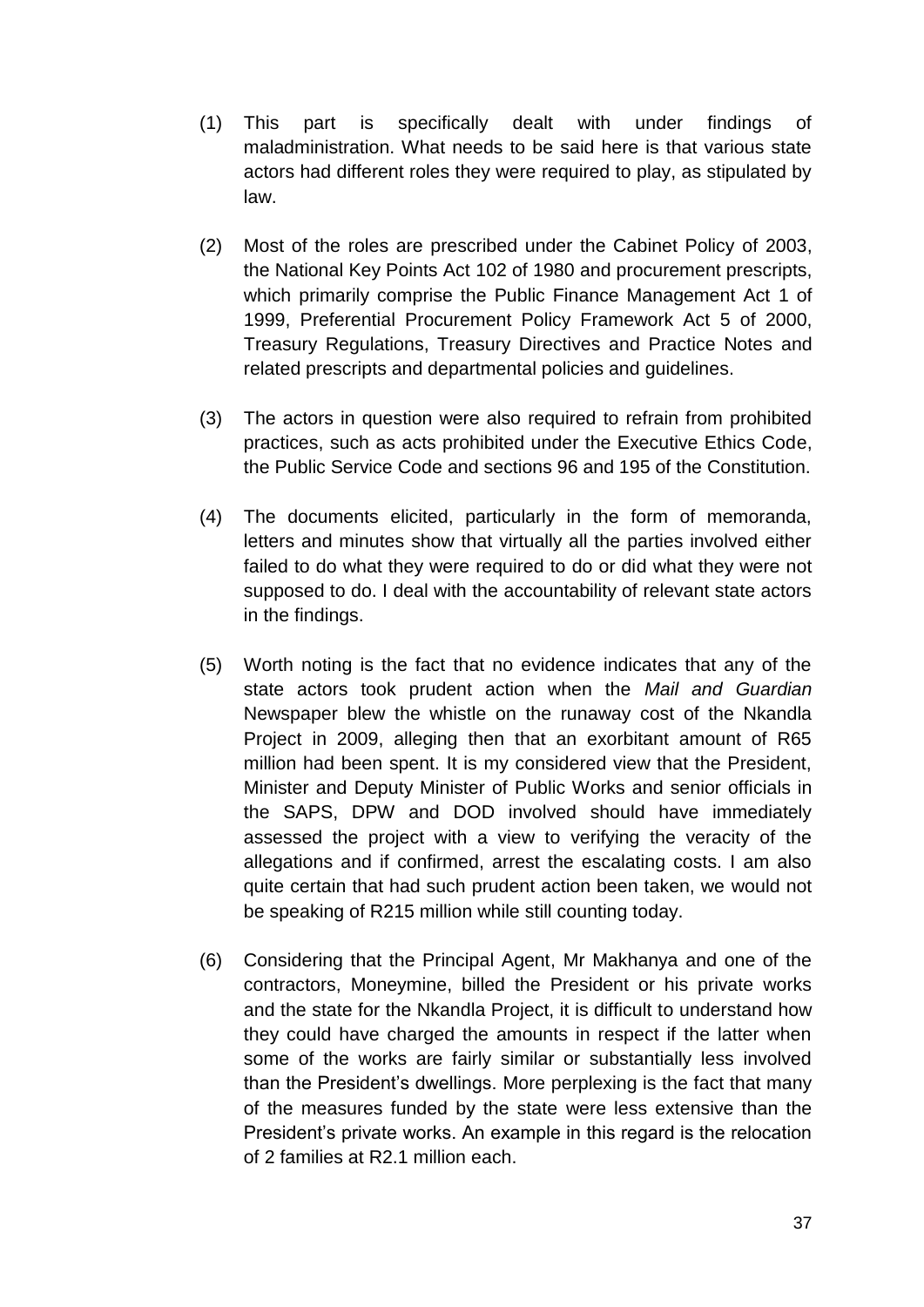(1) This part is specifically dealt with under findings of maladministration. What needs to be said here is that various state actors had different roles they were required to play, as stipulated by law.

(2) Most of the roles are prescribed under the Cabinet Policy of 2003, the National Key Points Act 102 of 1980 and procurement prescripts, which primarily comprise the Public Finance Management Act 1 of 1999, Preferential Procurement Policy Framework Act 5 of 2000, Treasury Regulations, Treasury Directives and Practice Notes and related prescripts and departmental policies and guidelines.

(3) The actors in question were also required to refrain from prohibited practices, such as acts prohibited under the Executive Ethics Code, the Public Service Code and sections 96 and 195 of the Constitution.

(4) The documents elicited, particularly in the form of memoranda, letters and minutes show that virtually all the parties involved either failed to do what they were required to do or did what they were not supposed to do. I deal with the accountability of relevant state actors in the findings.

(5) Worth noting is the fact that no evidence indicates that any of the state actors took prudent action when the *Mail and Guardian* Newspaper blew the whistle on the runaway cost of the Nkandla Project in 2009, alleging then that an exorbitant amount of R65 million had been spent. It is my considered view that the President, Minister and Deputy Minister of Public Works and senior officials in the SAPS, DPW and DOD involved should have immediately assessed the project with a view to verifying the veracity of the allegations and if confirmed, arrest the escalating costs. I am also quite certain that had such prudent action been taken, we would not be speaking of R215 million while still counting today.

(6) Considering that the Principal Agent, Mr Makhanya and one of the contractors, Moneymine, billed the President or his private works and the state for the Nkandla Project, it is difficult to understand how they could have charged the amounts in respect if the latter when some of the works are fairly similar or substantially less involved than the President's dwellings. More perplexing is the fact that many of the measures funded by the state were less extensive than the President's private works. An example in this regard is the relocation of 2 families at R2.1 million each.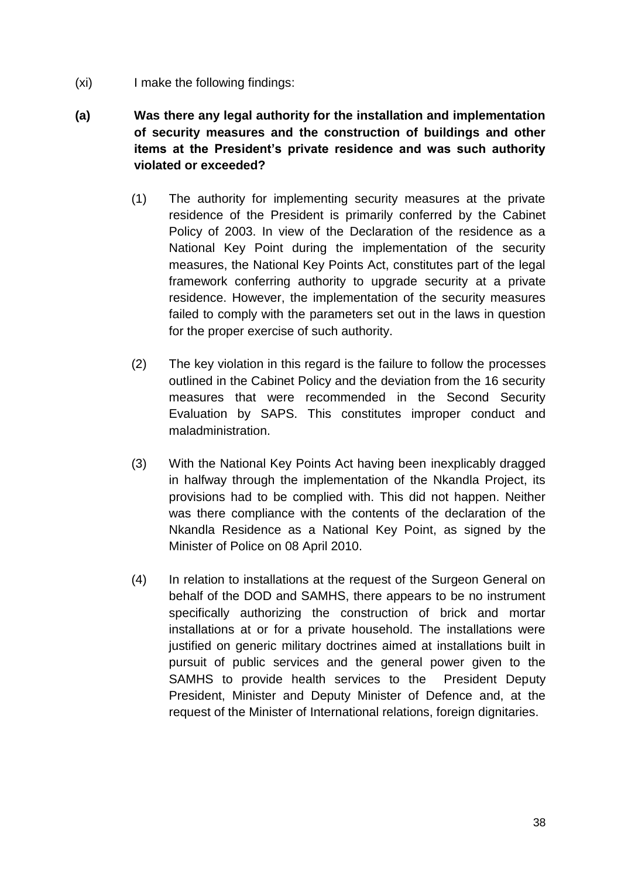(xi) I make the following findings:

**(a) Was there any legal authority for the installation and implementation of security measures and the construction of buildings and other items at the President's private residence and was such authority violated or exceeded?**

(1) The authority for implementing security measures at the private residence of the President is primarily conferred by the Cabinet Policy of 2003. In view of the Declaration of the residence as a National Key Point during the implementation of the security measures, the National Key Points Act, constitutes part of the legal framework conferring authority to upgrade security at a private residence. However, the implementation of the security measures failed to comply with the parameters set out in the laws in question for the proper exercise of such authority.

(2) The key violation in this regard is the failure to follow the processes outlined in the Cabinet Policy and the deviation from the 16 security measures that were recommended in the Second Security Evaluation by SAPS. This constitutes improper conduct and maladministration.

(3) With the National Key Points Act having been inexplicably dragged in halfway through the implementation of the Nkandla Project, its provisions had to be complied with. This did not happen. Neither was there compliance with the contents of the declaration of the Nkandla Residence as a National Key Point, as signed by the Minister of Police on 08 April 2010.

(4) In relation to installations at the request of the Surgeon General on behalf of the DOD and SAMHS, there appears to be no instrument specifically authorizing the construction of brick and mortar installations at or for a private household. The installations were justified on generic military doctrines aimed at installations built in pursuit of public services and the general power given to the SAMHS to provide health services to the President Deputy President, Minister and Deputy Minister of Defence and, at the request of the Minister of International relations, foreign dignitaries.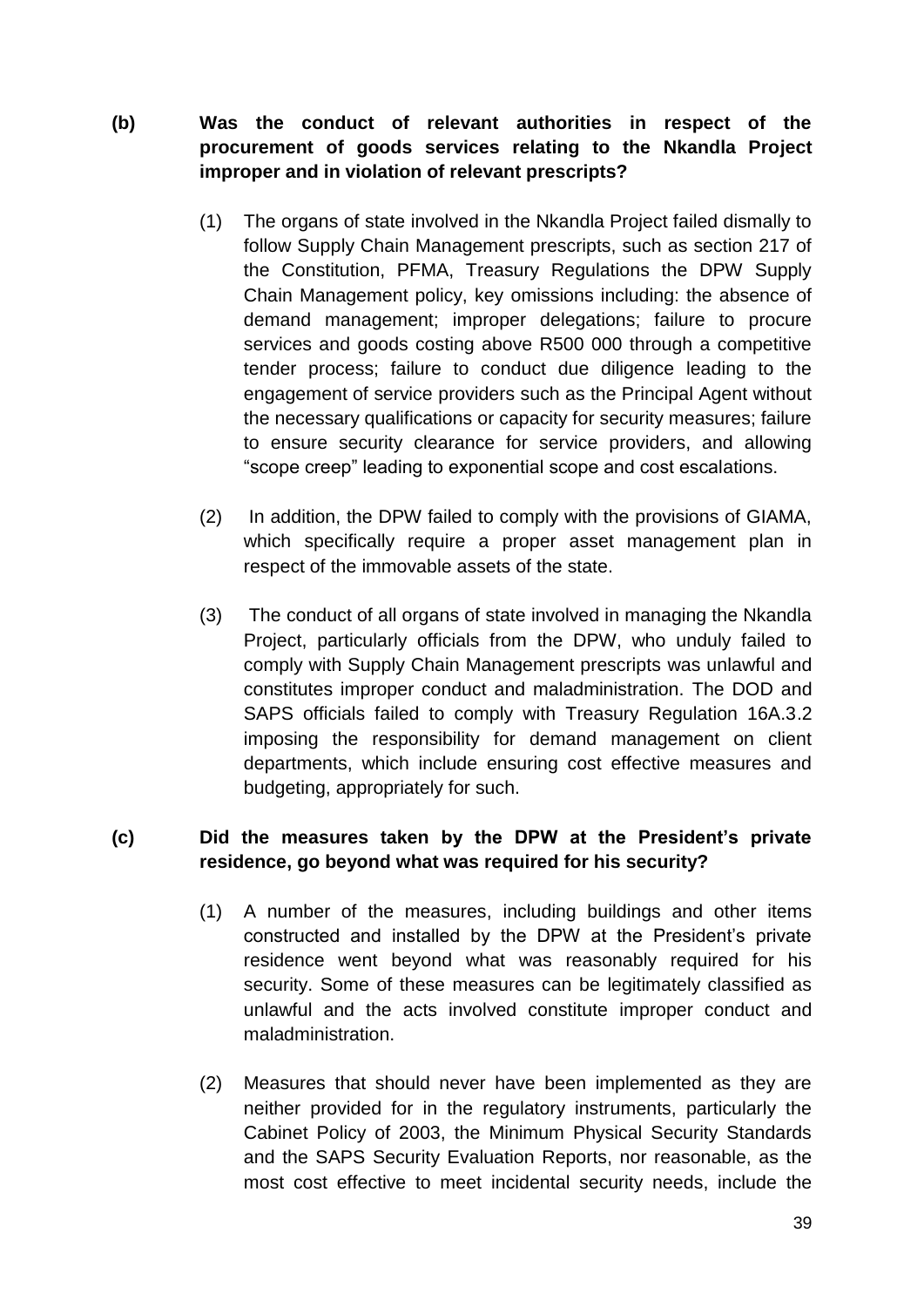**(b) Was the conduct of relevant authorities in respect of the procurement of goods services relating to the Nkandla Project improper and in violation of relevant prescripts?**

(1) The organs of state involved in the Nkandla Project failed dismally to follow Supply Chain Management prescripts, such as section 217 of the Constitution, PFMA, Treasury Regulations the DPW Supply Chain Management policy, key omissions including: the absence of demand management; improper delegations; failure to procure services and goods costing above R500 000 through a competitive tender process; failure to conduct due diligence leading to the engagement of service providers such as the Principal Agent without the necessary qualifications or capacity for security measures; failure to ensure security clearance for service providers, and allowing "scope creep" leading to exponential scope and cost escalations.

(2) In addition, the DPW failed to comply with the provisions of GIAMA, which specifically require a proper asset management plan in respect of the immovable assets of the state.

(3) The conduct of all organs of state involved in managing the Nkandla Project, particularly officials from the DPW, who unduly failed to comply with Supply Chain Management prescripts was unlawful and constitutes improper conduct and maladministration. The DOD and SAPS officials failed to comply with Treasury Regulation 16A.3.2 imposing the responsibility for demand management on client departments, which include ensuring cost effective measures and budgeting, appropriately for such.

**(c) Did the measures taken by the DPW at the President's private residence, go beyond what was required for his security?**

(1) A number of the measures, including buildings and other items constructed and installed by the DPW at the President's private residence went beyond what was reasonably required for his security. Some of these measures can be legitimately classified as unlawful and the acts involved constitute improper conduct and maladministration.

(2) Measures that should never have been implemented as they are neither provided for in the regulatory instruments, particularly the Cabinet Policy of 2003, the Minimum Physical Security Standards and the SAPS Security Evaluation Reports, nor reasonable, as the most cost effective to meet incidental security needs, include the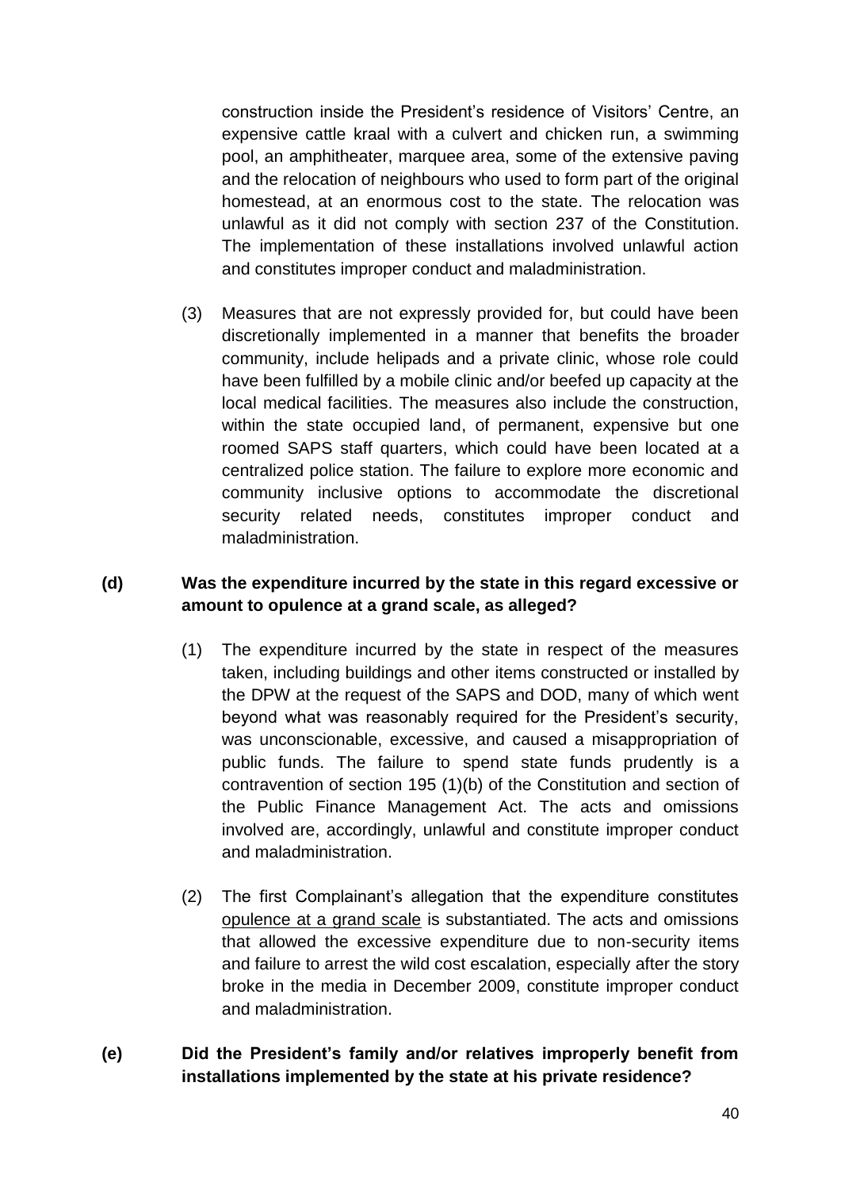construction inside the President's residence of Visitors' Centre, an expensive cattle kraal with a culvert and chicken run, a swimming pool, an amphitheater, marquee area, some of the extensive paving and the relocation of neighbours who used to form part of the original homestead, at an enormous cost to the state. The relocation was unlawful as it did not comply with section 237 of the Constitution. The implementation of these installations involved unlawful action and constitutes improper conduct and maladministration.

(3) Measures that are not expressly provided for, but could have been discretionally implemented in a manner that benefits the broader community, include helipads and a private clinic, whose role could have been fulfilled by a mobile clinic and/or beefed up capacity at the local medical facilities. The measures also include the construction, within the state occupied land, of permanent, expensive but one roomed SAPS staff quarters, which could have been located at a centralized police station. The failure to explore more economic and community inclusive options to accommodate the discretional security related needs, constitutes improper conduct and maladministration.

**(d) Was the expenditure incurred by the state in this regard excessive or amount to opulence at a grand scale, as alleged?**

(1) The expenditure incurred by the state in respect of the measures taken, including buildings and other items constructed or installed by the DPW at the request of the SAPS and DOD, many of which went beyond what was reasonably required for the President's security, was unconscionable, excessive, and caused a misappropriation of public funds. The failure to spend state funds prudently is a contravention of section 195 (1)(b) of the Constitution and section of the Public Finance Management Act. The acts and omissions involved are, accordingly, unlawful and constitute improper conduct and maladministration.

(2) The first Complainant's allegation that the expenditure constitutes <u>opulence at a grand scale</u> is substantiated. The acts and omissions that allowed the excessive expenditure due to non-security items and failure to arrest the wild cost escalation, especially after the story broke in the media in December 2009, constitute improper conduct and maladministration.

**(e) Did the President's family and/or relatives improperly benefit from installations implemented by the state at his private residence?**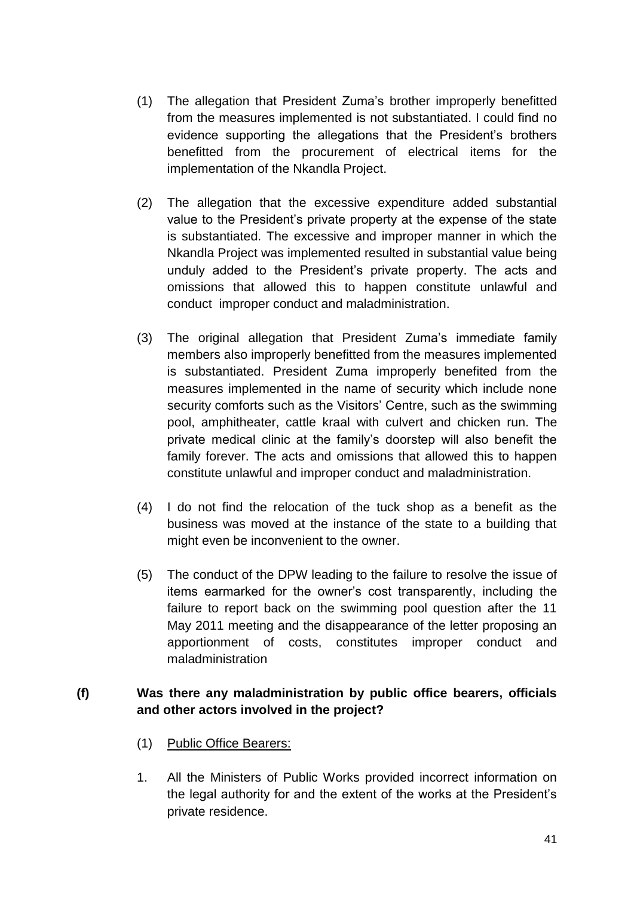(1) The allegation that President Zuma's brother improperly benefitted from the measures implemented is not substantiated. I could find no evidence supporting the allegations that the President's brothers benefitted from the procurement of electrical items for the implementation of the Nkandla Project.

(2) The allegation that the excessive expenditure added substantial value to the President's private property at the expense of the state is substantiated. The excessive and improper manner in which the Nkandla Project was implemented resulted in substantial value being unduly added to the President's private property. The acts and omissions that allowed this to happen constitute unlawful and conduct improper conduct and maladministration.

(3) The original allegation that President Zuma's immediate family members also improperly benefitted from the measures implemented is substantiated. President Zuma improperly benefited from the measures implemented in the name of security which include none security comforts such as the Visitors' Centre, such as the swimming pool, amphitheater, cattle kraal with culvert and chicken run. The private medical clinic at the family's doorstep will also benefit the family forever. The acts and omissions that allowed this to happen constitute unlawful and improper conduct and maladministration.

(4) I do not find the relocation of the tuck shop as a benefit as the business was moved at the instance of the state to a building that might even be inconvenient to the owner.

(5) The conduct of the DPW leading to the failure to resolve the issue of items earmarked for the owner's cost transparently, including the failure to report back on the swimming pool question after the 11 May 2011 meeting and the disappearance of the letter proposing an apportionment of costs, constitutes improper conduct and maladministration

**(f) Was there any maladministration by public office bearers, officials and other actors involved in the project?**

(1) <u>Public Office Bearers:</u>

1. All the Ministers of Public Works provided incorrect information on the legal authority for and the extent of the works at the President's private residence.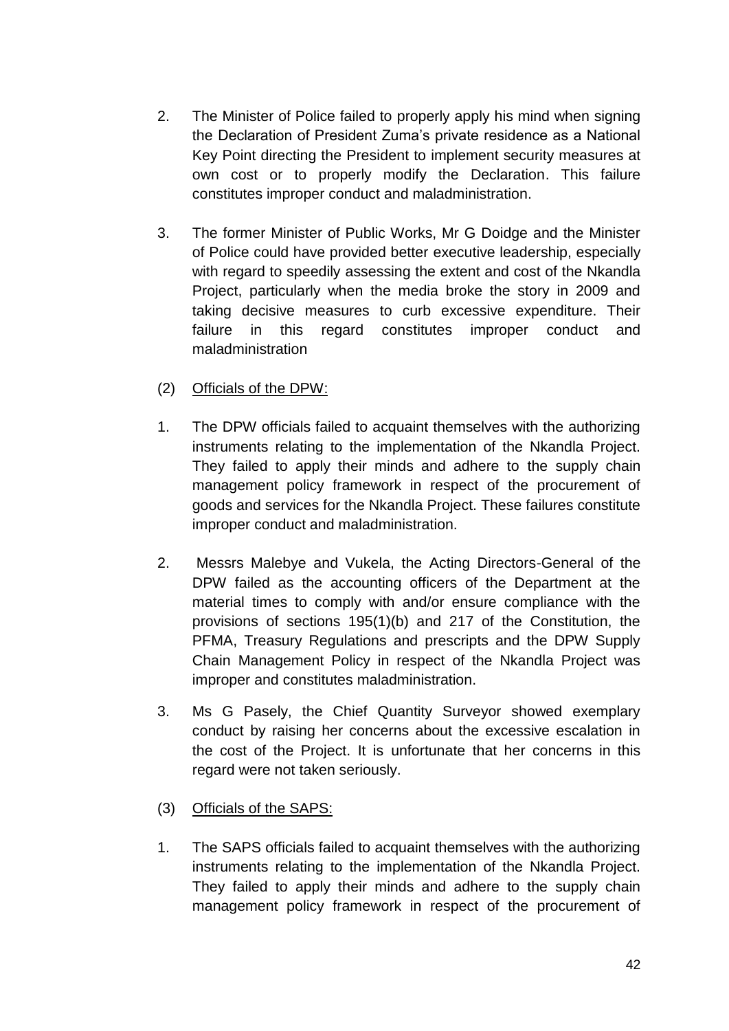2. The Minister of Police failed to properly apply his mind when signing the Declaration of President Zuma's private residence as a National Key Point directing the President to implement security measures at own cost or to properly modify the Declaration. This failure constitutes improper conduct and maladministration.

3. The former Minister of Public Works, Mr G Doidge and the Minister of Police could have provided better executive leadership, especially with regard to speedily assessing the extent and cost of the Nkandla Project, particularly when the media broke the story in 2009 and taking decisive measures to curb excessive expenditure. Their failure in this regard constitutes improper conduct and maladministration

(2) Officials of the DPW:

1. The DPW officials failed to acquaint themselves with the authorizing instruments relating to the implementation of the Nkandla Project. They failed to apply their minds and adhere to the supply chain management policy framework in respect of the procurement of goods and services for the Nkandla Project. These failures constitute improper conduct and maladministration.

2. Messrs Malebye and Vukela, the Acting Directors-General of the DPW failed as the accounting officers of the Department at the material times to comply with and/or ensure compliance with the provisions of sections 195(1)(b) and 217 of the Constitution, the PFMA, Treasury Regulations and prescripts and the DPW Supply Chain Management Policy in respect of the Nkandla Project was improper and constitutes maladministration.

3. Ms G Pasely, the Chief Quantity Surveyor showed exemplary conduct by raising her concerns about the excessive escalation in the cost of the Project. It is unfortunate that her concerns in this regard were not taken seriously.

(3) Officials of the SAPS:

1. The SAPS officials failed to acquaint themselves with the authorizing instruments relating to the implementation of the Nkandla Project. They failed to apply their minds and adhere to the supply chain management policy framework in respect of the procurement of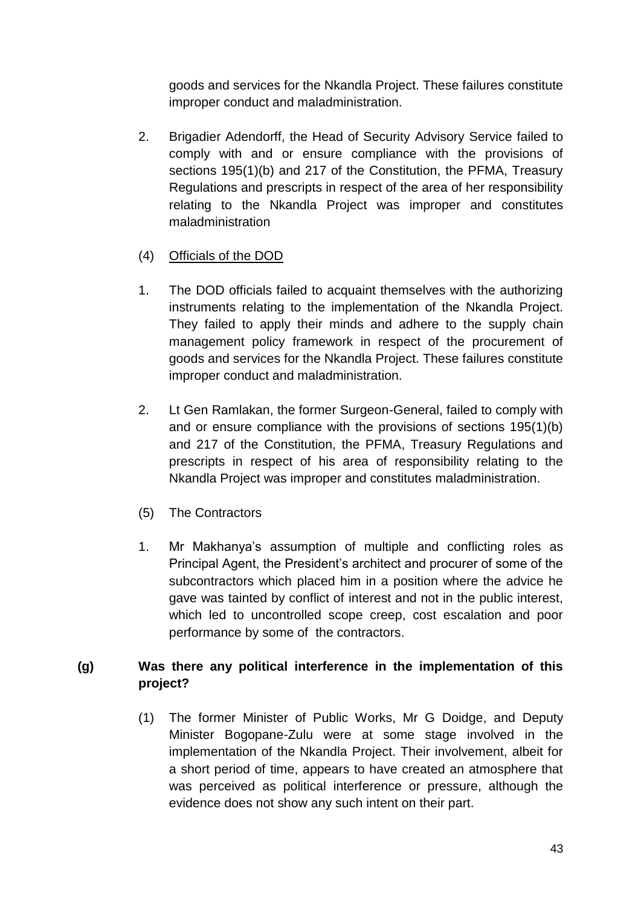goods and services for the Nkandla Project. These failures constitute improper conduct and maladministration.

2. Brigadier Adendorff, the Head of Security Advisory Service failed to comply with and or ensure compliance with the provisions of sections 195(1)(b) and 217 of the Constitution, the PFMA, Treasury Regulations and prescripts in respect of the area of her responsibility relating to the Nkandla Project was improper and constitutes maladministration

(4) <u>Officials of the DOD</u>

1. The DOD officials failed to acquaint themselves with the authorizing instruments relating to the implementation of the Nkandla Project. They failed to apply their minds and adhere to the supply chain management policy framework in respect of the procurement of goods and services for the Nkandla Project. These failures constitute improper conduct and maladministration.

2. Lt Gen Ramlakan, the former Surgeon-General, failed to comply with and or ensure compliance with the provisions of sections 195(1)(b) and 217 of the Constitution, the PFMA, Treasury Regulations and prescripts in respect of his area of responsibility relating to the Nkandla Project was improper and constitutes maladministration.

(5) The Contractors

1. Mr Makhanya's assumption of multiple and conflicting roles as Principal Agent, the President's architect and procurer of some of the subcontractors which placed him in a position where the advice he gave was tainted by conflict of interest and not in the public interest, which led to uncontrolled scope creep, cost escalation and poor performance by some of the contractors.

**(g) Was there any political interference in the implementation of this project?**

(1) The former Minister of Public Works, Mr G Doidge, and Deputy Minister Bogopane-Zulu were at some stage involved in the implementation of the Nkandla Project. Their involvement, albeit for a short period of time, appears to have created an atmosphere that was perceived as political interference or pressure, although the evidence does not show any such intent on their part.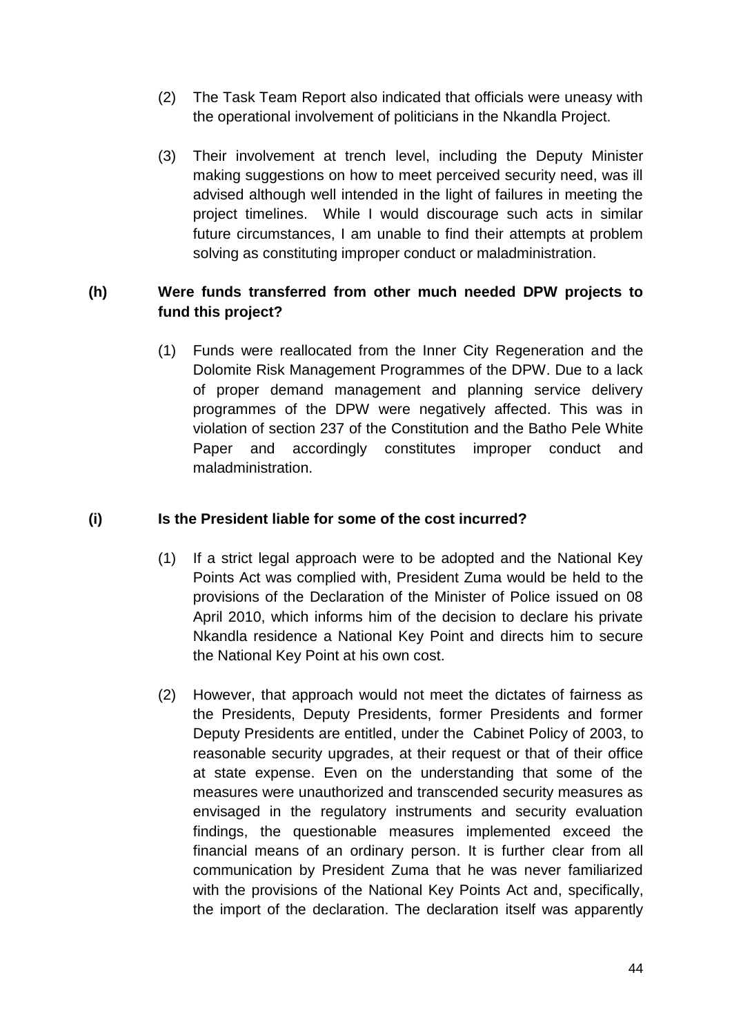(2) The Task Team Report also indicated that officials were uneasy with the operational involvement of politicians in the Nkandla Project.

(3) Their involvement at trench level, including the Deputy Minister making suggestions on how to meet perceived security need, was ill advised although well intended in the light of failures in meeting the project timelines. While I would discourage such acts in similar future circumstances, I am unable to find their attempts at problem solving as constituting improper conduct or maladministration.

**(h) Were funds transferred from other much needed DPW projects to fund this project?**

(1) Funds were reallocated from the Inner City Regeneration and the Dolomite Risk Management Programmes of the DPW. Due to a lack of proper demand management and planning service delivery programmes of the DPW were negatively affected. This was in violation of section 237 of the Constitution and the Batho Pele White Paper and accordingly constitutes improper conduct and maladministration.

**(i) Is the President liable for some of the cost incurred?**

(1) If a strict legal approach were to be adopted and the National Key Points Act was complied with, President Zuma would be held to the provisions of the Declaration of the Minister of Police issued on 08 April 2010, which informs him of the decision to declare his private Nkandla residence a National Key Point and directs him to secure the National Key Point at his own cost.

(2) However, that approach would not meet the dictates of fairness as the Presidents, Deputy Presidents, former Presidents and former Deputy Presidents are entitled, under the Cabinet Policy of 2003, to reasonable security upgrades, at their request or that of their office at state expense. Even on the understanding that some of the measures were unauthorized and transcended security measures as envisaged in the regulatory instruments and security evaluation findings, the questionable measures implemented exceed the financial means of an ordinary person. It is further clear from all communication by President Zuma that he was never familiarized with the provisions of the National Key Points Act and, specifically, the import of the declaration. The declaration itself was apparently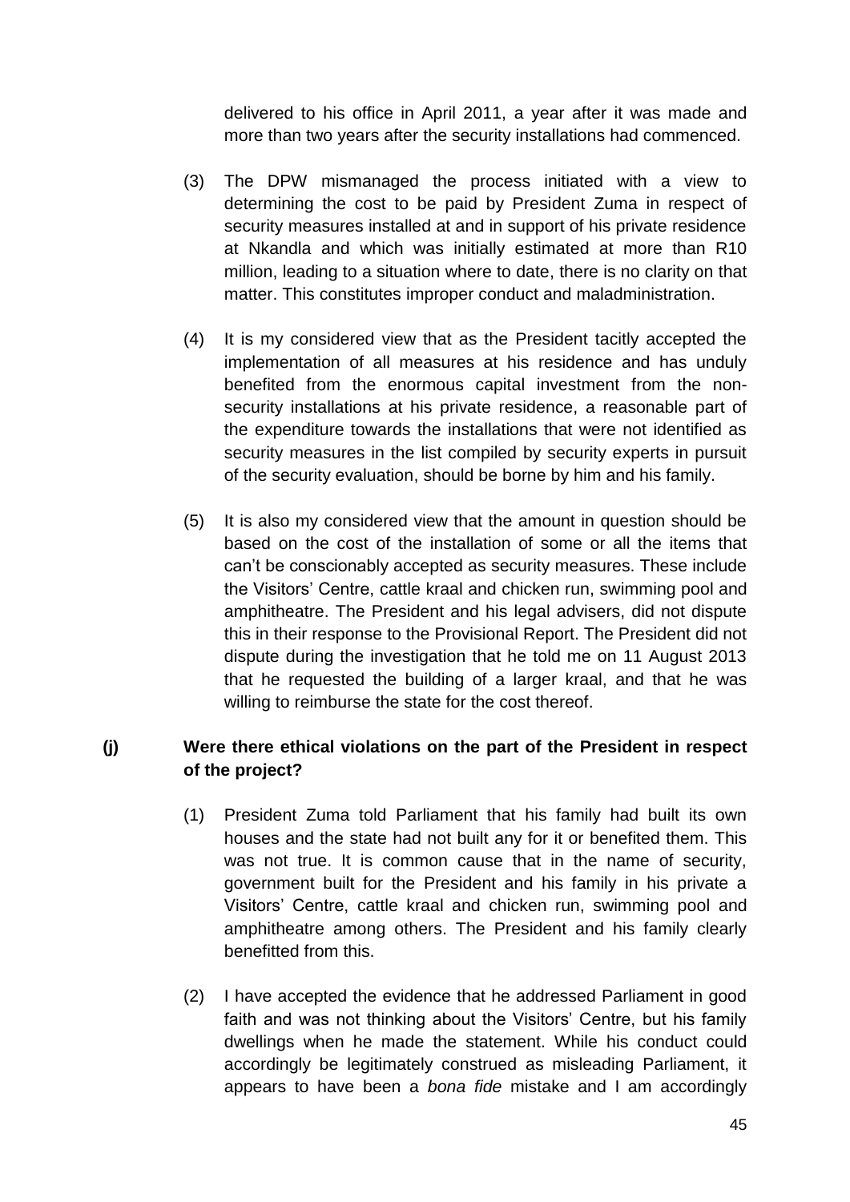delivered to his office in April 2011, a year after it was made and more than two years after the security installations had commenced.

(3) The DPW mismanaged the process initiated with a view to determining the cost to be paid by President Zuma in respect of security measures installed at and in support of his private residence at Nkandla and which was initially estimated at more than R10 million, leading to a situation where to date, there is no clarity on that matter. This constitutes improper conduct and maladministration.

(4) It is my considered view that as the President tacitly accepted the implementation of all measures at his residence and has unduly benefited from the enormous capital investment from the non-security installations at his private residence, a reasonable part of the expenditure towards the installations that were not identified as security measures in the list compiled by security experts in pursuit of the security evaluation, should be borne by him and his family.

(5) It is also my considered view that the amount in question should be based on the cost of the installation of some or all the items that can't be conscionably accepted as security measures. These include the Visitors' Centre, cattle kraal and chicken run, swimming pool and amphitheatre. The President and his legal advisers, did not dispute this in their response to the Provisional Report. The President did not dispute during the investigation that he told me on 11 August 2013 that he requested the building of a larger kraal, and that he was willing to reimburse the state for the cost thereof.

**(j) Were there ethical violations on the part of the President in respect of the project?**

(1) President Zuma told Parliament that his family had built its own houses and the state had not built any for it or benefited them. This was not true. It is common cause that in the name of security, government built for the President and his family in his private a Visitors' Centre, cattle kraal and chicken run, swimming pool and amphitheatre among others. The President and his family clearly benefitted from this.

(2) I have accepted the evidence that he addressed Parliament in good faith and was not thinking about the Visitors' Centre, but his family dwellings when he made the statement. While his conduct could accordingly be legitimately construed as misleading Parliament, it appears to have been a *bona fide* mistake and I am accordingly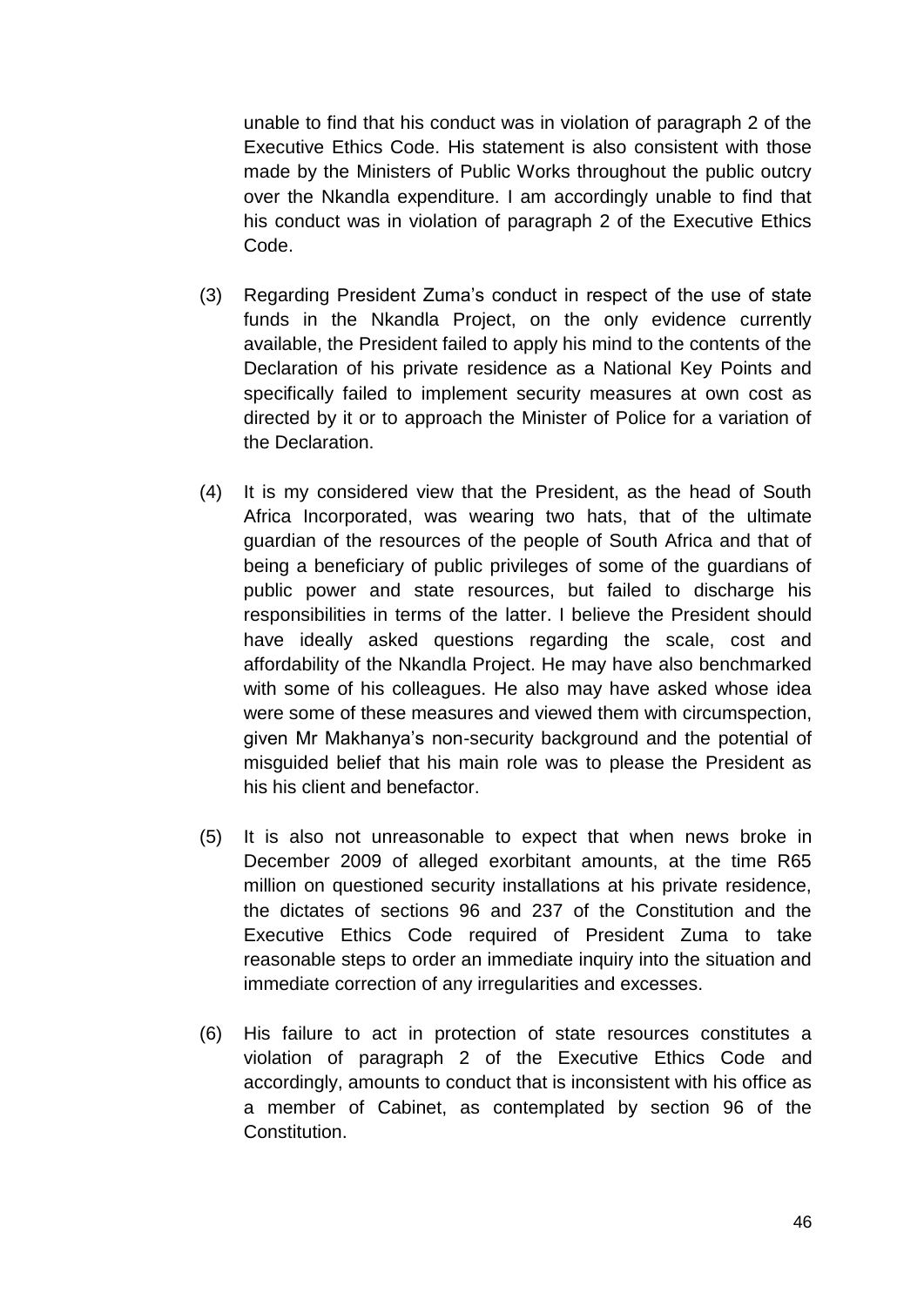unable to find that his conduct was in violation of paragraph 2 of the Executive Ethics Code. His statement is also consistent with those made by the Ministers of Public Works throughout the public outcry over the Nkandla expenditure. I am accordingly unable to find that his conduct was in violation of paragraph 2 of the Executive Ethics Code.

(3) Regarding President Zuma's conduct in respect of the use of state funds in the Nkandla Project, on the only evidence currently available, the President failed to apply his mind to the contents of the Declaration of his private residence as a National Key Points and specifically failed to implement security measures at own cost as directed by it or to approach the Minister of Police for a variation of the Declaration.

(4) It is my considered view that the President, as the head of South Africa Incorporated, was wearing two hats, that of the ultimate guardian of the resources of the people of South Africa and that of being a beneficiary of public privileges of some of the guardians of public power and state resources, but failed to discharge his responsibilities in terms of the latter. I believe the President should have ideally asked questions regarding the scale, cost and affordability of the Nkandla Project. He may have also benchmarked with some of his colleagues. He also may have asked whose idea were some of these measures and viewed them with circumspection, given Mr Makhanya's non-security background and the potential of misguided belief that his main role was to please the President as his his client and benefactor.

(5) It is also not unreasonable to expect that when news broke in December 2009 of alleged exorbitant amounts, at the time R65 million on questioned security installations at his private residence, the dictates of sections 96 and 237 of the Constitution and the Executive Ethics Code required of President Zuma to take reasonable steps to order an immediate inquiry into the situation and immediate correction of any irregularities and excesses.

(6) His failure to act in protection of state resources constitutes a violation of paragraph 2 of the Executive Ethics Code and accordingly, amounts to conduct that is inconsistent with his office as a member of Cabinet, as contemplated by section 96 of the Constitution.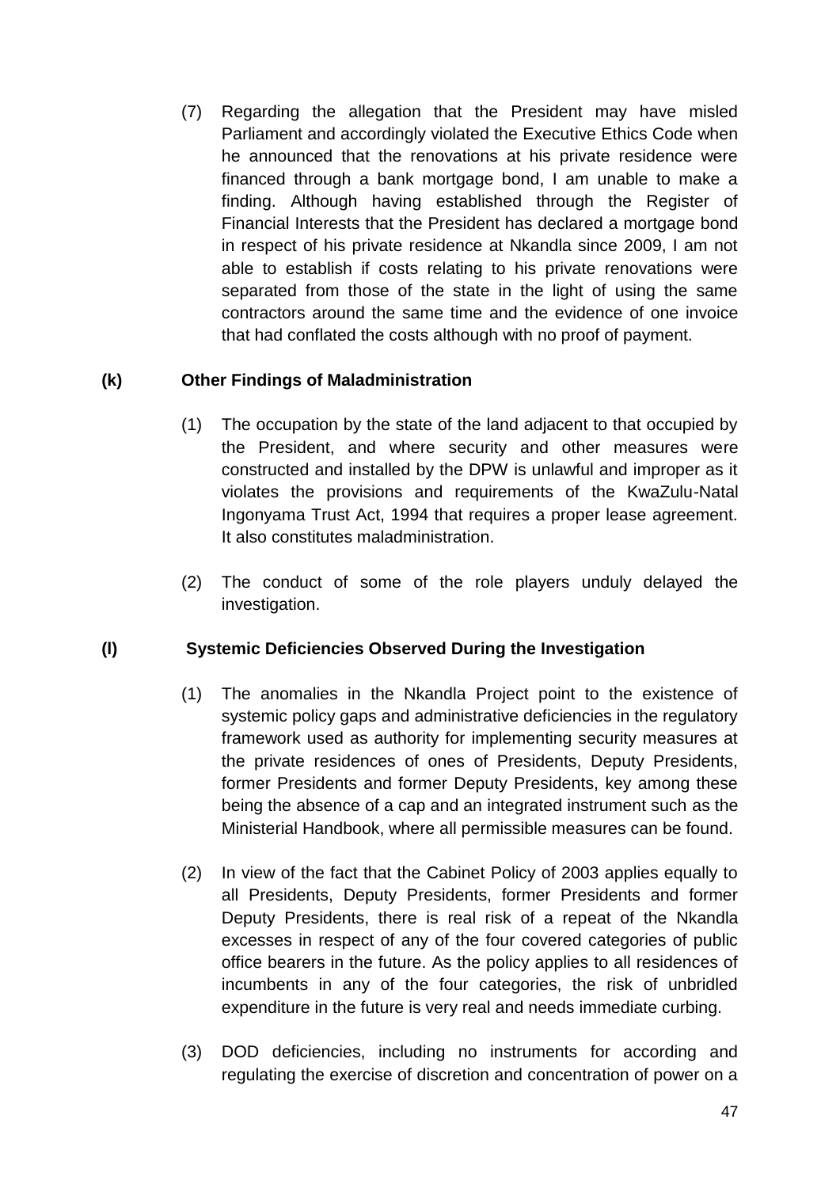(7) Regarding the allegation that the President may have misled Parliament and accordingly violated the Executive Ethics Code when he announced that the renovations at his private residence were financed through a bank mortgage bond, I am unable to make a finding. Although having established through the Register of Financial Interests that the President has declared a mortgage bond in respect of his private residence at Nkandla since 2009, I am not able to establish if costs relating to his private renovations were separated from those of the state in the light of using the same contractors around the same time and the evidence of one invoice that had conflated the costs although with no proof of payment.

**(k) Other Findings of Maladministration**

(1) The occupation by the state of the land adjacent to that occupied by the President, and where security and other measures were constructed and installed by the DPW is unlawful and improper as it violates the provisions and requirements of the KwaZulu-Natal Ingonyama Trust Act, 1994 that requires a proper lease agreement. It also constitutes maladministration.

(2) The conduct of some of the role players unduly delayed the investigation.

**(l) Systemic Deficiencies Observed During the Investigation**

(1) The anomalies in the Nkandla Project point to the existence of systemic policy gaps and administrative deficiencies in the regulatory framework used as authority for implementing security measures at the private residences of ones of Presidents, Deputy Presidents, former Presidents and former Deputy Presidents, key among these being the absence of a cap and an integrated instrument such as the Ministerial Handbook, where all permissible measures can be found.

(2) In view of the fact that the Cabinet Policy of 2003 applies equally to all Presidents, Deputy Presidents, former Presidents and former Deputy Presidents, there is real risk of a repeat of the Nkandla excesses in respect of any of the four covered categories of public office bearers in the future. As the policy applies to all residences of incumbents in any of the four categories, the risk of unbridled expenditure in the future is very real and needs immediate curbing.

(3) DOD deficiencies, including no instruments for according and regulating the exercise of discretion and concentration of power on a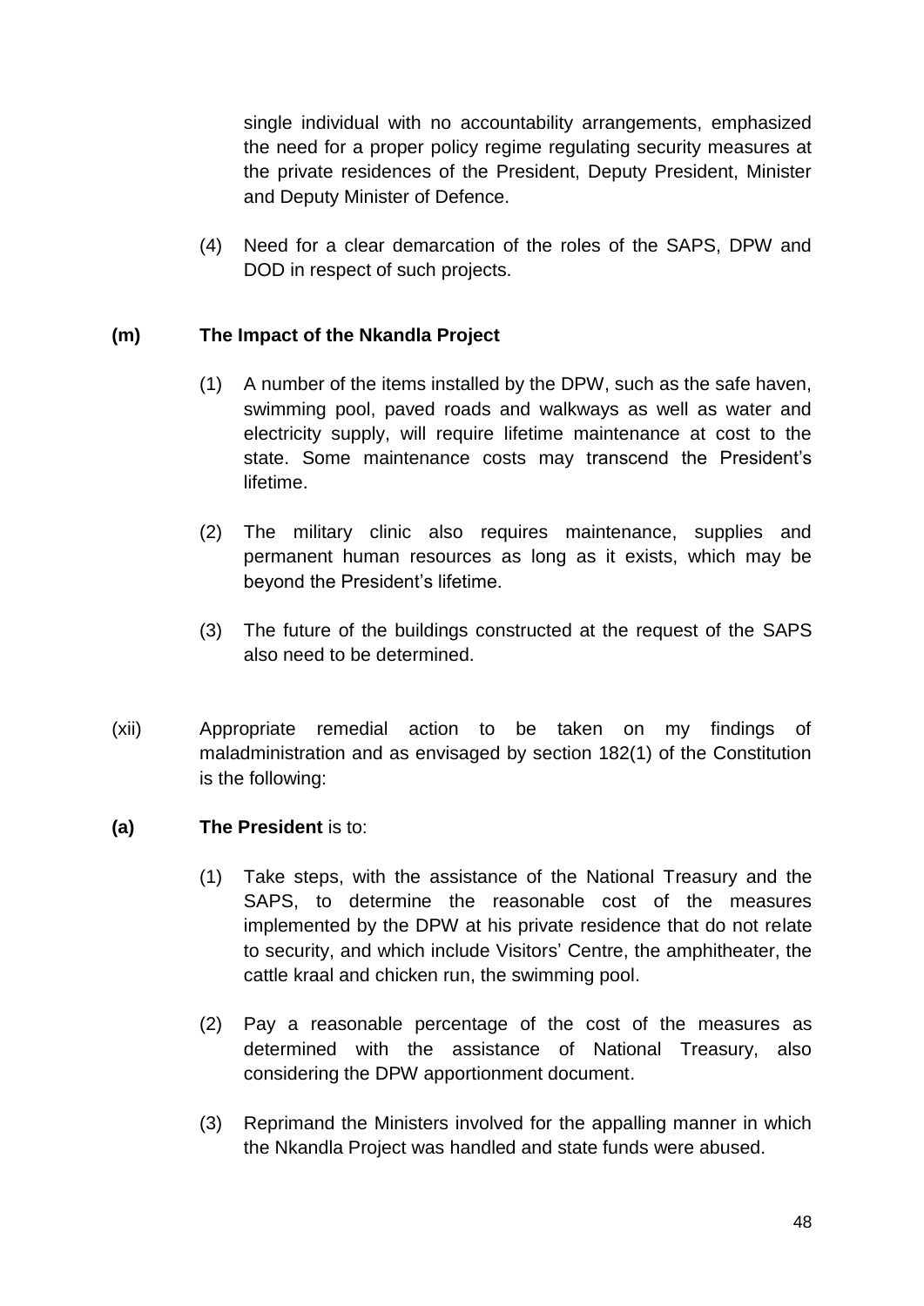single individual with no accountability arrangements, emphasized the need for a proper policy regime regulating security measures at the private residences of the President, Deputy President, Minister and Deputy Minister of Defence.

(4) Need for a clear demarcation of the roles of the SAPS, DPW and DOD in respect of such projects.

**(m) The Impact of the Nkandla Project**

(1) A number of the items installed by the DPW, such as the safe haven, swimming pool, paved roads and walkways as well as water and electricity supply, will require lifetime maintenance at cost to the state. Some maintenance costs may transcend the President's lifetime.

(2) The military clinic also requires maintenance, supplies and permanent human resources as long as it exists, which may be beyond the President's lifetime.

(3) The future of the buildings constructed at the request of the SAPS also need to be determined.

(xii) Appropriate remedial action to be taken on my findings of maladministration and as envisaged by section 182(1) of the Constitution is the following:

**(a) The President** is to:

(1) Take steps, with the assistance of the National Treasury and the SAPS, to determine the reasonable cost of the measures implemented by the DPW at his private residence that do not relate to security, and which include Visitors' Centre, the amphitheater, the cattle kraal and chicken run, the swimming pool.

(2) Pay a reasonable percentage of the cost of the measures as determined with the assistance of National Treasury, also considering the DPW apportionment document.

(3) Reprimand the Ministers involved for the appalling manner in which the Nkandla Project was handled and state funds were abused.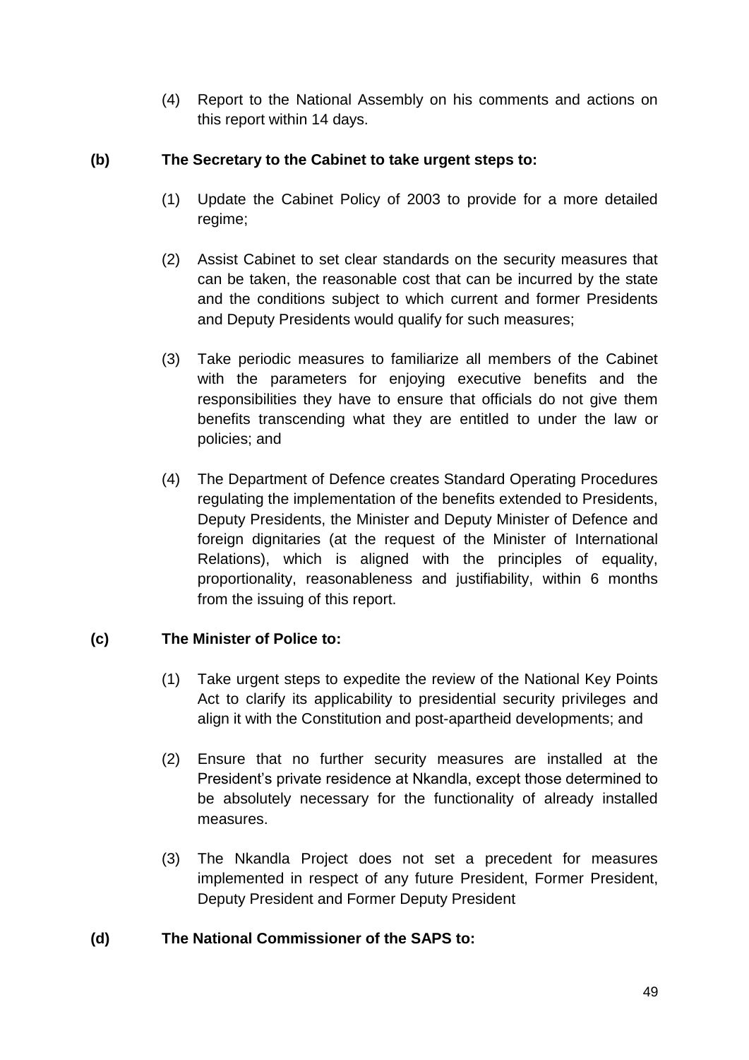(4) Report to the National Assembly on his comments and actions on this report within 14 days.

**(b) The Secretary to the Cabinet to take urgent steps to:**

(1) Update the Cabinet Policy of 2003 to provide for a more detailed regime;

(2) Assist Cabinet to set clear standards on the security measures that can be taken, the reasonable cost that can be incurred by the state and the conditions subject to which current and former Presidents and Deputy Presidents would qualify for such measures;

(3) Take periodic measures to familiarize all members of the Cabinet with the parameters for enjoying executive benefits and the responsibilities they have to ensure that officials do not give them benefits transcending what they are entitled to under the law or policies; and

(4) The Department of Defence creates Standard Operating Procedures regulating the implementation of the benefits extended to Presidents, Deputy Presidents, the Minister and Deputy Minister of Defence and foreign dignitaries (at the request of the Minister of International Relations), which is aligned with the principles of equality, proportionality, reasonableness and justifiability, within 6 months from the issuing of this report.

**(c) The Minister of Police to:**

(1) Take urgent steps to expedite the review of the National Key Points Act to clarify its applicability to presidential security privileges and align it with the Constitution and post-apartheid developments; and

(2) Ensure that no further security measures are installed at the President's private residence at Nkandla, except those determined to be absolutely necessary for the functionality of already installed measures.

(3) The Nkandla Project does not set a precedent for measures implemented in respect of any future President, Former President, Deputy President and Former Deputy President

**(d) The National Commissioner of the SAPS to:**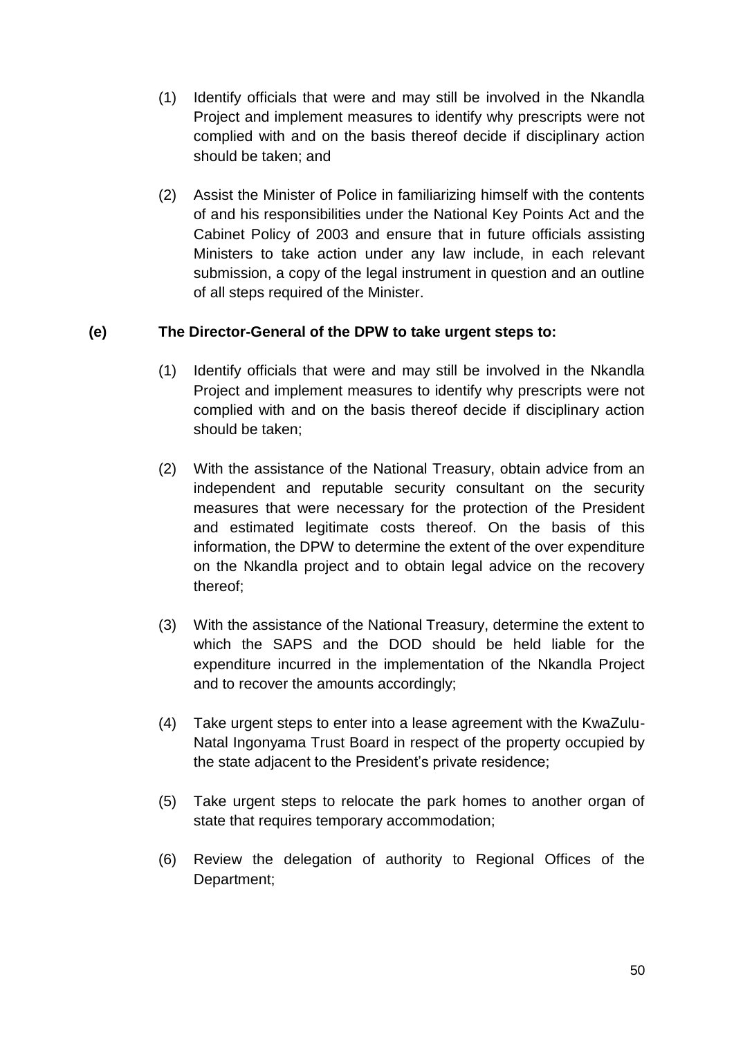(1) Identify officials that were and may still be involved in the Nkandla Project and implement measures to identify why prescripts were not complied with and on the basis thereof decide if disciplinary action should be taken; and

(2) Assist the Minister of Police in familiarizing himself with the contents of and his responsibilities under the National Key Points Act and the Cabinet Policy of 2003 and ensure that in future officials assisting Ministers to take action under any law include, in each relevant submission, a copy of the legal instrument in question and an outline of all steps required of the Minister.

**(e) The Director-General of the DPW to take urgent steps to:**

(1) Identify officials that were and may still be involved in the Nkandla Project and implement measures to identify why prescripts were not complied with and on the basis thereof decide if disciplinary action should be taken;

(2) With the assistance of the National Treasury, obtain advice from an independent and reputable security consultant on the security measures that were necessary for the protection of the President and estimated legitimate costs thereof. On the basis of this information, the DPW to determine the extent of the over expenditure on the Nkandla project and to obtain legal advice on the recovery thereof;

(3) With the assistance of the National Treasury, determine the extent to which the SAPS and the DOD should be held liable for the expenditure incurred in the implementation of the Nkandla Project and to recover the amounts accordingly;

(4) Take urgent steps to enter into a lease agreement with the KwaZulu-Natal Ingonyama Trust Board in respect of the property occupied by the state adjacent to the President's private residence;

(5) Take urgent steps to relocate the park homes to another organ of state that requires temporary accommodation;

(6) Review the delegation of authority to Regional Offices of the Department;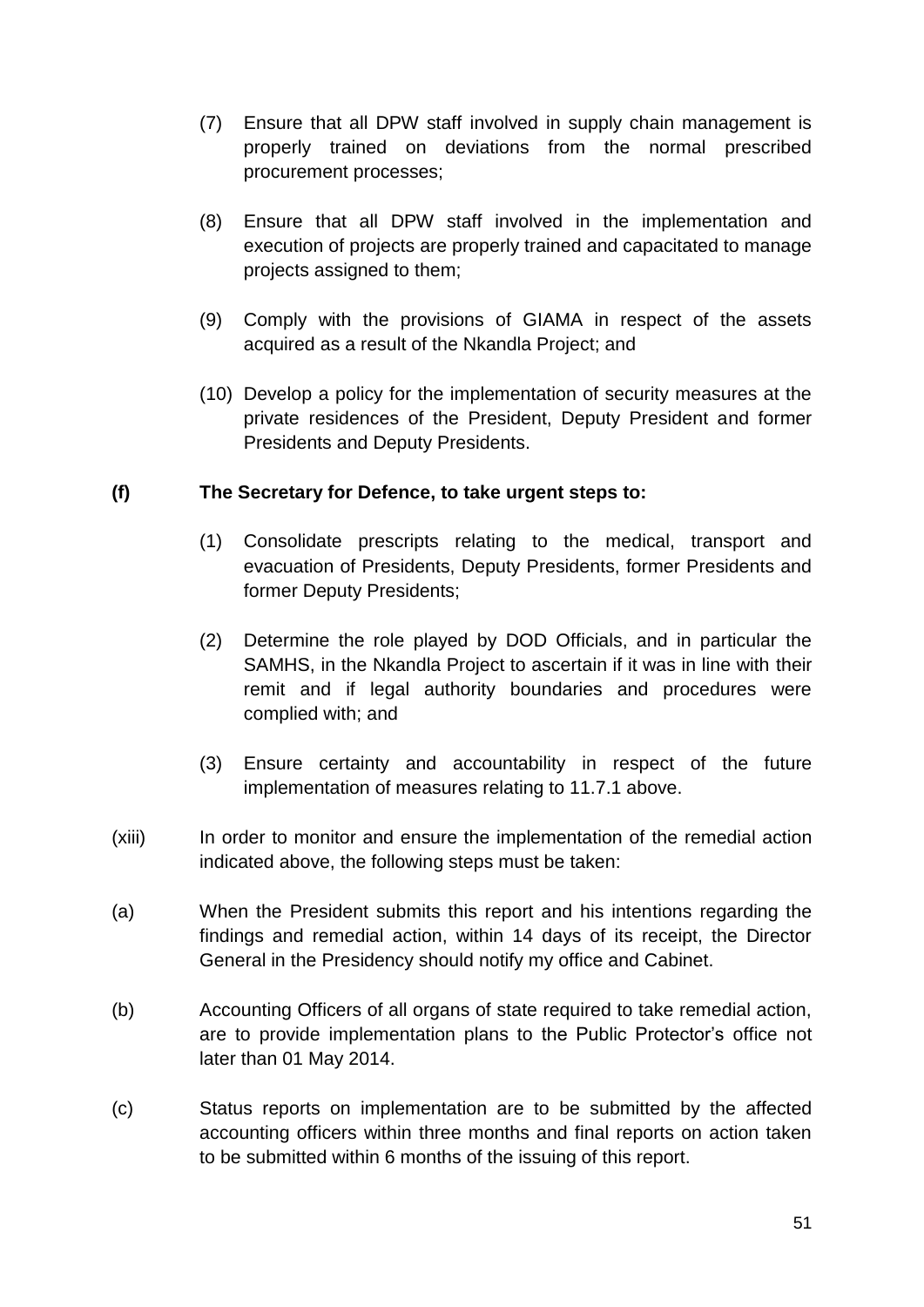(7) Ensure that all DPW staff involved in supply chain management is properly trained on deviations from the normal prescribed procurement processes;

(8) Ensure that all DPW staff involved in the implementation and execution of projects are properly trained and capacitated to manage projects assigned to them;

(9) Comply with the provisions of GIAMA in respect of the assets acquired as a result of the Nkandla Project; and

(10) Develop a policy for the implementation of security measures at the private residences of the President, Deputy President and former Presidents and Deputy Presidents.

**(f) The Secretary for Defence, to take urgent steps to:**

(1) Consolidate prescripts relating to the medical, transport and evacuation of Presidents, Deputy Presidents, former Presidents and former Deputy Presidents;

(2) Determine the role played by DOD Officials, and in particular the SAMHS, in the Nkandla Project to ascertain if it was in line with their remit and if legal authority boundaries and procedures were complied with; and

(3) Ensure certainty and accountability in respect of the future implementation of measures relating to 11.7.1 above.

(xiii) In order to monitor and ensure the implementation of the remedial action indicated above, the following steps must be taken:

(a) When the President submits this report and his intentions regarding the findings and remedial action, within 14 days of its receipt, the Director General in the Presidency should notify my office and Cabinet.

(b) Accounting Officers of all organs of state required to take remedial action, are to provide implementation plans to the Public Protector's office not later than 01 May 2014.

(c) Status reports on implementation are to be submitted by the affected accounting officers within three months and final reports on action taken to be submitted within 6 months of the issuing of this report.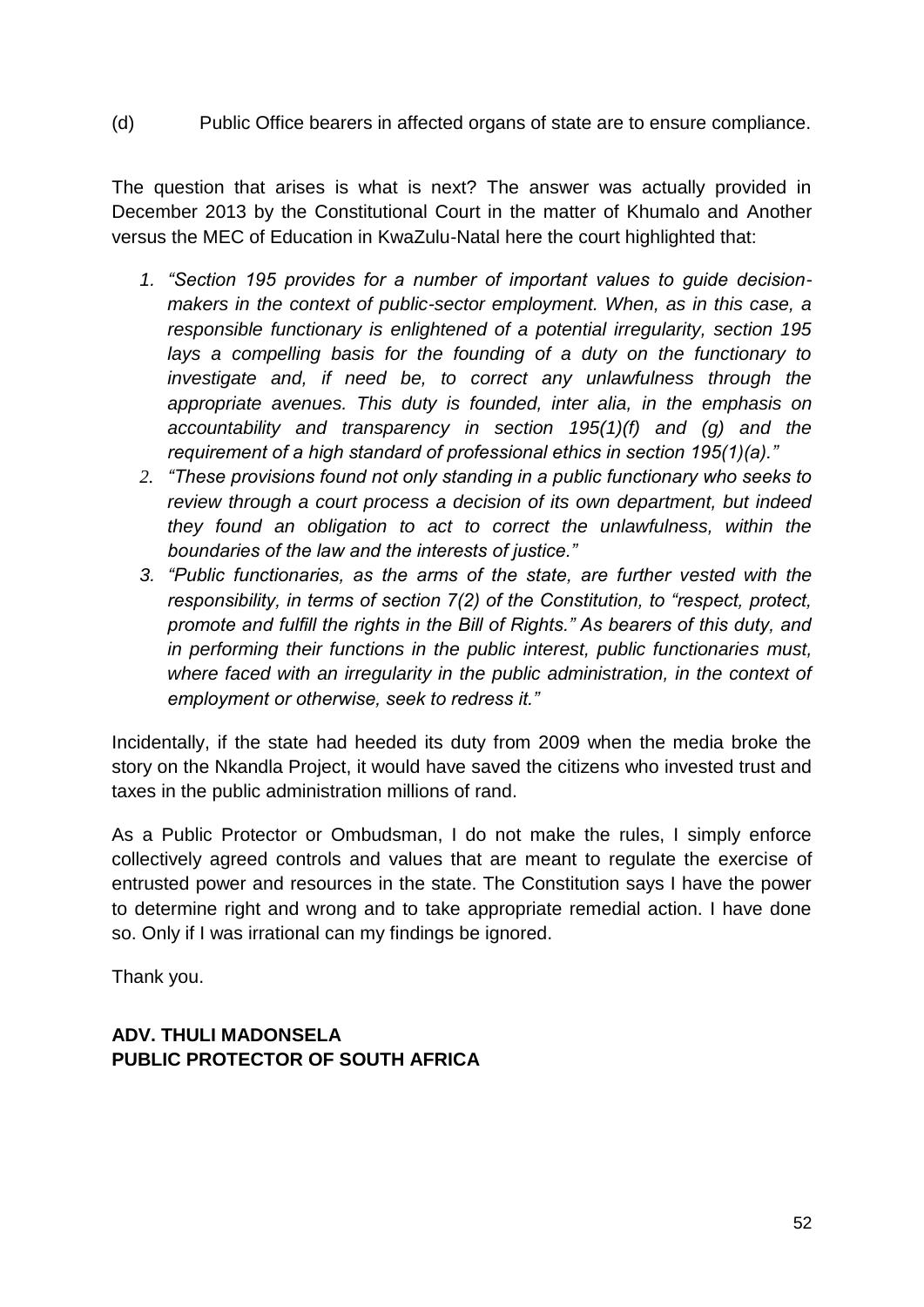(d) Public Office bearers in affected organs of state are to ensure compliance.

The question that arises is what is next? The answer was actually provided in December 2013 by the Constitutional Court in the matter of Khumalo and Another versus the MEC of Education in KwaZulu-Natal here the court highlighted that:

1. *"Section 195 provides for a number of important values to guide decision-makers in the context of public-sector employment. When, as in this case, a responsible functionary is enlightened of a potential irregularity, section 195 lays a compelling basis for the founding of a duty on the functionary to investigate and, if need be, to correct any unlawfulness through the appropriate avenues. This duty is founded, inter alia, in the emphasis on accountability and transparency in section 195(1)(f) and (g) and the requirement of a high standard of professional ethics in section 195(1)(a)."*
2. *"These provisions found not only standing in a public functionary who seeks to review through a court process a decision of its own department, but indeed they found an obligation to act to correct the unlawfulness, within the boundaries of the law and the interests of justice."*
3. *"Public functionaries, as the arms of the state, are further vested with the responsibility, in terms of section 7(2) of the Constitution, to "respect, protect, promote and fulfill the rights in the Bill of Rights." As bearers of this duty, and in performing their functions in the public interest, public functionaries must, where faced with an irregularity in the public administration, in the context of employment or otherwise, seek to redress it."*

Incidentally, if the state had heeded its duty from 2009 when the media broke the story on the Nkandla Project, it would have saved the citizens who invested trust and taxes in the public administration millions of rand.

As a Public Protector or Ombudsman, I do not make the rules, I simply enforce collectively agreed controls and values that are meant to regulate the exercise of entrusted power and resources in the state. The Constitution says I have the power to determine right and wrong and to take appropriate remedial action. I have done so. Only if I was irrational can my findings be ignored.

Thank you.

**ADV. THULI MADONSELA**
**PUBLIC PROTECTOR OF SOUTH AFRICA**